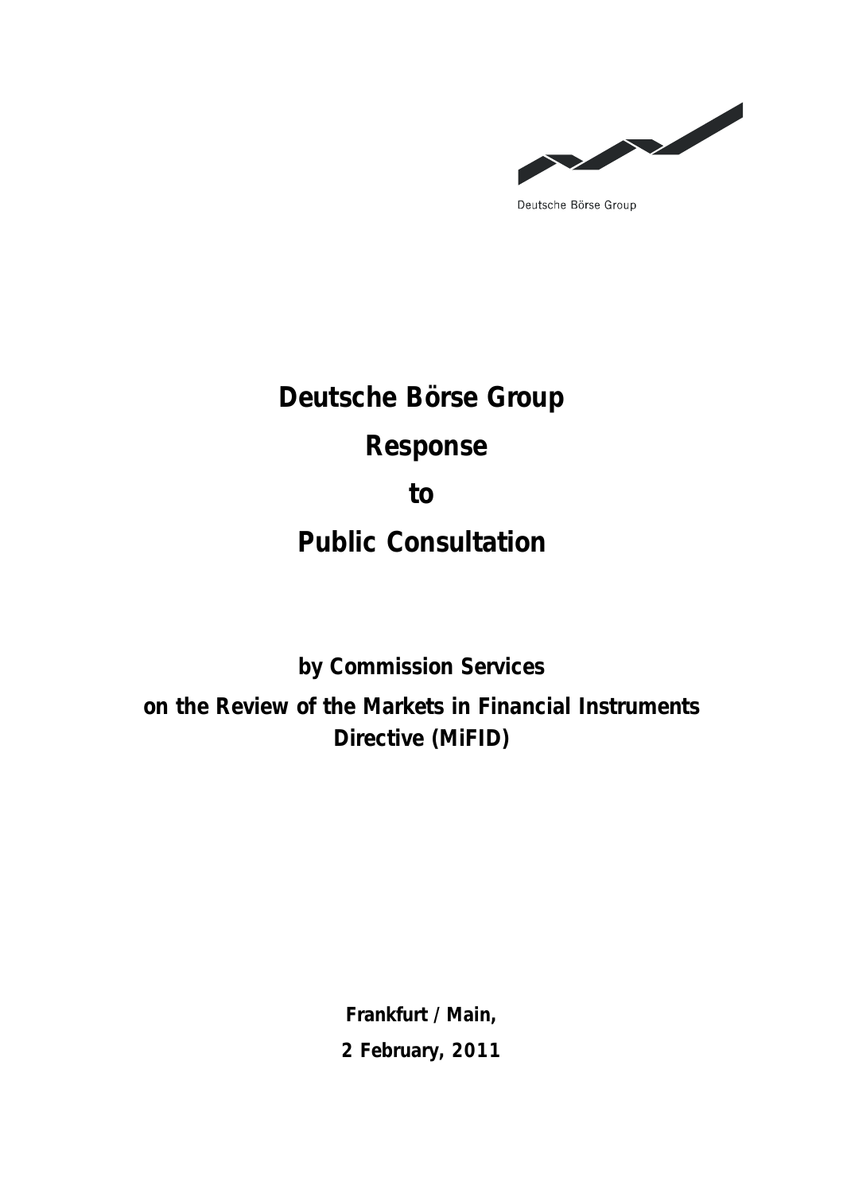Deutsche Börse Group

# Deutsche Börse Group

# Response

# to

# Public Consultation

**by Commission Services**

**on the Review of the Markets in Financial Instruments Directive (MiFID)**

**Frankfurt / Main,**

**2 February, 2011**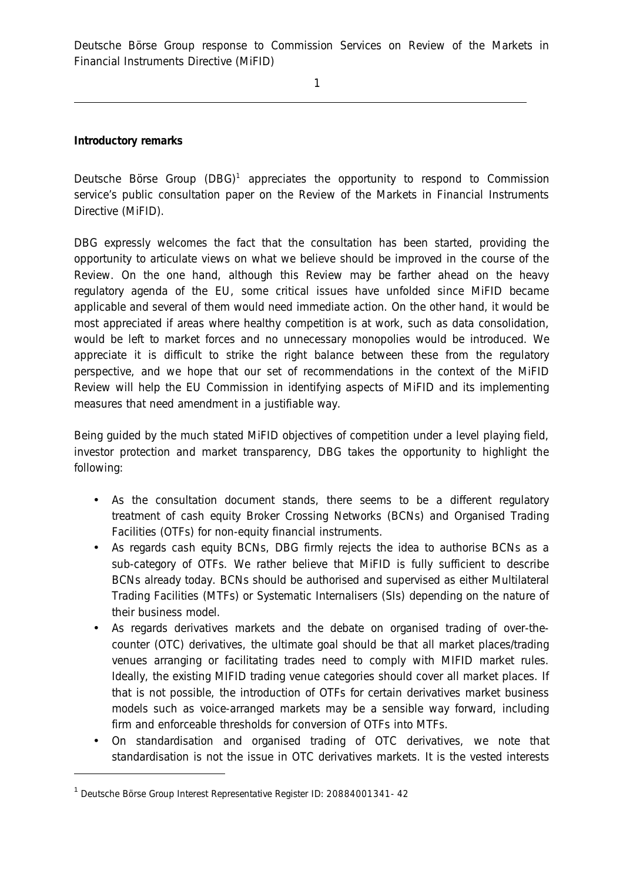**Introductory remarks**

Deutsche Börse Group (DBG)[1] appreciates the opportunity to respond to Commission service's public consultation paper on the Review of the Markets in Financial Instruments Directive (MiFID).

DBG expressly welcomes the fact that the consultation has been started, providing the opportunity to articulate views on what we believe should be improved in the course of the Review. On the one hand, although this Review may be farther ahead on the heavy regulatory agenda of the EU, some critical issues have unfolded since MiFID became applicable and several of them would need immediate action. On the other hand, it would be most appreciated if areas where healthy competition is at work, such as data consolidation, would be left to market forces and no unnecessary monopolies would be introduced. We appreciate it is difficult to strike the right balance between these from the regulatory perspective, and we hope that our set of recommendations in the context of the MiFID Review will help the EU Commission in identifying aspects of MiFID and its implementing measures that need amendment in a justifiable way.

Being guided by the much stated MiFID objectives of competition under a level playing field, investor protection and market transparency, DBG takes the opportunity to highlight the following:

- As the consultation document stands, there seems to be a different regulatory treatment of cash equity Broker Crossing Networks (BCNs) and Organised Trading Facilities (OTFs) for non-equity financial instruments.
- As regards cash equity BCNs, DBG firmly rejects the idea to authorise BCNs as a sub-category of OTFs. We rather believe that MiFID is fully sufficient to describe BCNs already today. BCNs should be authorised and supervised as either Multilateral Trading Facilities (MTFs) or Systematic Internalisers (SIs) depending on the nature of their business model.
- As regards derivatives markets and the debate on organised trading of over-the-counter (OTC) derivatives, the ultimate goal should be that all market places/trading venues arranging or facilitating trades need to comply with MIFID market rules. Ideally, the existing MIFID trading venue categories should cover all market places. If that is not possible, the introduction of OTFs for certain derivatives market business models such as voice-arranged markets may be a sensible way forward, including firm and enforceable thresholds for conversion of OTFs into MTFs.
- On standardisation and organised trading of OTC derivatives, we note that standardisation is not the issue in OTC derivatives markets. It is the vested interests

[1] Deutsche Börse Group Interest Representative Register ID: 20884001341- 42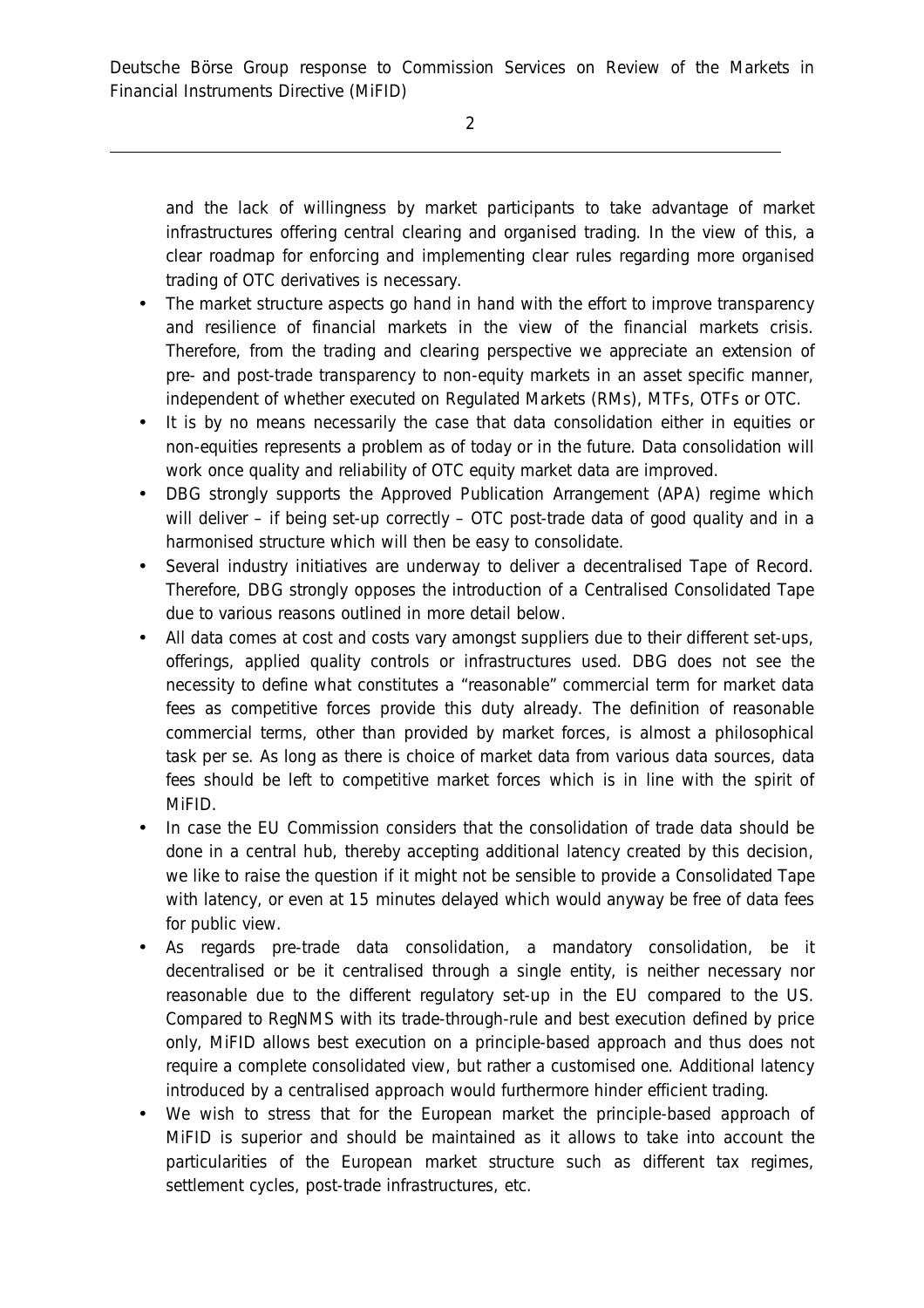and the lack of willingness by market participants to take advantage of market infrastructures offering central clearing and organised trading. In the view of this, a clear roadmap for enforcing and implementing clear rules regarding more organised trading of OTC derivatives is necessary.

- The market structure aspects go hand in hand with the effort to improve transparency and resilience of financial markets in the view of the financial markets crisis. Therefore, from the trading and clearing perspective we appreciate an extension of pre- and post-trade transparency to non-equity markets in an asset specific manner, independent of whether executed on Regulated Markets (RMs), MTFs, OTFs or OTC.
- It is by no means necessarily the case that data consolidation either in equities or non-equities represents a problem as of today or in the future. Data consolidation will work once quality and reliability of OTC equity market data are improved.
- DBG strongly supports the Approved Publication Arrangement (APA) regime which will deliver – if being set-up correctly – OTC post-trade data of good quality and in a harmonised structure which will then be easy to consolidate.
- Several industry initiatives are underway to deliver a decentralised Tape of Record. Therefore, DBG strongly opposes the introduction of a Centralised Consolidated Tape due to various reasons outlined in more detail below.
- All data comes at cost and costs vary amongst suppliers due to their different set-ups, offerings, applied quality controls or infrastructures used. DBG does not see the necessity to define what constitutes a "reasonable" commercial term for market data fees as competitive forces provide this duty already. The definition of reasonable commercial terms, other than provided by market forces, is almost a philosophical task per se. As long as there is choice of market data from various data sources, data fees should be left to competitive market forces which is in line with the spirit of MiFID.
- In case the EU Commission considers that the consolidation of trade data should be done in a central hub, thereby accepting additional latency created by this decision, we like to raise the question if it might not be sensible to provide a Consolidated Tape with latency, or even at 15 minutes delayed which would anyway be free of data fees for public view.
- As regards pre-trade data consolidation, a mandatory consolidation, be it decentralised or be it centralised through a single entity, is neither necessary nor reasonable due to the different regulatory set-up in the EU compared to the US. Compared to RegNMS with its trade-through-rule and best execution defined by price only, MiFID allows best execution on a principle-based approach and thus does not require a complete consolidated view, but rather a customised one. Additional latency introduced by a centralised approach would furthermore hinder efficient trading.
- We wish to stress that for the European market the principle-based approach of MiFID is superior and should be maintained as it allows to take into account the particularities of the European market structure such as different tax regimes, settlement cycles, post-trade infrastructures, etc.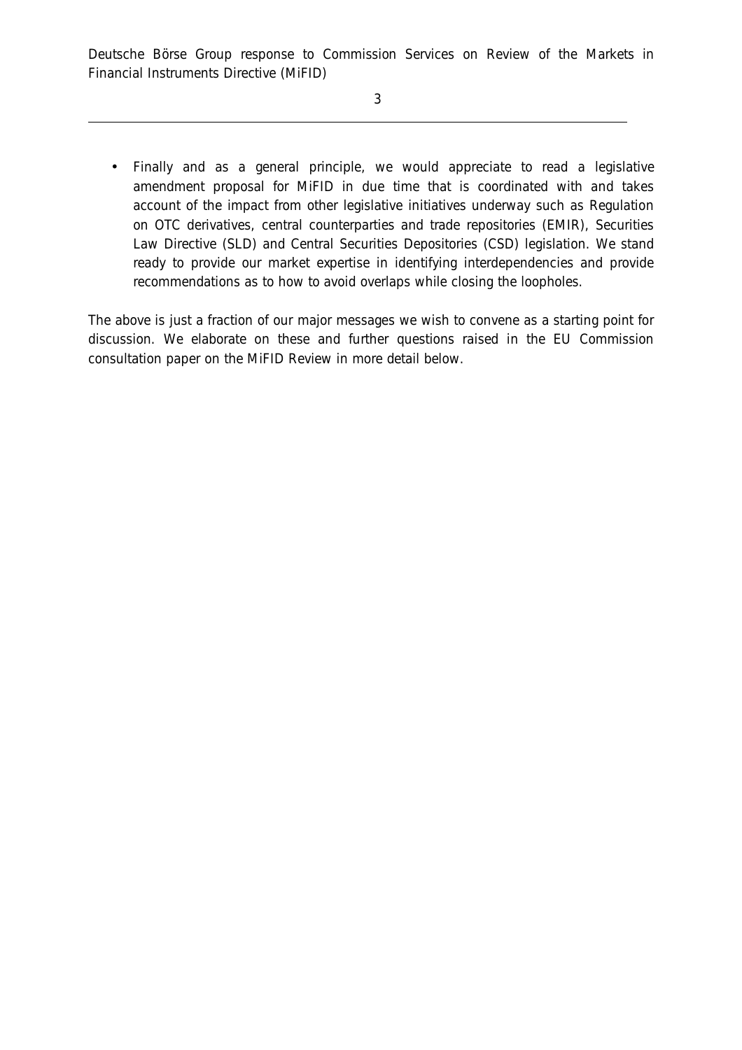- Finally and as a general principle, we would appreciate to read a legislative amendment proposal for MiFID in due time that is coordinated with and takes account of the impact from other legislative initiatives underway such as Regulation on OTC derivatives, central counterparties and trade repositories (EMIR), Securities Law Directive (SLD) and Central Securities Depositories (CSD) legislation. We stand ready to provide our market expertise in identifying interdependencies and provide recommendations as to how to avoid overlaps while closing the loopholes.

The above is just a fraction of our major messages we wish to convene as a starting point for discussion. We elaborate on these and further questions raised in the EU Commission consultation paper on the MiFID Review in more detail below.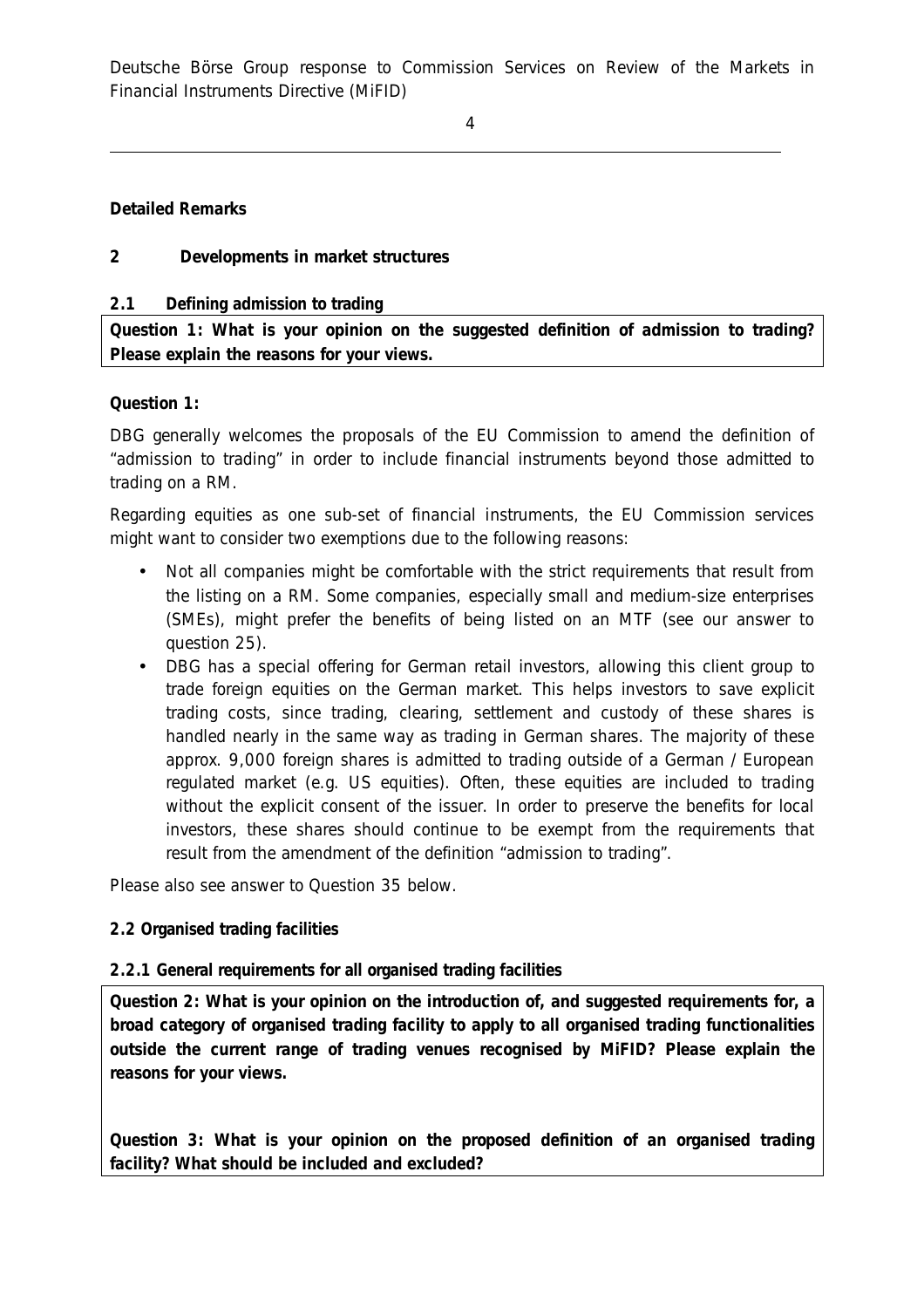**Detailed Remarks**

## 2 Developments in market structures

### 2.1 Defining admission to trading

**Question 1: What is your opinion on the suggested definition of admission to trading? Please explain the reasons for your views.**

**Question 1:**

DBG generally welcomes the proposals of the EU Commission to amend the definition of "admission to trading" in order to include financial instruments beyond those admitted to trading on a RM.

Regarding equities as one sub-set of financial instruments, the EU Commission services might want to consider two exemptions due to the following reasons:

- Not all companies might be comfortable with the strict requirements that result from the listing on a RM. Some companies, especially small and medium-size enterprises (SMEs), might prefer the benefits of being listed on an MTF (see our answer to question 25).
- DBG has a special offering for German retail investors, allowing this client group to trade foreign equities on the German market. This helps investors to save explicit trading costs, since trading, clearing, settlement and custody of these shares is handled nearly in the same way as trading in German shares. The majority of these approx. 9,000 foreign shares is admitted to trading outside of a German / European regulated market (e.g. US equities). Often, these equities are included to trading without the explicit consent of the issuer. In order to preserve the benefits for local investors, these shares should continue to be exempt from the requirements that result from the amendment of the definition "admission to trading".

Please also see answer to Question 35 below.

### 2.2 Organised trading facilities

#### 2.2.1 General requirements for all organised trading facilities

**Question 2: What is your opinion on the introduction of, and suggested requirements for, a broad category of organised trading facility to apply to all organised trading functionalities outside the current range of trading venues recognised by MiFID? Please explain the reasons for your views.**

**Question 3: What is your opinion on the proposed definition of an organised trading facility? What should be included and excluded?**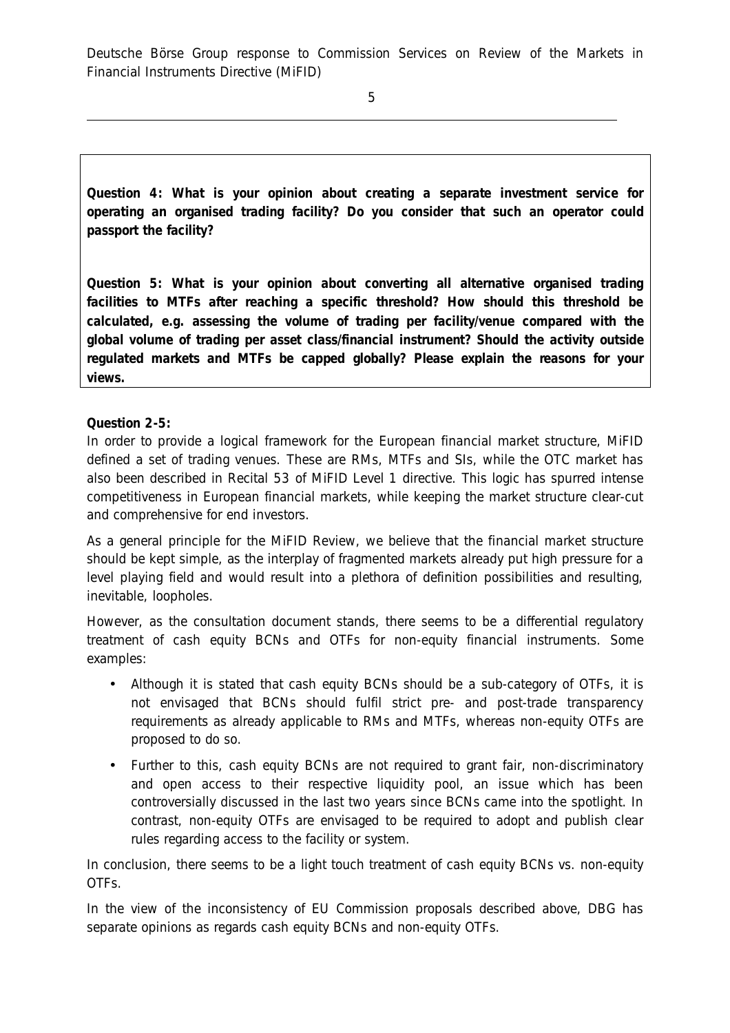**Question 4: What is your opinion about creating a separate investment service for operating an organised trading facility? Do you consider that such an operator could passport the facility?**

**Question 5: What is your opinion about converting all alternative organised trading facilities to MTFs after reaching a specific threshold? How should this threshold be calculated, e.g. assessing the volume of trading per facility/venue compared with the global volume of trading per asset class/financial instrument? Should the activity outside regulated markets and MTFs be capped globally? Please explain the reasons for your views.**

**Question 2-5:**

In order to provide a logical framework for the European financial market structure, MiFID defined a set of trading venues. These are RMs, MTFs and SIs, while the OTC market has also been described in Recital 53 of MiFID Level 1 directive. This logic has spurred intense competitiveness in European financial markets, while keeping the market structure clear-cut and comprehensive for end investors.

As a general principle for the MiFID Review, we believe that the financial market structure should be kept simple, as the interplay of fragmented markets already put high pressure for a level playing field and would result into a plethora of definition possibilities and resulting, inevitable, loopholes.

However, as the consultation document stands, there seems to be a differential regulatory treatment of cash equity BCNs and OTFs for non-equity financial instruments. Some examples:

- Although it is stated that cash equity BCNs should be a sub-category of OTFs, it is not envisaged that BCNs should fulfil strict pre- and post-trade transparency requirements as already applicable to RMs and MTFs, whereas non-equity OTFs are proposed to do so.
- Further to this, cash equity BCNs are not required to grant fair, non-discriminatory and open access to their respective liquidity pool, an issue which has been controversially discussed in the last two years since BCNs came into the spotlight. In contrast, non-equity OTFs are envisaged to be required to adopt and publish clear rules regarding access to the facility or system.

In conclusion, there seems to be a light touch treatment of cash equity BCNs vs. non-equity OTFs.

In the view of the inconsistency of EU Commission proposals described above, DBG has separate opinions as regards cash equity BCNs and non-equity OTFs.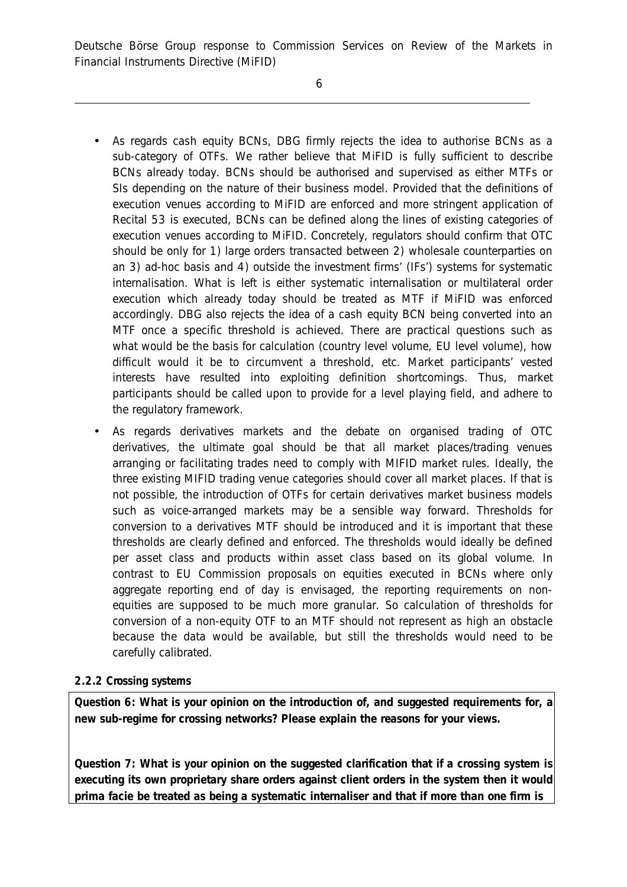- As regards cash equity BCNs, DBG firmly rejects the idea to authorise BCNs as a sub-category of OTFs. We rather believe that MiFID is fully sufficient to describe BCNs already today. BCNs should be authorised and supervised as either MTFs or SIs depending on the nature of their business model. Provided that the definitions of execution venues according to MiFID are enforced and more stringent application of Recital 53 is executed, BCNs can be defined along the lines of existing categories of execution venues according to MiFID. Concretely, regulators should confirm that OTC should be only for 1) large orders transacted between 2) wholesale counterparties on an 3) ad-hoc basis and 4) outside the investment firms' (IFs') systems for systematic internalisation. What is left is either systematic internalisation or multilateral order execution which already today should be treated as MTF if MiFID was enforced accordingly. DBG also rejects the idea of a cash equity BCN being converted into an MTF once a specific threshold is achieved. There are practical questions such as what would be the basis for calculation (country level volume, EU level volume), how difficult would it be to circumvent a threshold, etc. Market participants' vested interests have resulted into exploiting definition shortcomings. Thus, market participants should be called upon to provide for a level playing field, and adhere to the regulatory framework.
- As regards derivatives markets and the debate on organised trading of OTC derivatives, the ultimate goal should be that all market places/trading venues arranging or facilitating trades need to comply with MIFID market rules. Ideally, the three existing MIFID trading venue categories should cover all market places. If that is not possible, the introduction of OTFs for certain derivatives market business models such as voice-arranged markets may be a sensible way forward. Thresholds for conversion to a derivatives MTF should be introduced and it is important that these thresholds are clearly defined and enforced. The thresholds would ideally be defined per asset class and products within asset class based on its global volume. In contrast to EU Commission proposals on equities executed in BCNs where only aggregate reporting end of day is envisaged, the reporting requirements on non-equities are supposed to be much more granular. So calculation of thresholds for conversion of a non-equity OTF to an MTF should not represent as high an obstacle because the data would be available, but still the thresholds would need to be carefully calibrated.

**2.2.2 Crossing systems**

**Question 6: What is your opinion on the introduction of, and suggested requirements for, a new sub-regime for crossing networks? Please explain the reasons for your views.**

**Question 7: What is your opinion on the suggested clarification that if a crossing system is executing its own proprietary share orders against client orders in the system then it would prima facie be treated as being a systematic internaliser and that if more than one firm is**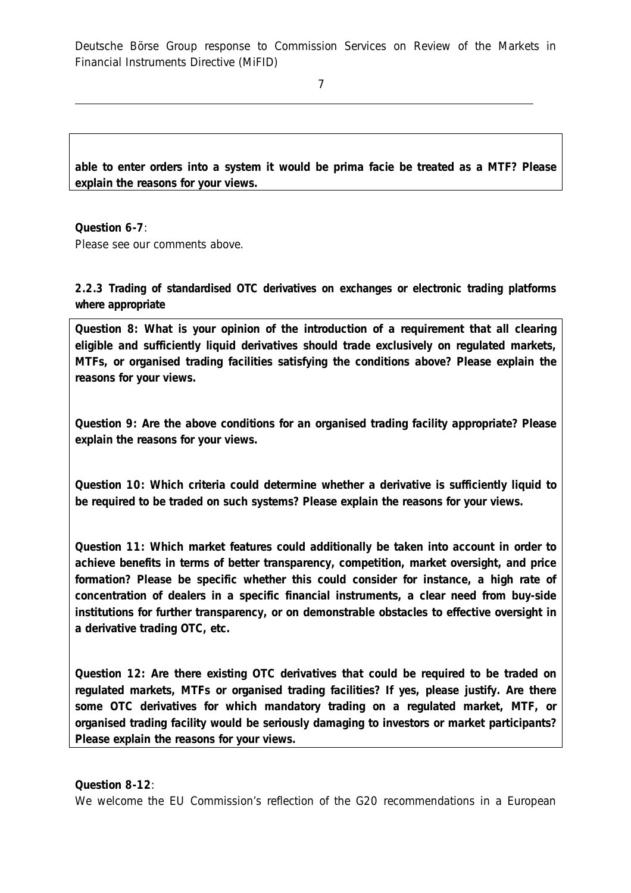**able to enter orders into a system it would be prima facie be treated as a MTF? Please explain the reasons for your views.**

**Question 6-7**:
Please see our comments above.

**2.2.3 Trading of standardised OTC derivatives on exchanges or electronic trading platforms where appropriate**

**Question 8: What is your opinion of the introduction of a requirement that all clearing eligible and sufficiently liquid derivatives should trade exclusively on regulated markets, MTFs, or organised trading facilities satisfying the conditions above? Please explain the reasons for your views.**

**Question 9: Are the above conditions for an organised trading facility appropriate? Please explain the reasons for your views.**

**Question 10: Which criteria could determine whether a derivative is sufficiently liquid to be required to be traded on such systems? Please explain the reasons for your views.**

**Question 11: Which market features could additionally be taken into account in order to achieve benefits in terms of better transparency, competition, market oversight, and price formation? Please be specific whether this could consider for instance, a high rate of concentration of dealers in a specific financial instruments, a clear need from buy-side institutions for further transparency, or on demonstrable obstacles to effective oversight in a derivative trading OTC, etc.**

**Question 12: Are there existing OTC derivatives that could be required to be traded on regulated markets, MTFs or organised trading facilities? If yes, please justify. Are there some OTC derivatives for which mandatory trading on a regulated market, MTF, or organised trading facility would be seriously damaging to investors or market participants? Please explain the reasons for your views.**

**Question 8-12**:
We welcome the EU Commission's reflection of the G20 recommendations in a European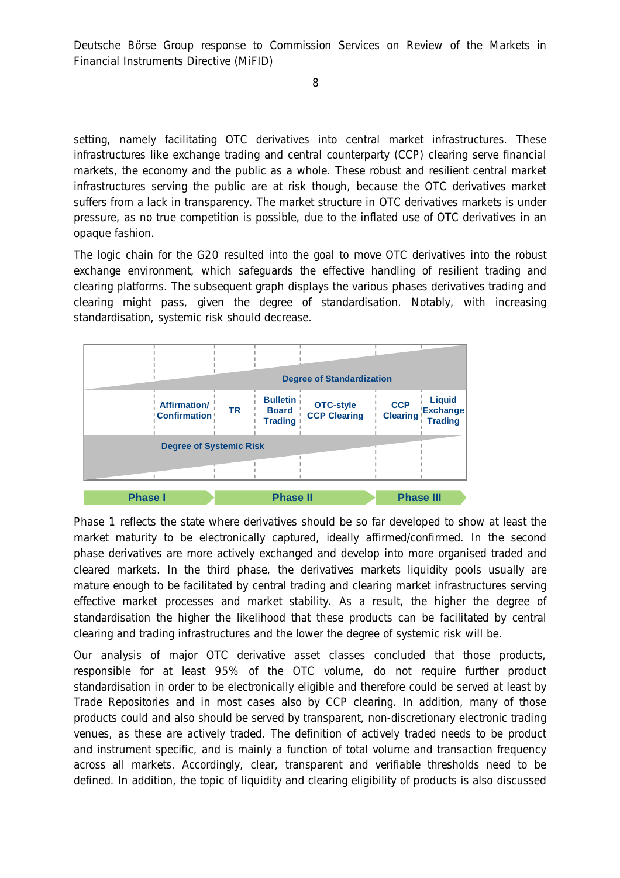setting, namely facilitating OTC derivatives into central market infrastructures. These infrastructures like exchange trading and central counterparty (CCP) clearing serve financial markets, the economy and the public as a whole. These robust and resilient central market infrastructures serving the public are at risk though, because the OTC derivatives market suffers from a lack in transparency. The market structure in OTC derivatives markets is under pressure, as no true competition is possible, due to the inflated use of OTC derivatives in an opaque fashion.

The logic chain for the G20 resulted into the goal to move OTC derivatives into the robust exchange environment, which safeguards the effective handling of resilient trading and clearing platforms. The subsequent graph displays the various phases derivatives trading and clearing might pass, given the degree of standardisation. Notably, with increasing standardisation, systemic risk should decrease.

Degree of Standardization

Affirmation/ Confirmation | TR | Bulletin Board Trading | OTC-style CCP Clearing | CCP Clearing | Liquid Exchange Trading

Degree of Systemic Risk

Phase I | Phase II | Phase III

Phase 1 reflects the state where derivatives should be so far developed to show at least the market maturity to be electronically captured, ideally affirmed/confirmed. In the second phase derivatives are more actively exchanged and develop into more organised traded and cleared markets. In the third phase, the derivatives markets liquidity pools usually are mature enough to be facilitated by central trading and clearing market infrastructures serving effective market processes and market stability. As a result, the higher the degree of standardisation the higher the likelihood that these products can be facilitated by central clearing and trading infrastructures and the lower the degree of systemic risk will be.

Our analysis of major OTC derivative asset classes concluded that those products, responsible for at least 95% of the OTC volume, do not require further product standardisation in order to be electronically eligible and therefore could be served at least by Trade Repositories and in most cases also by CCP clearing. In addition, many of those products could and also should be served by transparent, non-discretionary electronic trading venues, as these are actively traded. The definition of actively traded needs to be product and instrument specific, and is mainly a function of total volume and transaction frequency across all markets. Accordingly, clear, transparent and verifiable thresholds need to be defined. In addition, the topic of liquidity and clearing eligibility of products is also discussed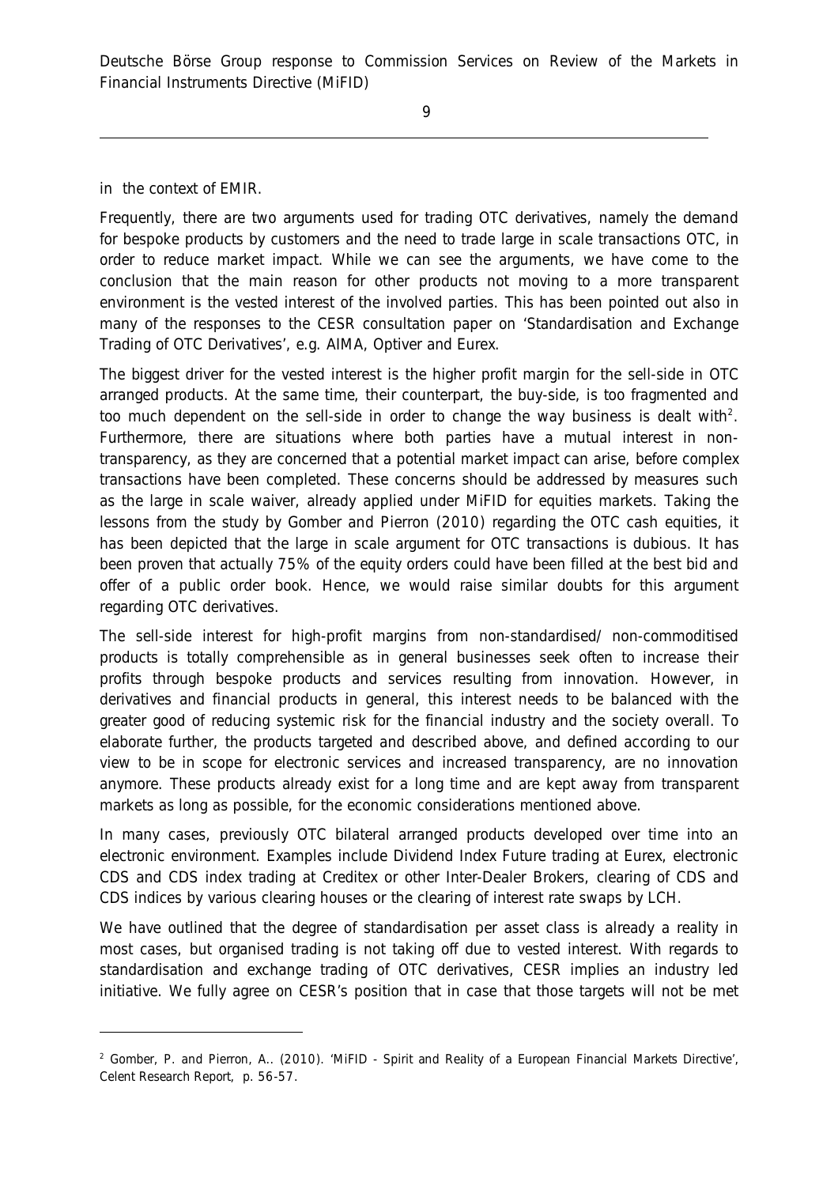in the context of EMIR.

Frequently, there are two arguments used for trading OTC derivatives, namely the demand for bespoke products by customers and the need to trade large in scale transactions OTC, in order to reduce market impact. While we can see the arguments, we have come to the conclusion that the main reason for other products not moving to a more transparent environment is the vested interest of the involved parties. This has been pointed out also in many of the responses to the CESR consultation paper on 'Standardisation and Exchange Trading of OTC Derivatives', e.g. AIMA, Optiver and Eurex.

The biggest driver for the vested interest is the higher profit margin for the sell-side in OTC arranged products. At the same time, their counterpart, the buy-side, is too fragmented and too much dependent on the sell-side in order to change the way business is dealt with[2]. Furthermore, there are situations where both parties have a mutual interest in non-transparency, as they are concerned that a potential market impact can arise, before complex transactions have been completed. These concerns should be addressed by measures such as the large in scale waiver, already applied under MiFID for equities markets. Taking the lessons from the study by Gomber and Pierron (2010) regarding the OTC cash equities, it has been depicted that the large in scale argument for OTC transactions is dubious. It has been proven that actually 75% of the equity orders could have been filled at the best bid and offer of a public order book. Hence, we would raise similar doubts for this argument regarding OTC derivatives.

The sell-side interest for high-profit margins from non-standardised/ non-commoditised products is totally comprehensible as in general businesses seek often to increase their profits through bespoke products and services resulting from innovation. However, in derivatives and financial products in general, this interest needs to be balanced with the greater good of reducing systemic risk for the financial industry and the society overall. To elaborate further, the products targeted and described above, and defined according to our view to be in scope for electronic services and increased transparency, are no innovation anymore. These products already exist for a long time and are kept away from transparent markets as long as possible, for the economic considerations mentioned above.

In many cases, previously OTC bilateral arranged products developed over time into an electronic environment. Examples include Dividend Index Future trading at Eurex, electronic CDS and CDS index trading at Creditex or other Inter-Dealer Brokers, clearing of CDS and CDS indices by various clearing houses or the clearing of interest rate swaps by LCH.

We have outlined that the degree of standardisation per asset class is already a reality in most cases, but organised trading is not taking off due to vested interest. With regards to standardisation and exchange trading of OTC derivatives, CESR implies an industry led initiative. We fully agree on CESR's position that in case that those targets will not be met

[2] Gomber, P. and Pierron, A.. (2010). 'MiFID - Spirit and Reality of a European Financial Markets Directive', Celent Research Report, p. 56-57.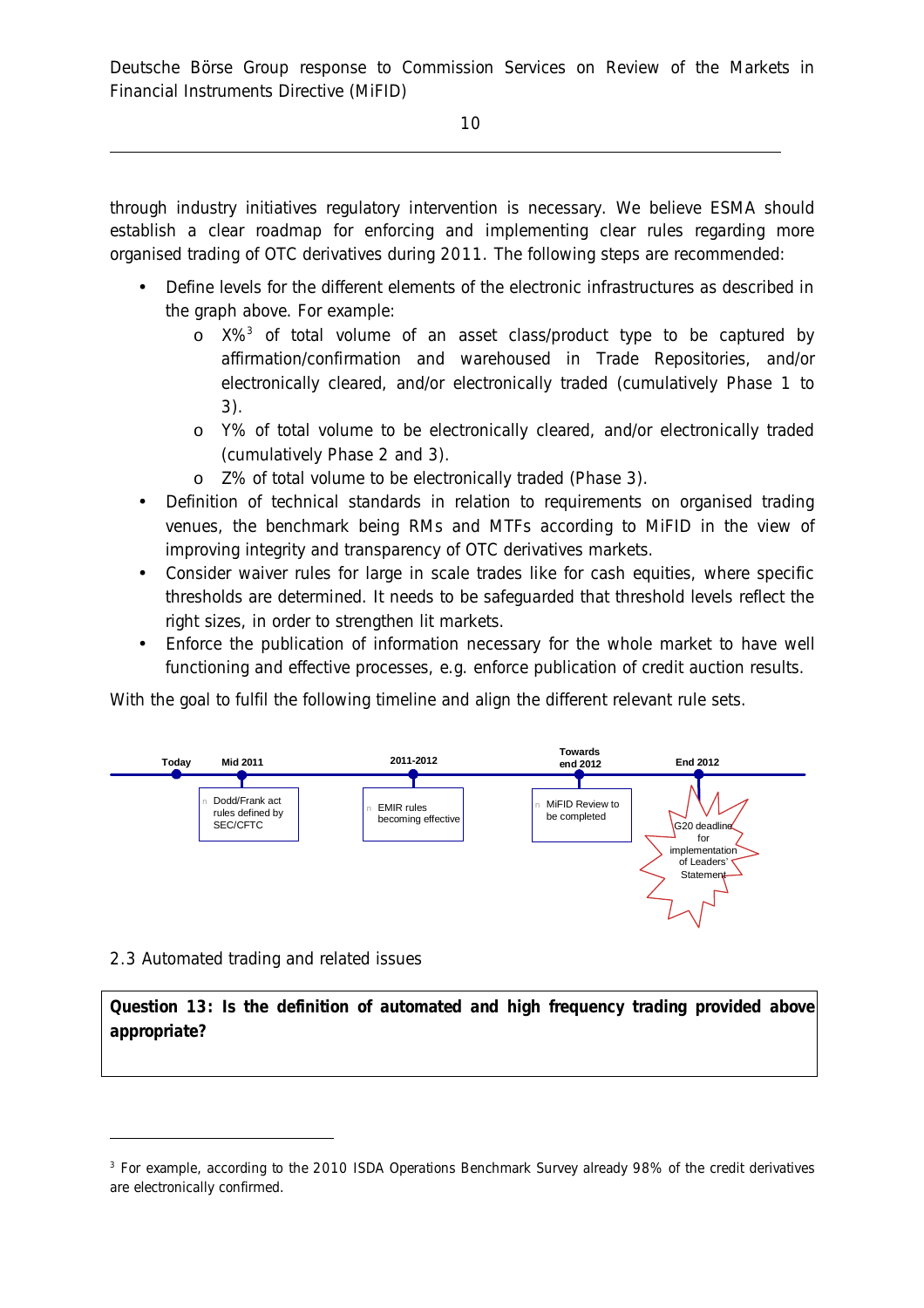through industry initiatives regulatory intervention is necessary. We believe ESMA should establish a clear roadmap for enforcing and implementing clear rules regarding more organised trading of OTC derivatives during 2011. The following steps are recommended:

- Define levels for the different elements of the electronic infrastructures as described in the graph above. For example:
  - X%[3] of total volume of an asset class/product type to be captured by affirmation/confirmation and warehoused in Trade Repositories, and/or electronically cleared, and/or electronically traded (cumulatively Phase 1 to 3).
  - Y% of total volume to be electronically cleared, and/or electronically traded (cumulatively Phase 2 and 3).
  - Z% of total volume to be electronically traded (Phase 3).
- Definition of technical standards in relation to requirements on organised trading venues, the benchmark being RMs and MTFs according to MiFID in the view of improving integrity and transparency of OTC derivatives markets.
- Consider waiver rules for large in scale trades like for cash equities, where specific thresholds are determined. It needs to be safeguarded that threshold levels reflect the right sizes, in order to strengthen lit markets.
- Enforce the publication of information necessary for the whole market to have well functioning and effective processes, e.g. enforce publication of credit auction results.

With the goal to fulfil the following timeline and align the different relevant rule sets.

| Today | Mid 2011 | 2011-2012 | Towards end 2012 | End 2012 |
|---|---|---|---|---|
| | Dodd/Frank act rules defined by SEC/CFTC | EMIR rules becoming effective | MiFID Review to be completed | G20 deadline for implementation of Leaders' Statement |

## 2.3 Automated trading and related issues

**Question 13: Is the definition of automated and high frequency trading provided above appropriate?**

[3] For example, according to the 2010 ISDA Operations Benchmark Survey already 98% of the credit derivatives are electronically confirmed.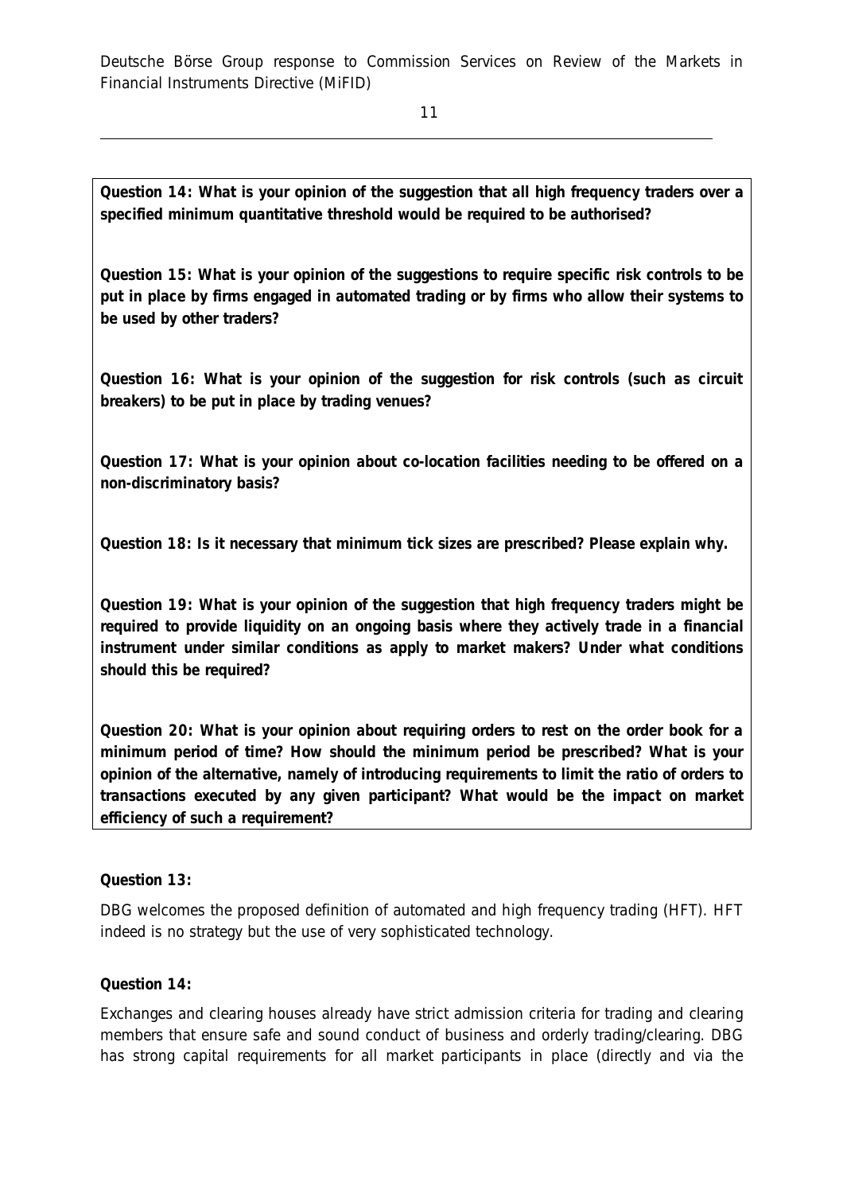**Question 14: What is your opinion of the suggestion that all high frequency traders over a specified minimum quantitative threshold would be required to be authorised?**

**Question 15: What is your opinion of the suggestions to require specific risk controls to be put in place by firms engaged in automated trading or by firms who allow their systems to be used by other traders?**

**Question 16: What is your opinion of the suggestion for risk controls (such as circuit breakers) to be put in place by trading venues?**

**Question 17: What is your opinion about co-location facilities needing to be offered on a non-discriminatory basis?**

**Question 18: Is it necessary that minimum tick sizes are prescribed? Please explain why.**

**Question 19: What is your opinion of the suggestion that high frequency traders might be required to provide liquidity on an ongoing basis where they actively trade in a financial instrument under similar conditions as apply to market makers? Under what conditions should this be required?**

**Question 20: What is your opinion about requiring orders to rest on the order book for a minimum period of time? How should the minimum period be prescribed? What is your opinion of the alternative, namely of introducing requirements to limit the ratio of orders to transactions executed by any given participant? What would be the impact on market efficiency of such a requirement?**

**Question 13:**

DBG welcomes the proposed definition of automated and high frequency trading (HFT). HFT indeed is no strategy but the use of very sophisticated technology.

**Question 14:**

Exchanges and clearing houses already have strict admission criteria for trading and clearing members that ensure safe and sound conduct of business and orderly trading/clearing. DBG has strong capital requirements for all market participants in place (directly and via the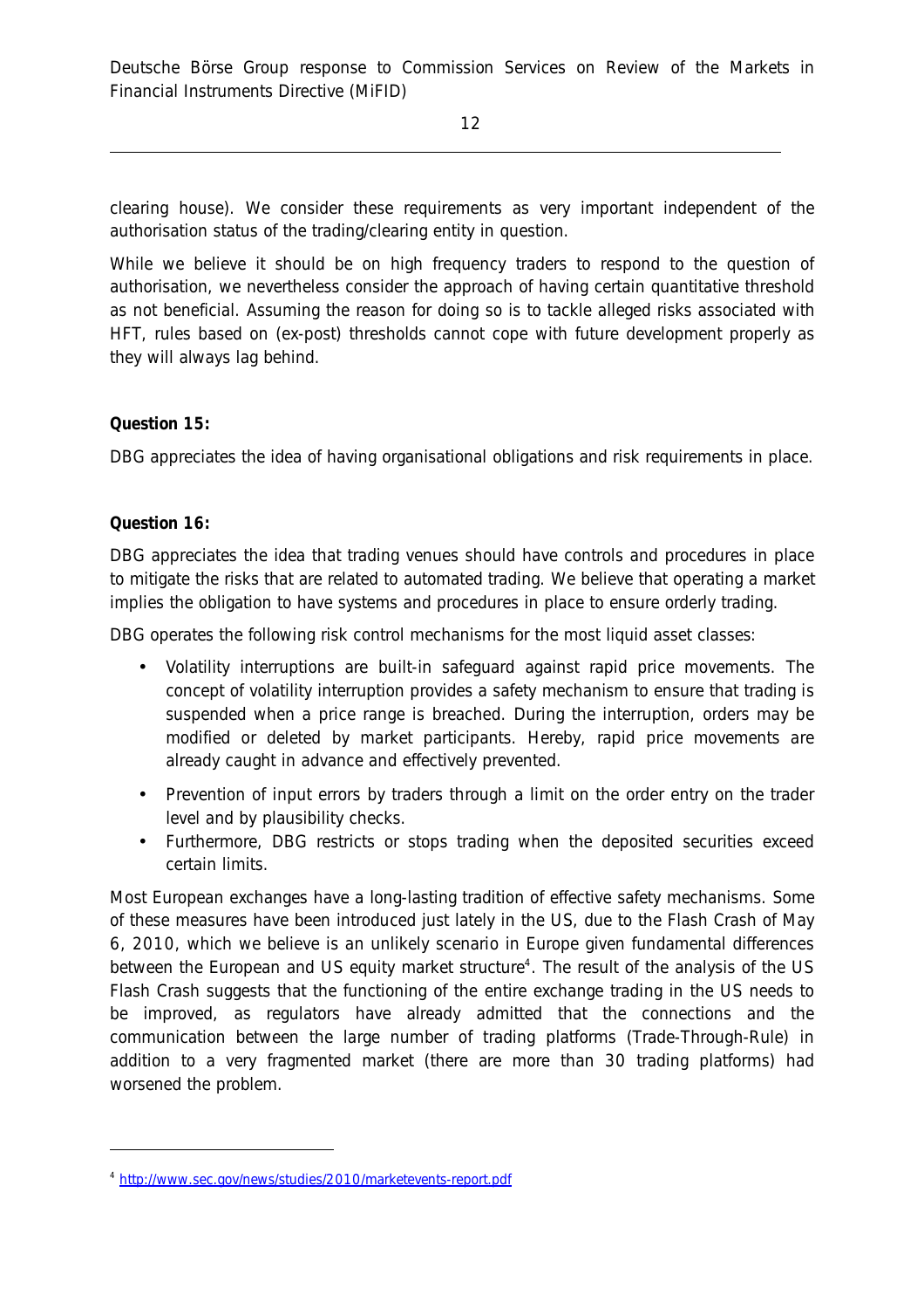clearing house). We consider these requirements as very important independent of the authorisation status of the trading/clearing entity in question.

While we believe it should be on high frequency traders to respond to the question of authorisation, we nevertheless consider the approach of having certain quantitative threshold as not beneficial. Assuming the reason for doing so is to tackle alleged risks associated with HFT, rules based on (ex-post) thresholds cannot cope with future development properly as they will always lag behind.

**Question 15:**

DBG appreciates the idea of having organisational obligations and risk requirements in place.

**Question 16:**

DBG appreciates the idea that trading venues should have controls and procedures in place to mitigate the risks that are related to automated trading. We believe that operating a market implies the obligation to have systems and procedures in place to ensure orderly trading.

DBG operates the following risk control mechanisms for the most liquid asset classes:

- Volatility interruptions are built-in safeguard against rapid price movements. The concept of volatility interruption provides a safety mechanism to ensure that trading is suspended when a price range is breached. During the interruption, orders may be modified or deleted by market participants. Hereby, rapid price movements are already caught in advance and effectively prevented.
- Prevention of input errors by traders through a limit on the order entry on the trader level and by plausibility checks.
- Furthermore, DBG restricts or stops trading when the deposited securities exceed certain limits.

Most European exchanges have a long-lasting tradition of effective safety mechanisms. Some of these measures have been introduced just lately in the US, due to the Flash Crash of May 6, 2010, which we believe is an unlikely scenario in Europe given fundamental differences between the European and US equity market structure[4]. The result of the analysis of the US Flash Crash suggests that the functioning of the entire exchange trading in the US needs to be improved, as regulators have already admitted that the connections and the communication between the large number of trading platforms (Trade-Through-Rule) in addition to a very fragmented market (there are more than 30 trading platforms) had worsened the problem.

[4] http://www.sec.gov/news/studies/2010/marketevents-report.pdf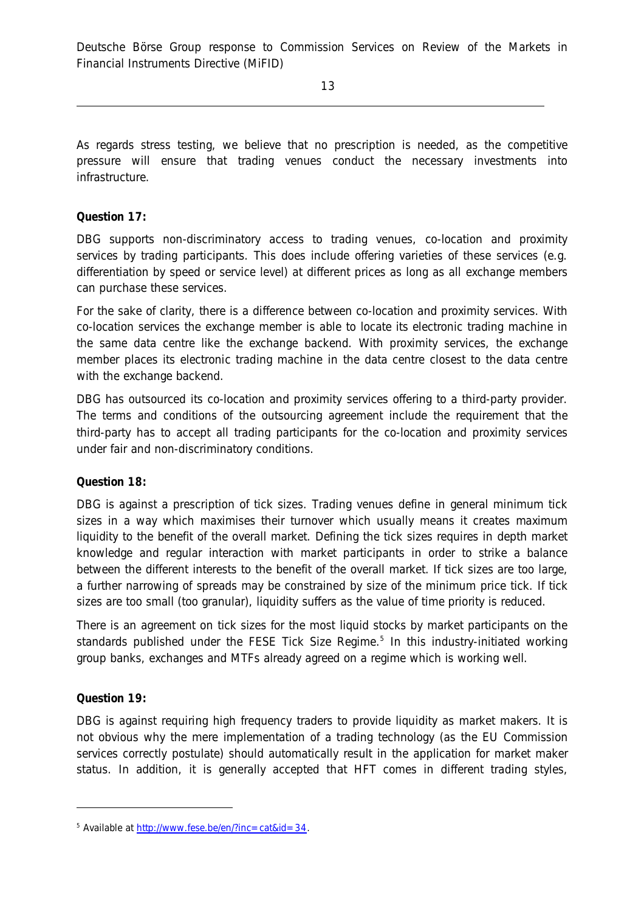As regards stress testing, we believe that no prescription is needed, as the competitive pressure will ensure that trading venues conduct the necessary investments into infrastructure.

**Question 17:**

DBG supports non-discriminatory access to trading venues, co-location and proximity services by trading participants. This does include offering varieties of these services (e.g. differentiation by speed or service level) at different prices as long as all exchange members can purchase these services.

For the sake of clarity, there is a difference between co-location and proximity services. With co-location services the exchange member is able to locate its electronic trading machine in the same data centre like the exchange backend. With proximity services, the exchange member places its electronic trading machine in the data centre closest to the data centre with the exchange backend.

DBG has outsourced its co-location and proximity services offering to a third-party provider. The terms and conditions of the outsourcing agreement include the requirement that the third-party has to accept all trading participants for the co-location and proximity services under fair and non-discriminatory conditions.

**Question 18:**

DBG is against a prescription of tick sizes. Trading venues define in general minimum tick sizes in a way which maximises their turnover which usually means it creates maximum liquidity to the benefit of the overall market. Defining the tick sizes requires in depth market knowledge and regular interaction with market participants in order to strike a balance between the different interests to the benefit of the overall market. If tick sizes are too large, a further narrowing of spreads may be constrained by size of the minimum price tick. If tick sizes are too small (too granular), liquidity suffers as the value of time priority is reduced.

There is an agreement on tick sizes for the most liquid stocks by market participants on the standards published under the FESE Tick Size Regime.[5] In this industry-initiated working group banks, exchanges and MTFs already agreed on a regime which is working well.

**Question 19:**

DBG is against requiring high frequency traders to provide liquidity as market makers. It is not obvious why the mere implementation of a trading technology (as the EU Commission services correctly postulate) should automatically result in the application for market maker status. In addition, it is generally accepted that HFT comes in different trading styles,

[5] Available at http://www.fese.be/en/?inc=cat&id=34.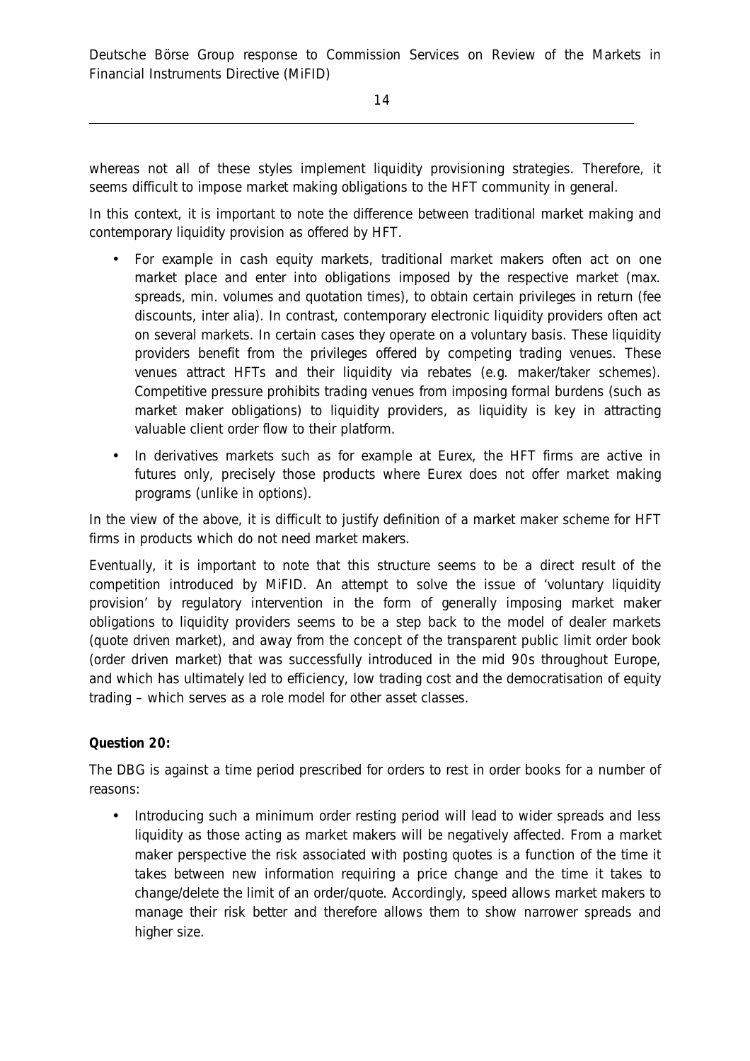whereas not all of these styles implement liquidity provisioning strategies. Therefore, it seems difficult to impose market making obligations to the HFT community in general.

In this context, it is important to note the difference between traditional market making and contemporary liquidity provision as offered by HFT.

- For example in cash equity markets, traditional market makers often act on one market place and enter into obligations imposed by the respective market (max. spreads, min. volumes and quotation times), to obtain certain privileges in return (fee discounts, inter alia). In contrast, contemporary electronic liquidity providers often act on several markets. In certain cases they operate on a voluntary basis. These liquidity providers benefit from the privileges offered by competing trading venues. These venues attract HFTs and their liquidity via rebates (e.g. maker/taker schemes). Competitive pressure prohibits trading venues from imposing formal burdens (such as market maker obligations) to liquidity providers, as liquidity is key in attracting valuable client order flow to their platform.
- In derivatives markets such as for example at Eurex, the HFT firms are active in futures only, precisely those products where Eurex does not offer market making programs (unlike in options).

In the view of the above, it is difficult to justify definition of a market maker scheme for HFT firms in products which do not need market makers.

Eventually, it is important to note that this structure seems to be a direct result of the competition introduced by MiFID. An attempt to solve the issue of 'voluntary liquidity provision' by regulatory intervention in the form of generally imposing market maker obligations to liquidity providers seems to be a step back to the model of dealer markets (quote driven market), and away from the concept of the transparent public limit order book (order driven market) that was successfully introduced in the mid 90s throughout Europe, and which has ultimately led to efficiency, low trading cost and the democratisation of equity trading – which serves as a role model for other asset classes.

**Question 20:**

The DBG is against a time period prescribed for orders to rest in order books for a number of reasons:

- Introducing such a minimum order resting period will lead to wider spreads and less liquidity as those acting as market makers will be negatively affected. From a market maker perspective the risk associated with posting quotes is a function of the time it takes between new information requiring a price change and the time it takes to change/delete the limit of an order/quote. Accordingly, speed allows market makers to manage their risk better and therefore allows them to show narrower spreads and higher size.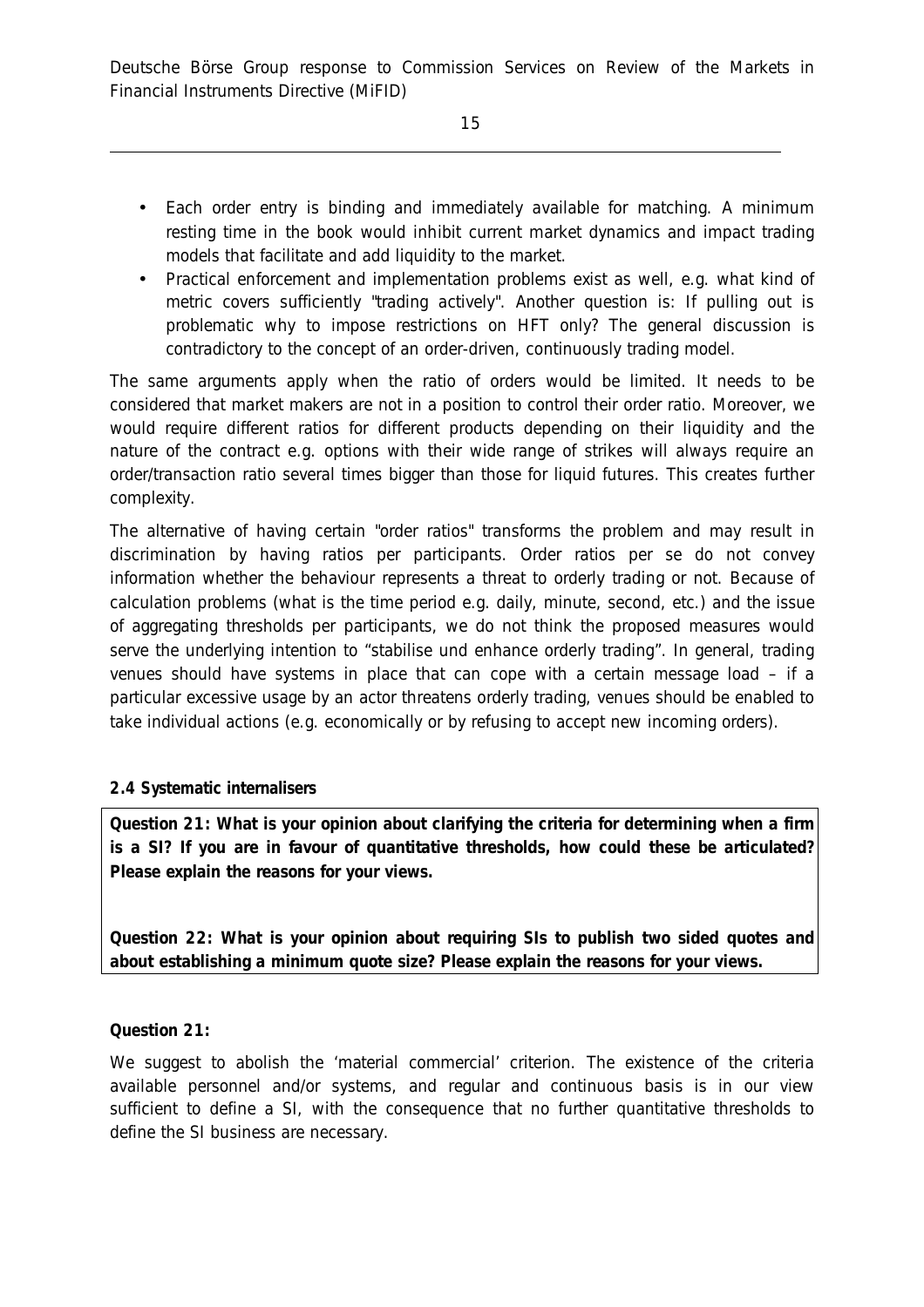- Each order entry is binding and immediately available for matching. A minimum resting time in the book would inhibit current market dynamics and impact trading models that facilitate and add liquidity to the market.
- Practical enforcement and implementation problems exist as well, e.g. what kind of metric covers sufficiently "trading actively". Another question is: If pulling out is problematic why to impose restrictions on HFT only? The general discussion is contradictory to the concept of an order-driven, continuously trading model.

The same arguments apply when the ratio of orders would be limited. It needs to be considered that market makers are not in a position to control their order ratio. Moreover, we would require different ratios for different products depending on their liquidity and the nature of the contract e.g. options with their wide range of strikes will always require an order/transaction ratio several times bigger than those for liquid futures. This creates further complexity.

The alternative of having certain "order ratios" transforms the problem and may result in discrimination by having ratios per participants. Order ratios per se do not convey information whether the behaviour represents a threat to orderly trading or not. Because of calculation problems (what is the time period e.g. daily, minute, second, etc.) and the issue of aggregating thresholds per participants, we do not think the proposed measures would serve the underlying intention to "stabilise und enhance orderly trading". In general, trading venues should have systems in place that can cope with a certain message load – if a particular excessive usage by an actor threatens orderly trading, venues should be enabled to take individual actions (e.g. economically or by refusing to accept new incoming orders).

### 2.4 Systematic internalisers

**Question 21: What is your opinion about clarifying the criteria for determining when a firm is a SI? If you are in favour of quantitative thresholds, how could these be articulated? Please explain the reasons for your views.**

**Question 22: What is your opinion about requiring SIs to publish two sided quotes and about establishing a minimum quote size? Please explain the reasons for your views.**

**Question 21:**

We suggest to abolish the 'material commercial' criterion. The existence of the criteria available personnel and/or systems, and regular and continuous basis is in our view sufficient to define a SI, with the consequence that no further quantitative thresholds to define the SI business are necessary.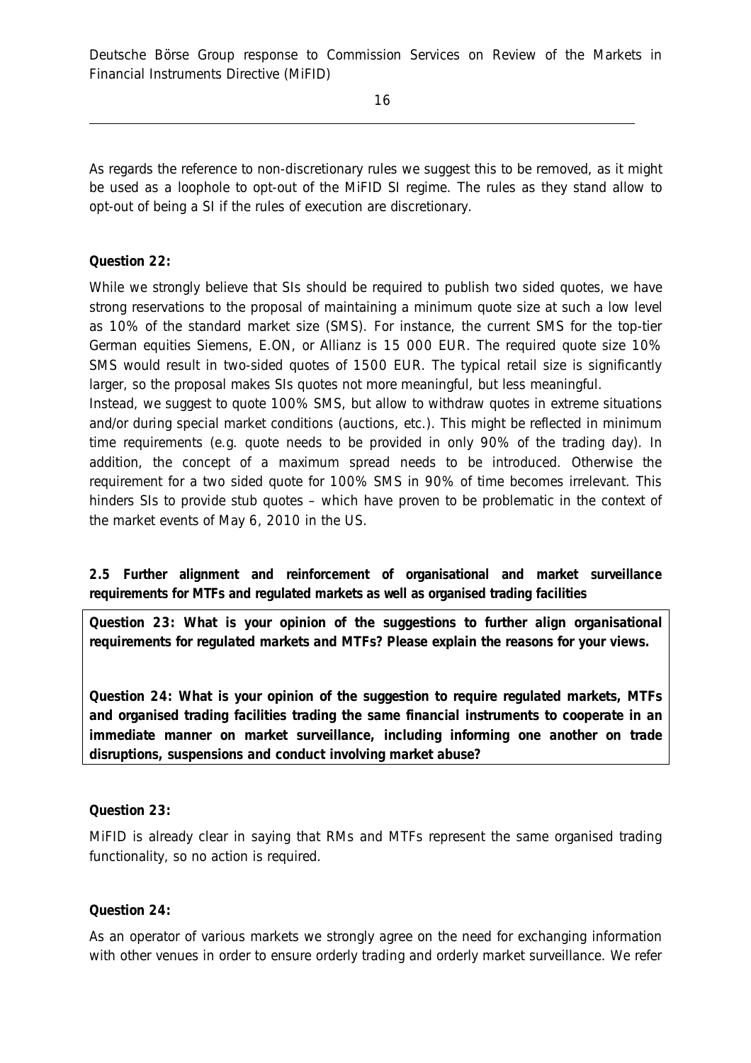As regards the reference to non-discretionary rules we suggest this to be removed, as it might be used as a loophole to opt-out of the MiFID SI regime. The rules as they stand allow to opt-out of being a SI if the rules of execution are discretionary.

**Question 22:**

While we strongly believe that SIs should be required to publish two sided quotes, we have strong reservations to the proposal of maintaining a minimum quote size at such a low level as 10% of the standard market size (SMS). For instance, the current SMS for the top-tier German equities Siemens, E.ON, or Allianz is 15 000 EUR. The required quote size 10% SMS would result in two-sided quotes of 1500 EUR. The typical retail size is significantly larger, so the proposal makes SIs quotes not more meaningful, but less meaningful.

Instead, we suggest to quote 100% SMS, but allow to withdraw quotes in extreme situations and/or during special market conditions (auctions, etc.). This might be reflected in minimum time requirements (e.g. quote needs to be provided in only 90% of the trading day). In addition, the concept of a maximum spread needs to be introduced. Otherwise the requirement for a two sided quote for 100% SMS in 90% of time becomes irrelevant. This hinders SIs to provide stub quotes – which have proven to be problematic in the context of the market events of May 6, 2010 in the US.

**2.5 Further alignment and reinforcement of organisational and market surveillance requirements for MTFs and regulated markets as well as organised trading facilities**

**Question 23: What is your opinion of the suggestions to further align organisational requirements for regulated markets and MTFs? Please explain the reasons for your views.**

**Question 24: What is your opinion of the suggestion to require regulated markets, MTFs and organised trading facilities trading the same financial instruments to cooperate in an immediate manner on market surveillance, including informing one another on trade disruptions, suspensions and conduct involving market abuse?**

**Question 23:**

MiFID is already clear in saying that RMs and MTFs represent the same organised trading functionality, so no action is required.

**Question 24:**

As an operator of various markets we strongly agree on the need for exchanging information with other venues in order to ensure orderly trading and orderly market surveillance. We refer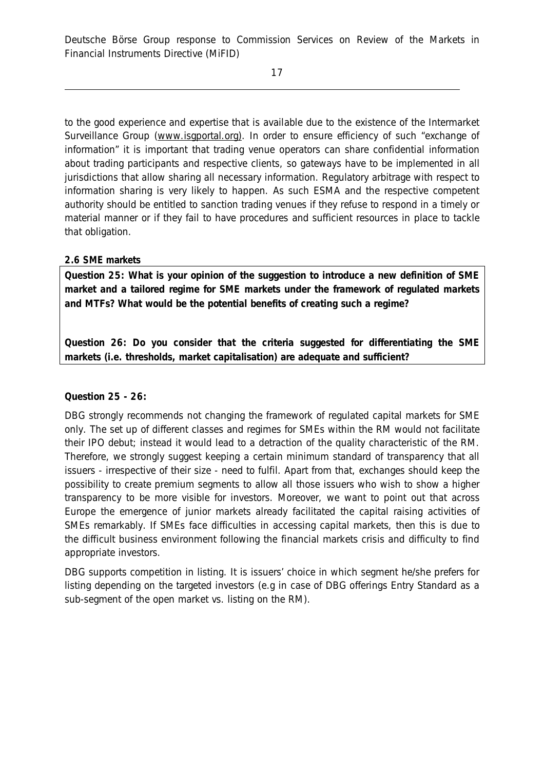to the good experience and expertise that is available due to the existence of the Intermarket Surveillance Group (www.isgportal.org). In order to ensure efficiency of such "exchange of information" it is important that trading venue operators can share confidential information about trading participants and respective clients, so gateways have to be implemented in all jurisdictions that allow sharing all necessary information. Regulatory arbitrage with respect to information sharing is very likely to happen. As such ESMA and the respective competent authority should be entitled to sanction trading venues if they refuse to respond in a timely or material manner or if they fail to have procedures and sufficient resources in place to tackle that obligation.

**2.6 SME markets**

**Question 25: What is your opinion of the suggestion to introduce a new definition of SME market and a tailored regime for SME markets under the framework of regulated markets and MTFs? What would be the potential benefits of creating such a regime?**

**Question 26: Do you consider that the criteria suggested for differentiating the SME markets (i.e. thresholds, market capitalisation) are adequate and sufficient?**

**Question 25 - 26:**

DBG strongly recommends not changing the framework of regulated capital markets for SME only. The set up of different classes and regimes for SMEs within the RM would not facilitate their IPO debut; instead it would lead to a detraction of the quality characteristic of the RM. Therefore, we strongly suggest keeping a certain minimum standard of transparency that all issuers - irrespective of their size - need to fulfil. Apart from that, exchanges should keep the possibility to create premium segments to allow all those issuers who wish to show a higher transparency to be more visible for investors. Moreover, we want to point out that across Europe the emergence of junior markets already facilitated the capital raising activities of SMEs remarkably. If SMEs face difficulties in accessing capital markets, then this is due to the difficult business environment following the financial markets crisis and difficulty to find appropriate investors.

DBG supports competition in listing. It is issuers' choice in which segment he/she prefers for listing depending on the targeted investors (e.g in case of DBG offerings Entry Standard as a sub-segment of the open market vs. listing on the RM).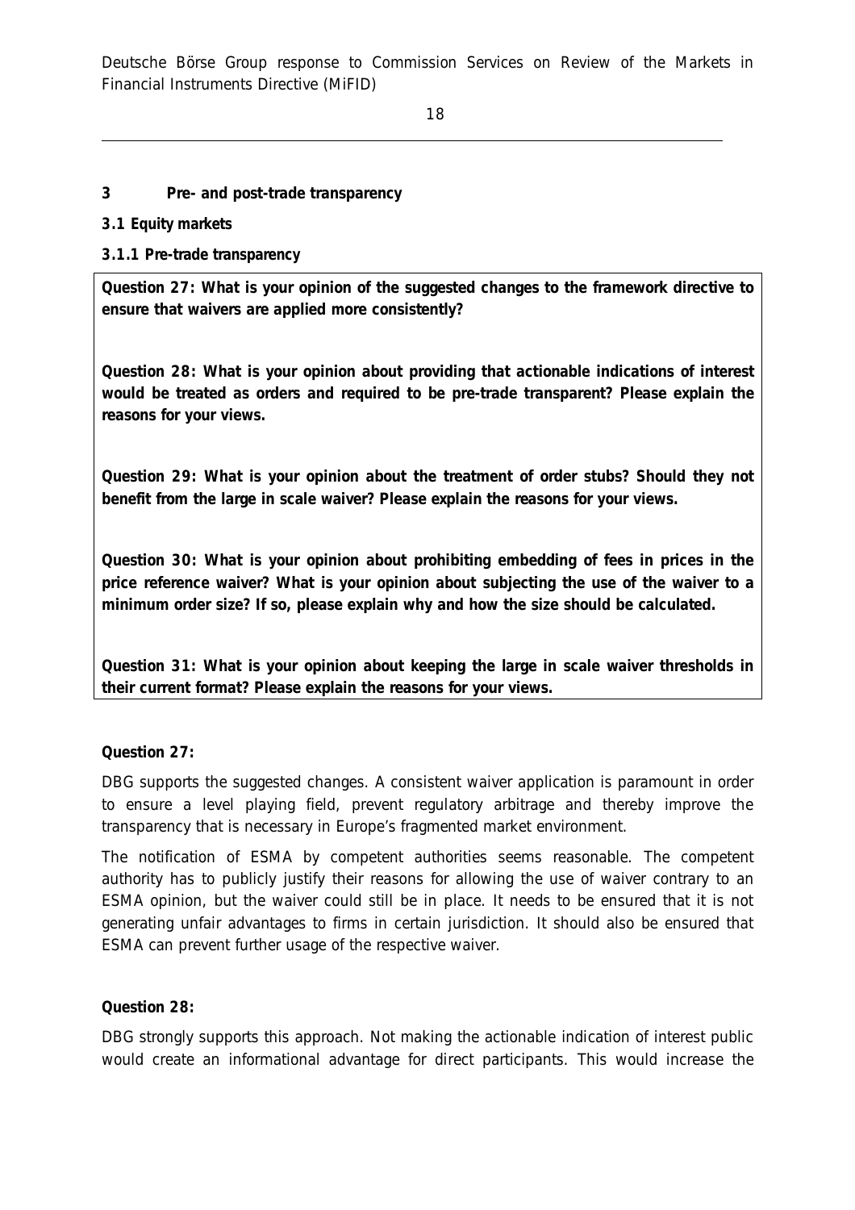## 3 Pre- and post-trade transparency

### 3.1 Equity markets

#### 3.1.1 Pre-trade transparency

**Question 27: What is your opinion of the suggested changes to the framework directive to ensure that waivers are applied more consistently?**

**Question 28: What is your opinion about providing that actionable indications of interest would be treated as orders and required to be pre-trade transparent? Please explain the reasons for your views.**

**Question 29: What is your opinion about the treatment of order stubs? Should they not benefit from the large in scale waiver? Please explain the reasons for your views.**

**Question 30: What is your opinion about prohibiting embedding of fees in prices in the price reference waiver? What is your opinion about subjecting the use of the waiver to a minimum order size? If so, please explain why and how the size should be calculated.**

**Question 31: What is your opinion about keeping the large in scale waiver thresholds in their current format? Please explain the reasons for your views.**

**Question 27:**

DBG supports the suggested changes. A consistent waiver application is paramount in order to ensure a level playing field, prevent regulatory arbitrage and thereby improve the transparency that is necessary in Europe's fragmented market environment.

The notification of ESMA by competent authorities seems reasonable. The competent authority has to publicly justify their reasons for allowing the use of waiver contrary to an ESMA opinion, but the waiver could still be in place. It needs to be ensured that it is not generating unfair advantages to firms in certain jurisdiction. It should also be ensured that ESMA can prevent further usage of the respective waiver.

**Question 28:**

DBG strongly supports this approach. Not making the actionable indication of interest public would create an informational advantage for direct participants. This would increase the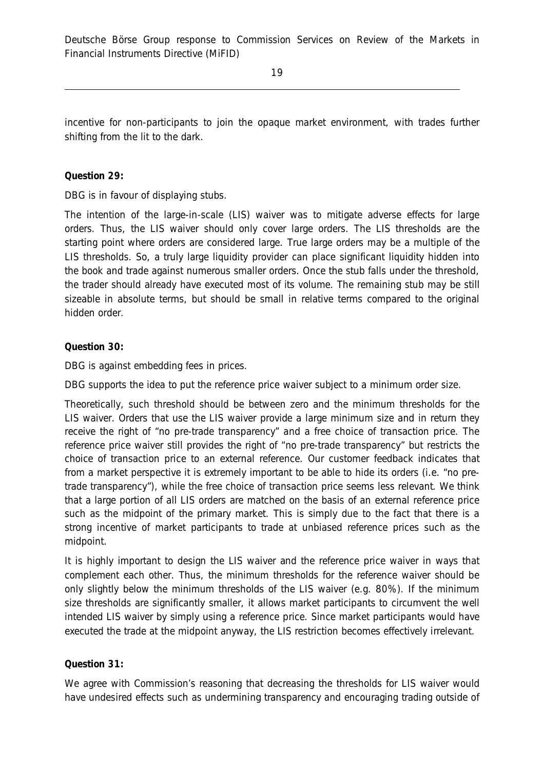incentive for non-participants to join the opaque market environment, with trades further shifting from the lit to the dark.

**Question 29:**

DBG is in favour of displaying stubs.

The intention of the large-in-scale (LIS) waiver was to mitigate adverse effects for large orders. Thus, the LIS waiver should only cover large orders. The LIS thresholds are the starting point where orders are considered large. True large orders may be a multiple of the LIS thresholds. So, a truly large liquidity provider can place significant liquidity hidden into the book and trade against numerous smaller orders. Once the stub falls under the threshold, the trader should already have executed most of its volume. The remaining stub may be still sizeable in absolute terms, but should be small in relative terms compared to the original hidden order.

**Question 30:**

DBG is against embedding fees in prices.

DBG supports the idea to put the reference price waiver subject to a minimum order size.

Theoretically, such threshold should be between zero and the minimum thresholds for the LIS waiver. Orders that use the LIS waiver provide a large minimum size and in return they receive the right of "no pre-trade transparency" and a free choice of transaction price. The reference price waiver still provides the right of "no pre-trade transparency" but restricts the choice of transaction price to an external reference. Our customer feedback indicates that from a market perspective it is extremely important to be able to hide its orders (i.e. "no pre-trade transparency"), while the free choice of transaction price seems less relevant. We think that a large portion of all LIS orders are matched on the basis of an external reference price such as the midpoint of the primary market. This is simply due to the fact that there is a strong incentive of market participants to trade at unbiased reference prices such as the midpoint.

It is highly important to design the LIS waiver and the reference price waiver in ways that complement each other. Thus, the minimum thresholds for the reference waiver should be only slightly below the minimum thresholds of the LIS waiver (e.g. 80%). If the minimum size thresholds are significantly smaller, it allows market participants to circumvent the well intended LIS waiver by simply using a reference price. Since market participants would have executed the trade at the midpoint anyway, the LIS restriction becomes effectively irrelevant.

**Question 31:**

We agree with Commission's reasoning that decreasing the thresholds for LIS waiver would have undesired effects such as undermining transparency and encouraging trading outside of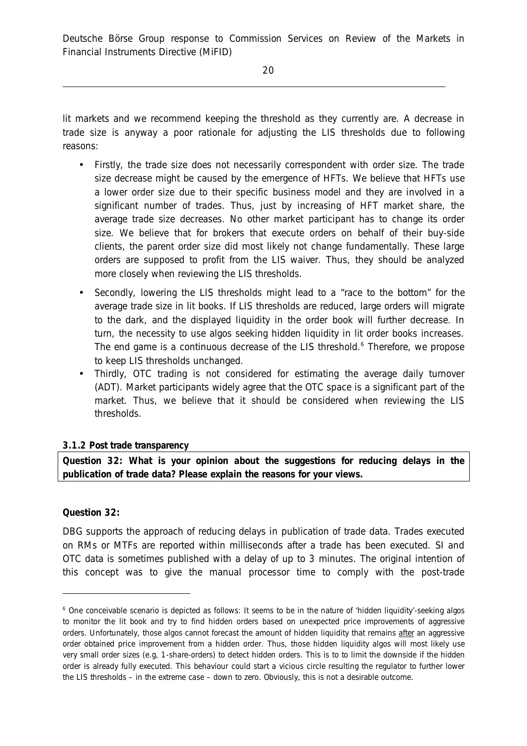lit markets and we recommend keeping the threshold as they currently are. A decrease in trade size is anyway a poor rationale for adjusting the LIS thresholds due to following reasons:

- Firstly, the trade size does not necessarily correspondent with order size. The trade size decrease might be caused by the emergence of HFTs. We believe that HFTs use a lower order size due to their specific business model and they are involved in a significant number of trades. Thus, just by increasing of HFT market share, the average trade size decreases. No other market participant has to change its order size. We believe that for brokers that execute orders on behalf of their buy-side clients, the parent order size did most likely not change fundamentally. These large orders are supposed to profit from the LIS waiver. Thus, they should be analyzed more closely when reviewing the LIS thresholds.
- Secondly, lowering the LIS thresholds might lead to a "race to the bottom" for the average trade size in lit books. If LIS thresholds are reduced, large orders will migrate to the dark, and the displayed liquidity in the order book will further decrease. In turn, the necessity to use algos seeking hidden liquidity in lit order books increases. The end game is a continuous decrease of the LIS threshold.[6] Therefore, we propose to keep LIS thresholds unchanged.
- Thirdly, OTC trading is not considered for estimating the average daily turnover (ADT). Market participants widely agree that the OTC space is a significant part of the market. Thus, we believe that it should be considered when reviewing the LIS thresholds.

**3.1.2 Post trade transparency**

**Question 32: What is your opinion about the suggestions for reducing delays in the publication of trade data? Please explain the reasons for your views.**

**Question 32:**

DBG supports the approach of reducing delays in publication of trade data. Trades executed on RMs or MTFs are reported within milliseconds after a trade has been executed. SI and OTC data is sometimes published with a delay of up to 3 minutes. The original intention of this concept was to give the manual processor time to comply with the post-trade

---

[6] One conceivable scenario is depicted as follows: It seems to be in the nature of 'hidden liquidity'-seeking algos to monitor the lit book and try to find hidden orders based on unexpected price improvements of aggressive orders. Unfortunately, those algos cannot forecast the amount of hidden liquidity that remains after an aggressive order obtained price improvement from a hidden order. Thus, those hidden liquidity algos will most likely use very small order sizes (e.g, 1-share-orders) to detect hidden orders. This is to to limit the downside if the hidden order is already fully executed. This behaviour could start a vicious circle resulting the regulator to further lower the LIS thresholds – in the extreme case – down to zero. Obviously, this is not a desirable outcome.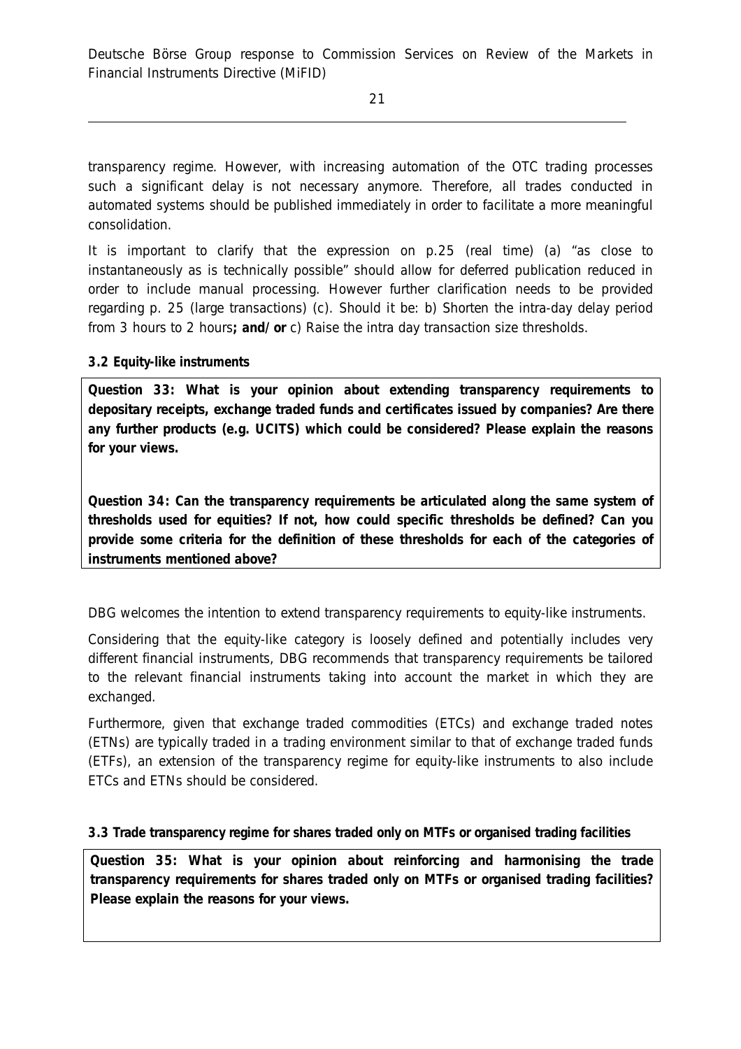transparency regime. However, with increasing automation of the OTC trading processes such a significant delay is not necessary anymore. Therefore, all trades conducted in automated systems should be published immediately in order to facilitate a more meaningful consolidation.

It is important to clarify that the expression on p.25 (real time) (a) "as close to instantaneously as is technically possible" should allow for deferred publication reduced in order to include manual processing. However further clarification needs to be provided regarding p. 25 (large transactions) (c). Should it be: b) Shorten the intra-day delay period from 3 hours to 2 hours**; and/or** c) Raise the intra day transaction size thresholds.

### 3.2 Equity-like instruments

**Question 33: What is your opinion about extending transparency requirements to depositary receipts, exchange traded funds and certificates issued by companies? Are there any further products (e.g. UCITS) which could be considered? Please explain the reasons for your views.**

**Question 34: Can the transparency requirements be articulated along the same system of thresholds used for equities? If not, how could specific thresholds be defined? Can you provide some criteria for the definition of these thresholds for each of the categories of instruments mentioned above?**

DBG welcomes the intention to extend transparency requirements to equity-like instruments.

Considering that the equity-like category is loosely defined and potentially includes very different financial instruments, DBG recommends that transparency requirements be tailored to the relevant financial instruments taking into account the market in which they are exchanged.

Furthermore, given that exchange traded commodities (ETCs) and exchange traded notes (ETNs) are typically traded in a trading environment similar to that of exchange traded funds (ETFs), an extension of the transparency regime for equity-like instruments to also include ETCs and ETNs should be considered.

### 3.3 Trade transparency regime for shares traded only on MTFs or organised trading facilities

**Question 35: What is your opinion about reinforcing and harmonising the trade transparency requirements for shares traded only on MTFs or organised trading facilities? Please explain the reasons for your views.**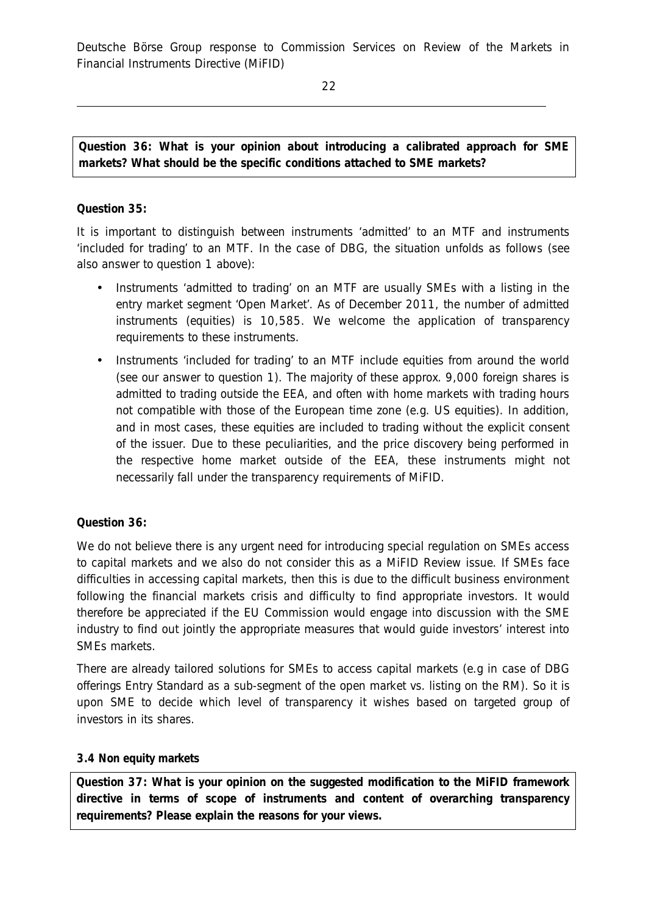**Question 36: What is your opinion about introducing a calibrated approach for SME markets? What should be the specific conditions attached to SME markets?**

**Question 35:**

It is important to distinguish between instruments 'admitted' to an MTF and instruments 'included for trading' to an MTF. In the case of DBG, the situation unfolds as follows (see also answer to question 1 above):

- Instruments 'admitted to trading' on an MTF are usually SMEs with a listing in the entry market segment 'Open Market'. As of December 2011, the number of admitted instruments (equities) is 10,585. We welcome the application of transparency requirements to these instruments.
- Instruments 'included for trading' to an MTF include equities from around the world (see our answer to question 1). The majority of these approx. 9,000 foreign shares is admitted to trading outside the EEA, and often with home markets with trading hours not compatible with those of the European time zone (e.g. US equities). In addition, and in most cases, these equities are included to trading without the explicit consent of the issuer. Due to these peculiarities, and the price discovery being performed in the respective home market outside of the EEA, these instruments might not necessarily fall under the transparency requirements of MiFID.

**Question 36:**

We do not believe there is any urgent need for introducing special regulation on SMEs access to capital markets and we also do not consider this as a MiFID Review issue. If SMEs face difficulties in accessing capital markets, then this is due to the difficult business environment following the financial markets crisis and difficulty to find appropriate investors. It would therefore be appreciated if the EU Commission would engage into discussion with the SME industry to find out jointly the appropriate measures that would guide investors' interest into SMEs markets.

There are already tailored solutions for SMEs to access capital markets (e.g in case of DBG offerings Entry Standard as a sub-segment of the open market vs. listing on the RM). So it is upon SME to decide which level of transparency it wishes based on targeted group of investors in its shares.

**3.4 Non equity markets**

**Question 37: What is your opinion on the suggested modification to the MiFID framework directive in terms of scope of instruments and content of overarching transparency requirements? Please explain the reasons for your views.**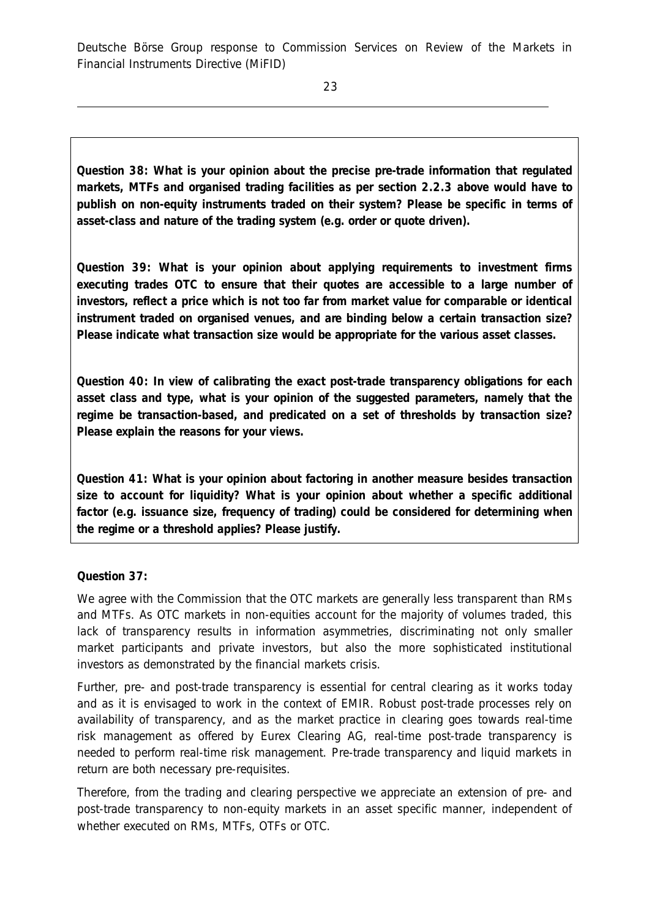**Question 38: What is your opinion about the precise pre-trade information that regulated markets, MTFs and organised trading facilities as per section 2.2.3 above would have to publish on non-equity instruments traded on their system? Please be specific in terms of asset-class and nature of the trading system (e.g. order or quote driven).**

**Question 39: What is your opinion about applying requirements to investment firms executing trades OTC to ensure that their quotes are accessible to a large number of investors, reflect a price which is not too far from market value for comparable or identical instrument traded on organised venues, and are binding below a certain transaction size? Please indicate what transaction size would be appropriate for the various asset classes.**

**Question 40: In view of calibrating the exact post-trade transparency obligations for each asset class and type, what is your opinion of the suggested parameters, namely that the regime be transaction-based, and predicated on a set of thresholds by transaction size? Please explain the reasons for your views.**

**Question 41: What is your opinion about factoring in another measure besides transaction size to account for liquidity? What is your opinion about whether a specific additional factor (e.g. issuance size, frequency of trading) could be considered for determining when the regime or a threshold applies? Please justify.**

**Question 37:**

We agree with the Commission that the OTC markets are generally less transparent than RMs and MTFs. As OTC markets in non-equities account for the majority of volumes traded, this lack of transparency results in information asymmetries, discriminating not only smaller market participants and private investors, but also the more sophisticated institutional investors as demonstrated by the financial markets crisis.

Further, pre- and post-trade transparency is essential for central clearing as it works today and as it is envisaged to work in the context of EMIR. Robust post-trade processes rely on availability of transparency, and as the market practice in clearing goes towards real-time risk management as offered by Eurex Clearing AG, real-time post-trade transparency is needed to perform real-time risk management. Pre-trade transparency and liquid markets in return are both necessary pre-requisites.

Therefore, from the trading and clearing perspective we appreciate an extension of pre- and post-trade transparency to non-equity markets in an asset specific manner, independent of whether executed on RMs, MTFs, OTFs or OTC.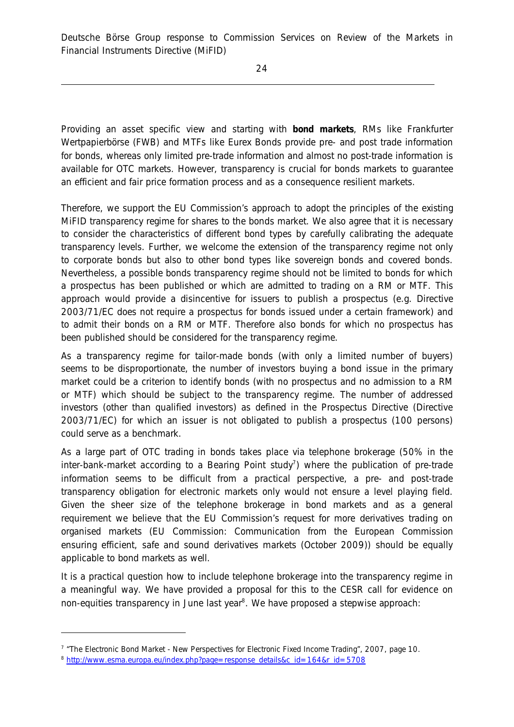Providing an asset specific view and starting with **bond markets**, RMs like Frankfurter Wertpapierbörse (FWB) and MTFs like Eurex Bonds provide pre- and post trade information for bonds, whereas only limited pre-trade information and almost no post-trade information is available for OTC markets. However, transparency is crucial for bonds markets to guarantee an efficient and fair price formation process and as a consequence resilient markets.

Therefore, we support the EU Commission's approach to adopt the principles of the existing MiFID transparency regime for shares to the bonds market. We also agree that it is necessary to consider the characteristics of different bond types by carefully calibrating the adequate transparency levels. Further, we welcome the extension of the transparency regime not only to corporate bonds but also to other bond types like sovereign bonds and covered bonds. Nevertheless, a possible bonds transparency regime should not be limited to bonds for which a prospectus has been published or which are admitted to trading on a RM or MTF. This approach would provide a disincentive for issuers to publish a prospectus (e.g. Directive 2003/71/EC does not require a prospectus for bonds issued under a certain framework) and to admit their bonds on a RM or MTF. Therefore also bonds for which no prospectus has been published should be considered for the transparency regime.

As a transparency regime for tailor-made bonds (with only a limited number of buyers) seems to be disproportionate, the number of investors buying a bond issue in the primary market could be a criterion to identify bonds (with no prospectus and no admission to a RM or MTF) which should be subject to the transparency regime. The number of addressed investors (other than qualified investors) as defined in the Prospectus Directive (Directive 2003/71/EC) for which an issuer is not obligated to publish a prospectus (100 persons) could serve as a benchmark.

As a large part of OTC trading in bonds takes place via telephone brokerage (50% in the inter-bank-market according to a Bearing Point study[7]) where the publication of pre-trade information seems to be difficult from a practical perspective, a pre- and post-trade transparency obligation for electronic markets only would not ensure a level playing field. Given the sheer size of the telephone brokerage in bond markets and as a general requirement we believe that the EU Commission's request for more derivatives trading on organised markets (EU Commission: Communication from the European Commission ensuring efficient, safe and sound derivatives markets (October 2009)) should be equally applicable to bond markets as well.

It is a practical question how to include telephone brokerage into the transparency regime in a meaningful way. We have provided a proposal for this to the CESR call for evidence on non-equities transparency in June last year[8]. We have proposed a stepwise approach:

---

[7] "The Electronic Bond Market - New Perspectives for Electronic Fixed Income Trading", 2007, page 10.

[8] http://www.esma.europa.eu/index.php?page=response_details&c_id=164&r_id=5708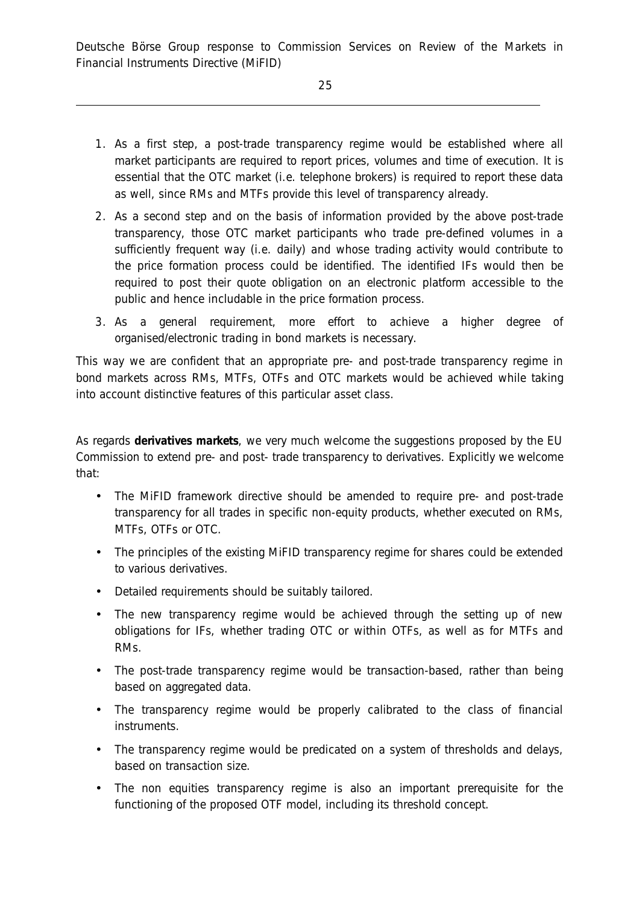1. As a first step, a post-trade transparency regime would be established where all market participants are required to report prices, volumes and time of execution. It is essential that the OTC market (i.e. telephone brokers) is required to report these data as well, since RMs and MTFs provide this level of transparency already.
2. As a second step and on the basis of information provided by the above post-trade transparency, those OTC market participants who trade pre-defined volumes in a sufficiently frequent way (i.e. daily) and whose trading activity would contribute to the price formation process could be identified. The identified IFs would then be required to post their quote obligation on an electronic platform accessible to the public and hence includable in the price formation process.
3. As a general requirement, more effort to achieve a higher degree of organised/electronic trading in bond markets is necessary.

This way we are confident that an appropriate pre- and post-trade transparency regime in bond markets across RMs, MTFs, OTFs and OTC markets would be achieved while taking into account distinctive features of this particular asset class.

As regards **derivatives markets**, we very much welcome the suggestions proposed by the EU Commission to extend pre- and post- trade transparency to derivatives. Explicitly we welcome that:

- The MiFID framework directive should be amended to require pre- and post-trade transparency for all trades in specific non-equity products, whether executed on RMs, MTFs, OTFs or OTC.
- The principles of the existing MiFID transparency regime for shares could be extended to various derivatives.
- Detailed requirements should be suitably tailored.
- The new transparency regime would be achieved through the setting up of new obligations for IFs, whether trading OTC or within OTFs, as well as for MTFs and RMs.
- The post-trade transparency regime would be transaction-based, rather than being based on aggregated data.
- The transparency regime would be properly calibrated to the class of financial instruments.
- The transparency regime would be predicated on a system of thresholds and delays, based on transaction size.
- The non equities transparency regime is also an important prerequisite for the functioning of the proposed OTF model, including its threshold concept.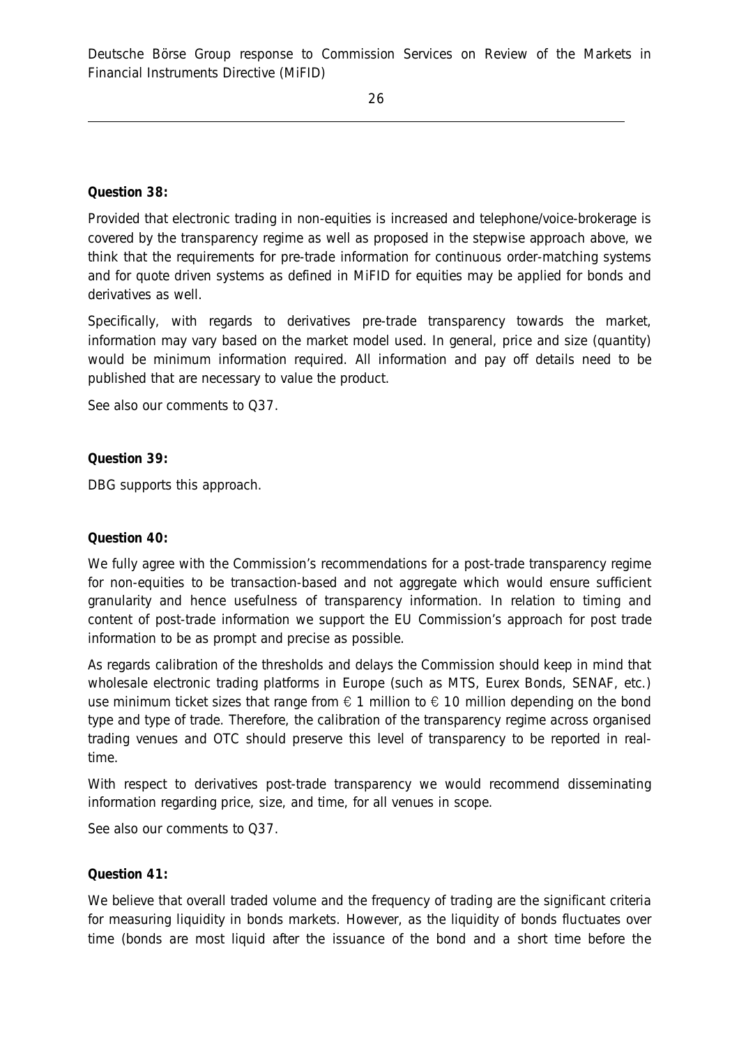**Question 38:**

Provided that electronic trading in non-equities is increased and telephone/voice-brokerage is covered by the transparency regime as well as proposed in the stepwise approach above, we think that the requirements for pre-trade information for continuous order-matching systems and for quote driven systems as defined in MiFID for equities may be applied for bonds and derivatives as well.

Specifically, with regards to derivatives pre-trade transparency towards the market, information may vary based on the market model used. In general, price and size (quantity) would be minimum information required. All information and pay off details need to be published that are necessary to value the product.

See also our comments to Q37.

**Question 39:**

DBG supports this approach.

**Question 40:**

We fully agree with the Commission's recommendations for a post-trade transparency regime for non-equities to be transaction-based and not aggregate which would ensure sufficient granularity and hence usefulness of transparency information. In relation to timing and content of post-trade information we support the EU Commission's approach for post trade information to be as prompt and precise as possible.

As regards calibration of the thresholds and delays the Commission should keep in mind that wholesale electronic trading platforms in Europe (such as MTS, Eurex Bonds, SENAF, etc.) use minimum ticket sizes that range from € 1 million to € 10 million depending on the bond type and type of trade. Therefore, the calibration of the transparency regime across organised trading venues and OTC should preserve this level of transparency to be reported in real-time.

With respect to derivatives post-trade transparency we would recommend disseminating information regarding price, size, and time, for all venues in scope.

See also our comments to Q37.

**Question 41:**

We believe that overall traded volume and the frequency of trading are the significant criteria for measuring liquidity in bonds markets. However, as the liquidity of bonds fluctuates over time (bonds are most liquid after the issuance of the bond and a short time before the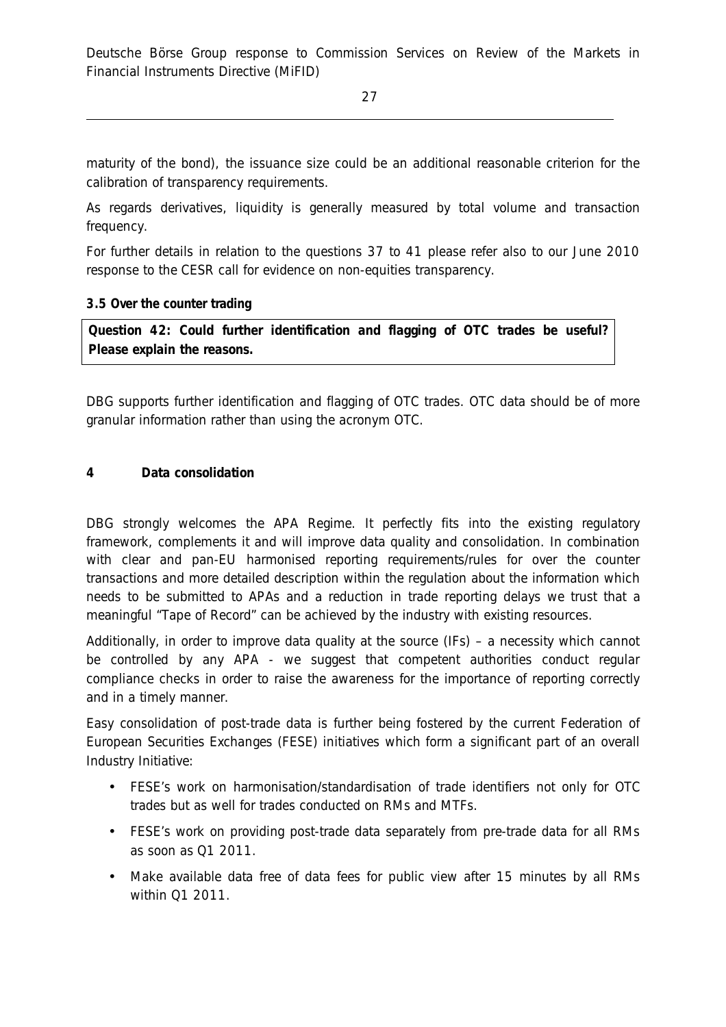maturity of the bond), the issuance size could be an additional reasonable criterion for the calibration of transparency requirements.

As regards derivatives, liquidity is generally measured by total volume and transaction frequency.

For further details in relation to the questions 37 to 41 please refer also to our June 2010 response to the CESR call for evidence on non-equities transparency.

### 3.5 Over the counter trading

**Question 42: Could further identification and flagging of OTC trades be useful? Please explain the reasons.**

DBG supports further identification and flagging of OTC trades. OTC data should be of more granular information rather than using the acronym OTC.

## 4 Data consolidation

DBG strongly welcomes the APA Regime. It perfectly fits into the existing regulatory framework, complements it and will improve data quality and consolidation. In combination with clear and pan-EU harmonised reporting requirements/rules for over the counter transactions and more detailed description within the regulation about the information which needs to be submitted to APAs and a reduction in trade reporting delays we trust that a meaningful "Tape of Record" can be achieved by the industry with existing resources.

Additionally, in order to improve data quality at the source (IFs) – a necessity which cannot be controlled by any APA - we suggest that competent authorities conduct regular compliance checks in order to raise the awareness for the importance of reporting correctly and in a timely manner.

Easy consolidation of post-trade data is further being fostered by the current Federation of European Securities Exchanges (FESE) initiatives which form a significant part of an overall Industry Initiative:

- FESE's work on harmonisation/standardisation of trade identifiers not only for OTC trades but as well for trades conducted on RMs and MTFs.
- FESE's work on providing post-trade data separately from pre-trade data for all RMs as soon as Q1 2011.
- Make available data free of data fees for public view after 15 minutes by all RMs within Q1 2011.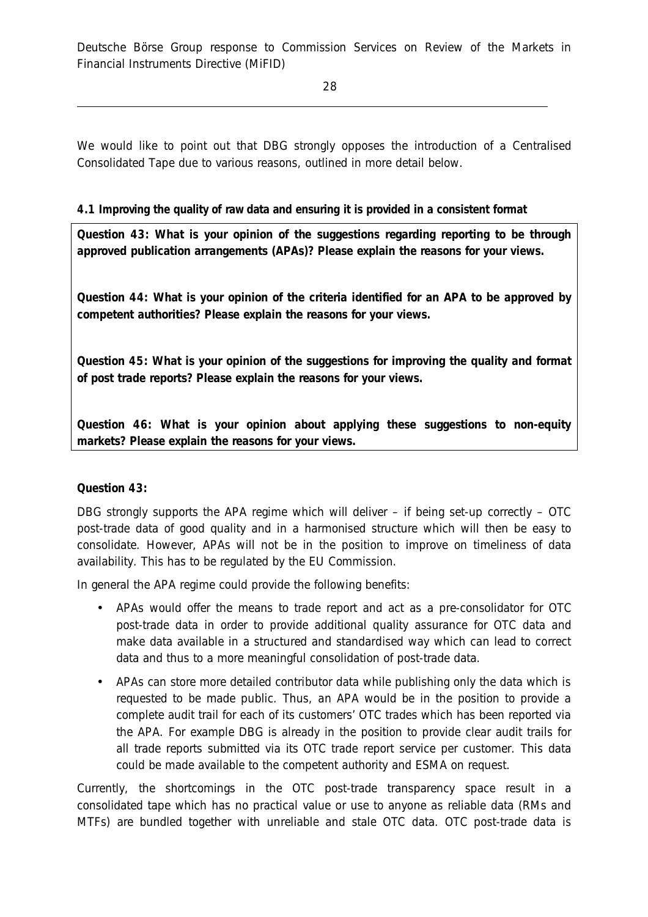We would like to point out that DBG strongly opposes the introduction of a Centralised Consolidated Tape due to various reasons, outlined in more detail below.

**4.1 Improving the quality of raw data and ensuring it is provided in a consistent format**

**Question 43: What is your opinion of the suggestions regarding reporting to be through approved publication arrangements (APAs)? Please explain the reasons for your views.**

**Question 44: What is your opinion of the criteria identified for an APA to be approved by competent authorities? Please explain the reasons for your views.**

**Question 45: What is your opinion of the suggestions for improving the quality and format of post trade reports? Please explain the reasons for your views.**

**Question 46: What is your opinion about applying these suggestions to non-equity markets? Please explain the reasons for your views.**

**Question 43:**

DBG strongly supports the APA regime which will deliver – if being set-up correctly – OTC post-trade data of good quality and in a harmonised structure which will then be easy to consolidate. However, APAs will not be in the position to improve on timeliness of data availability. This has to be regulated by the EU Commission.

In general the APA regime could provide the following benefits:

- APAs would offer the means to trade report and act as a pre-consolidator for OTC post-trade data in order to provide additional quality assurance for OTC data and make data available in a structured and standardised way which can lead to correct data and thus to a more meaningful consolidation of post-trade data.
- APAs can store more detailed contributor data while publishing only the data which is requested to be made public. Thus, an APA would be in the position to provide a complete audit trail for each of its customers' OTC trades which has been reported via the APA. For example DBG is already in the position to provide clear audit trails for all trade reports submitted via its OTC trade report service per customer. This data could be made available to the competent authority and ESMA on request.

Currently, the shortcomings in the OTC post-trade transparency space result in a consolidated tape which has no practical value or use to anyone as reliable data (RMs and MTFs) are bundled together with unreliable and stale OTC data. OTC post-trade data is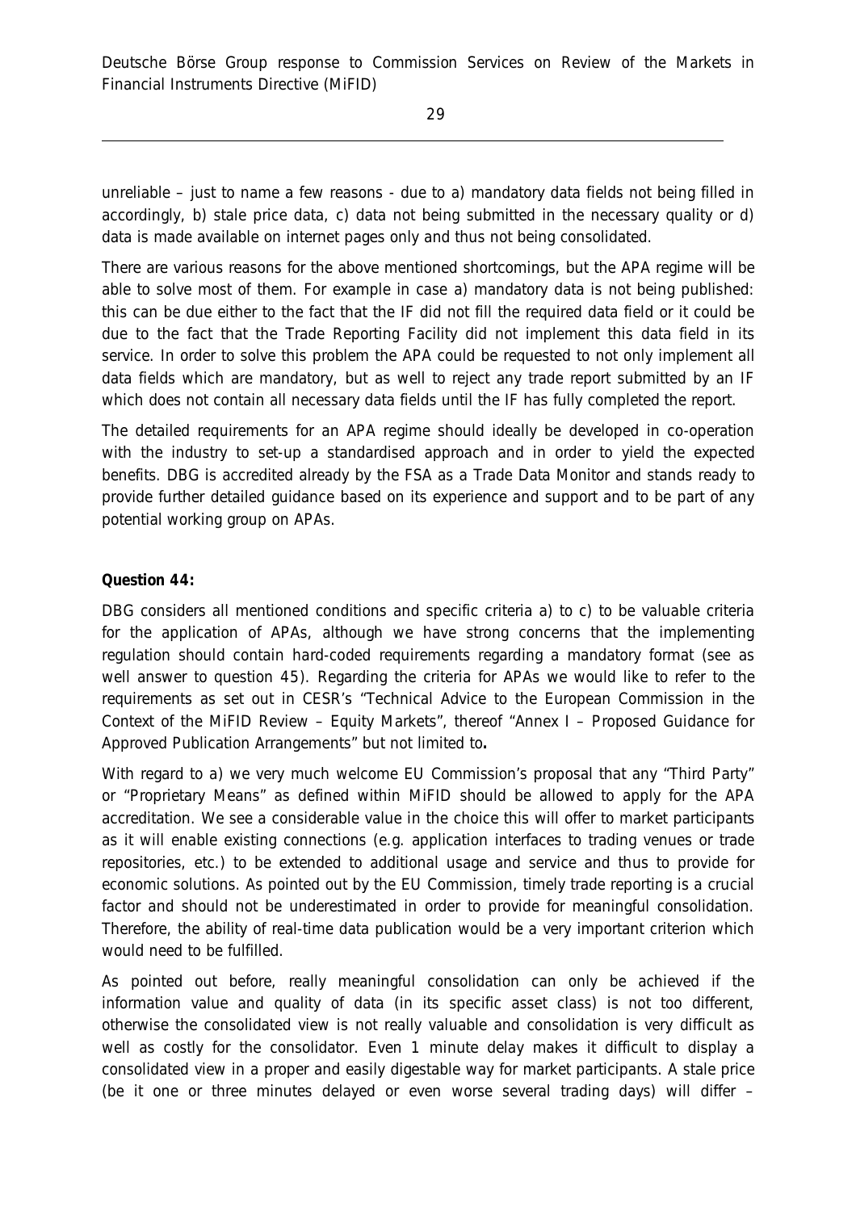unreliable – just to name a few reasons - due to a) mandatory data fields not being filled in accordingly, b) stale price data, c) data not being submitted in the necessary quality or d) data is made available on internet pages only and thus not being consolidated.

There are various reasons for the above mentioned shortcomings, but the APA regime will be able to solve most of them. For example in case a) mandatory data is not being published: this can be due either to the fact that the IF did not fill the required data field or it could be due to the fact that the Trade Reporting Facility did not implement this data field in its service. In order to solve this problem the APA could be requested to not only implement all data fields which are mandatory, but as well to reject any trade report submitted by an IF which does not contain all necessary data fields until the IF has fully completed the report.

The detailed requirements for an APA regime should ideally be developed in co-operation with the industry to set-up a standardised approach and in order to yield the expected benefits. DBG is accredited already by the FSA as a Trade Data Monitor and stands ready to provide further detailed guidance based on its experience and support and to be part of any potential working group on APAs.

**Question 44:**

DBG considers all mentioned conditions and specific criteria a) to c) to be valuable criteria for the application of APAs, although we have strong concerns that the implementing regulation should contain hard-coded requirements regarding a mandatory format (see as well answer to question 45). Regarding the criteria for APAs we would like to refer to the requirements as set out in CESR's "Technical Advice to the European Commission in the Context of the MiFID Review – Equity Markets", thereof "Annex I – Proposed Guidance for Approved Publication Arrangements" but not limited to**.**

With regard to a) we very much welcome EU Commission's proposal that any "Third Party" or "Proprietary Means" as defined within MiFID should be allowed to apply for the APA accreditation. We see a considerable value in the choice this will offer to market participants as it will enable existing connections (e.g. application interfaces to trading venues or trade repositories, etc.) to be extended to additional usage and service and thus to provide for economic solutions. As pointed out by the EU Commission, timely trade reporting is a crucial factor and should not be underestimated in order to provide for meaningful consolidation. Therefore, the ability of real-time data publication would be a very important criterion which would need to be fulfilled.

As pointed out before, really meaningful consolidation can only be achieved if the information value and quality of data (in its specific asset class) is not too different, otherwise the consolidated view is not really valuable and consolidation is very difficult as well as costly for the consolidator. Even 1 minute delay makes it difficult to display a consolidated view in a proper and easily digestable way for market participants. A stale price (be it one or three minutes delayed or even worse several trading days) will differ –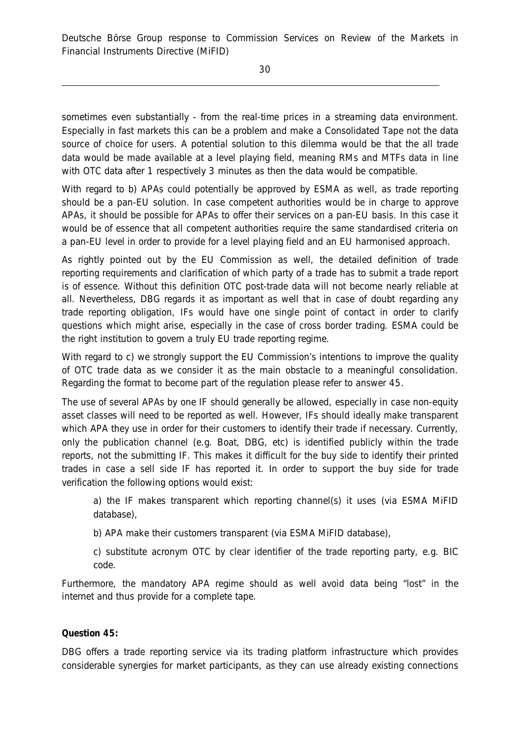sometimes even substantially - from the real-time prices in a streaming data environment. Especially in fast markets this can be a problem and make a Consolidated Tape not the data source of choice for users. A potential solution to this dilemma would be that the all trade data would be made available at a level playing field, meaning RMs and MTFs data in line with OTC data after 1 respectively 3 minutes as then the data would be compatible.

With regard to b) APAs could potentially be approved by ESMA as well, as trade reporting should be a pan-EU solution. In case competent authorities would be in charge to approve APAs, it should be possible for APAs to offer their services on a pan-EU basis. In this case it would be of essence that all competent authorities require the same standardised criteria on a pan-EU level in order to provide for a level playing field and an EU harmonised approach.

As rightly pointed out by the EU Commission as well, the detailed definition of trade reporting requirements and clarification of which party of a trade has to submit a trade report is of essence. Without this definition OTC post-trade data will not become nearly reliable at all. Nevertheless, DBG regards it as important as well that in case of doubt regarding any trade reporting obligation, IFs would have one single point of contact in order to clarify questions which might arise, especially in the case of cross border trading. ESMA could be the right institution to govern a truly EU trade reporting regime.

With regard to c) we strongly support the EU Commission's intentions to improve the quality of OTC trade data as we consider it as the main obstacle to a meaningful consolidation. Regarding the format to become part of the regulation please refer to answer 45.

The use of several APAs by one IF should generally be allowed, especially in case non-equity asset classes will need to be reported as well. However, IFs should ideally make transparent which APA they use in order for their customers to identify their trade if necessary. Currently, only the publication channel (e.g. Boat, DBG, etc) is identified publicly within the trade reports, not the submitting IF. This makes it difficult for the buy side to identify their printed trades in case a sell side IF has reported it. In order to support the buy side for trade verification the following options would exist:

a) the IF makes transparent which reporting channel(s) it uses (via ESMA MiFID database),

b) APA make their customers transparent (via ESMA MiFID database),

c) substitute acronym OTC by clear identifier of the trade reporting party, e.g. BIC code.

Furthermore, the mandatory APA regime should as well avoid data being "lost" in the internet and thus provide for a complete tape.

**Question 45:**

DBG offers a trade reporting service via its trading platform infrastructure which provides considerable synergies for market participants, as they can use already existing connections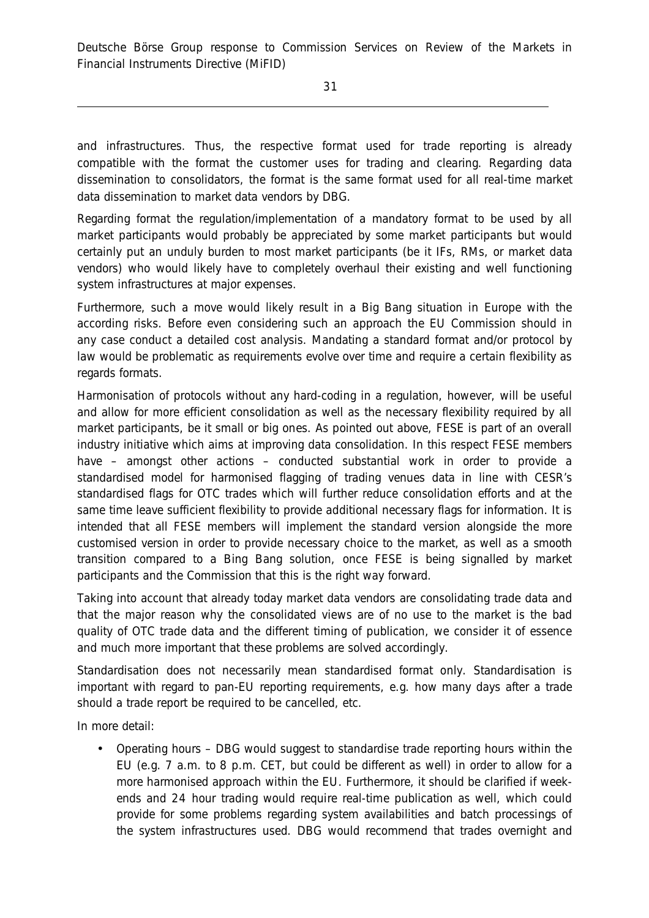and infrastructures. Thus, the respective format used for trade reporting is already compatible with the format the customer uses for trading and clearing. Regarding data dissemination to consolidators, the format is the same format used for all real-time market data dissemination to market data vendors by DBG.

Regarding format the regulation/implementation of a mandatory format to be used by all market participants would probably be appreciated by some market participants but would certainly put an unduly burden to most market participants (be it IFs, RMs, or market data vendors) who would likely have to completely overhaul their existing and well functioning system infrastructures at major expenses.

Furthermore, such a move would likely result in a Big Bang situation in Europe with the according risks. Before even considering such an approach the EU Commission should in any case conduct a detailed cost analysis. Mandating a standard format and/or protocol by law would be problematic as requirements evolve over time and require a certain flexibility as regards formats.

Harmonisation of protocols without any hard-coding in a regulation, however, will be useful and allow for more efficient consolidation as well as the necessary flexibility required by all market participants, be it small or big ones. As pointed out above, FESE is part of an overall industry initiative which aims at improving data consolidation. In this respect FESE members have – amongst other actions – conducted substantial work in order to provide a standardised model for harmonised flagging of trading venues data in line with CESR's standardised flags for OTC trades which will further reduce consolidation efforts and at the same time leave sufficient flexibility to provide additional necessary flags for information. It is intended that all FESE members will implement the standard version alongside the more customised version in order to provide necessary choice to the market, as well as a smooth transition compared to a Bing Bang solution, once FESE is being signalled by market participants and the Commission that this is the right way forward.

Taking into account that already today market data vendors are consolidating trade data and that the major reason why the consolidated views are of no use to the market is the bad quality of OTC trade data and the different timing of publication, we consider it of essence and much more important that these problems are solved accordingly.

Standardisation does not necessarily mean standardised format only. Standardisation is important with regard to pan-EU reporting requirements, e.g. how many days after a trade should a trade report be required to be cancelled, etc.

In more detail:

- Operating hours – DBG would suggest to standardise trade reporting hours within the EU (e.g. 7 a.m. to 8 p.m. CET, but could be different as well) in order to allow for a more harmonised approach within the EU. Furthermore, it should be clarified if week-ends and 24 hour trading would require real-time publication as well, which could provide for some problems regarding system availabilities and batch processings of the system infrastructures used. DBG would recommend that trades overnight and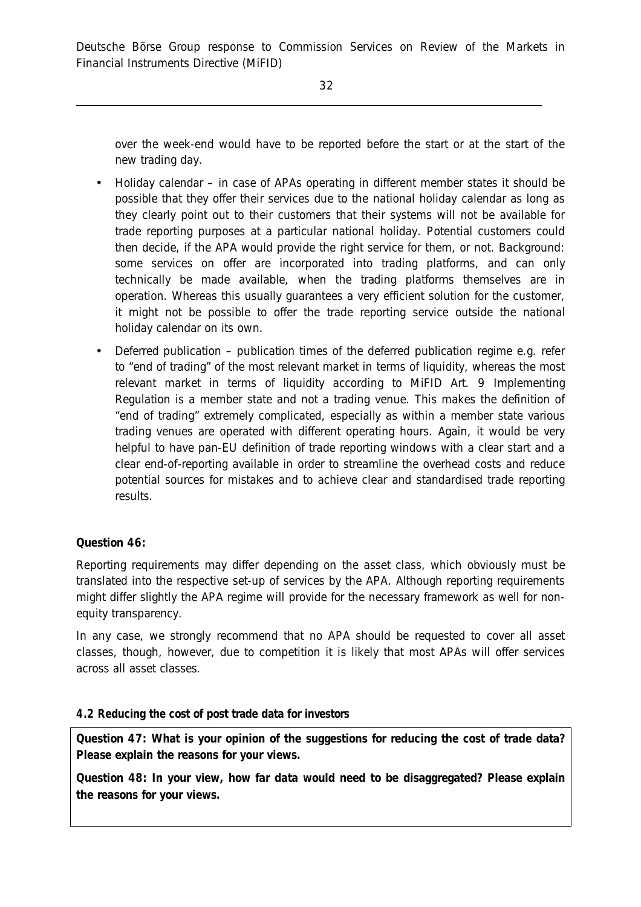over the week-end would have to be reported before the start or at the start of the new trading day.

- Holiday calendar – in case of APAs operating in different member states it should be possible that they offer their services due to the national holiday calendar as long as they clearly point out to their customers that their systems will not be available for trade reporting purposes at a particular national holiday. Potential customers could then decide, if the APA would provide the right service for them, or not. Background: some services on offer are incorporated into trading platforms, and can only technically be made available, when the trading platforms themselves are in operation. Whereas this usually guarantees a very efficient solution for the customer, it might not be possible to offer the trade reporting service outside the national holiday calendar on its own.
- Deferred publication – publication times of the deferred publication regime e.g. refer to "end of trading" of the most relevant market in terms of liquidity, whereas the most relevant market in terms of liquidity according to MiFID Art. 9 Implementing Regulation is a member state and not a trading venue. This makes the definition of "end of trading" extremely complicated, especially as within a member state various trading venues are operated with different operating hours. Again, it would be very helpful to have pan-EU definition of trade reporting windows with a clear start and a clear end-of-reporting available in order to streamline the overhead costs and reduce potential sources for mistakes and to achieve clear and standardised trade reporting results.

**Question 46:**

Reporting requirements may differ depending on the asset class, which obviously must be translated into the respective set-up of services by the APA. Although reporting requirements might differ slightly the APA regime will provide for the necessary framework as well for non-equity transparency.

In any case, we strongly recommend that no APA should be requested to cover all asset classes, though, however, due to competition it is likely that most APAs will offer services across all asset classes.

**4.2 Reducing the cost of post trade data for investors**

**Question 47: What is your opinion of the suggestions for reducing the cost of trade data? Please explain the reasons for your views.**

**Question 48: In your view, how far data would need to be disaggregated? Please explain the reasons for your views.**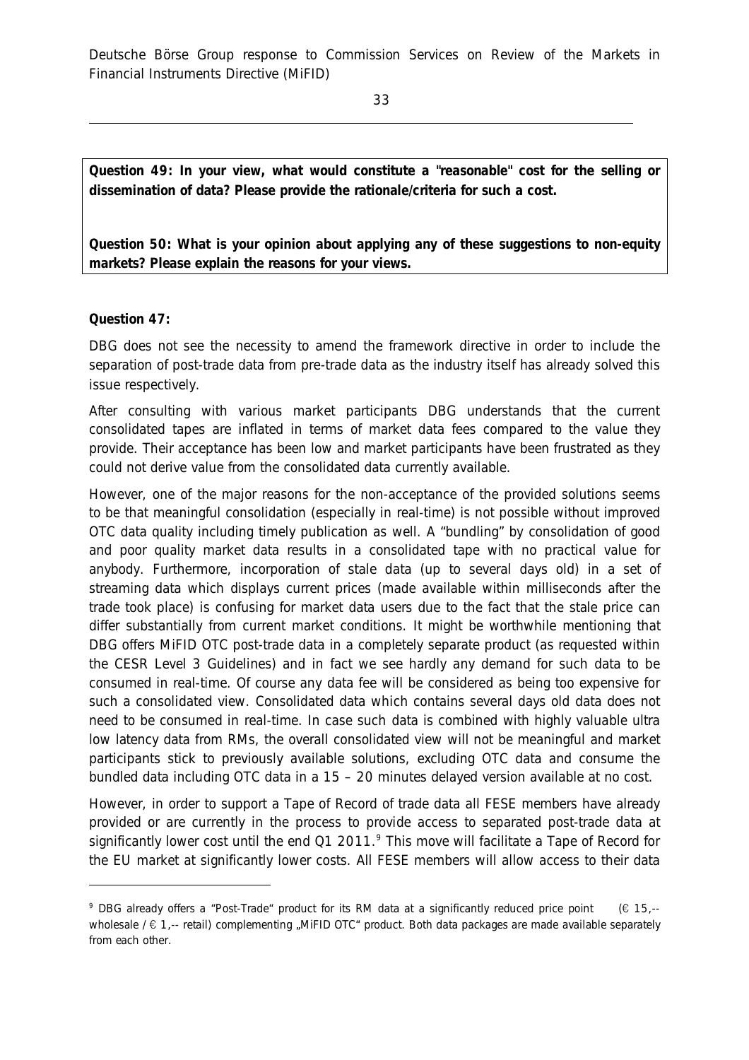**Question 49: In your view, what would constitute a "reasonable" cost for the selling or dissemination of data? Please provide the rationale/criteria for such a cost.**

**Question 50: What is your opinion about applying any of these suggestions to non-equity markets? Please explain the reasons for your views.**

**Question 47:**

DBG does not see the necessity to amend the framework directive in order to include the separation of post-trade data from pre-trade data as the industry itself has already solved this issue respectively.

After consulting with various market participants DBG understands that the current consolidated tapes are inflated in terms of market data fees compared to the value they provide. Their acceptance has been low and market participants have been frustrated as they could not derive value from the consolidated data currently available.

However, one of the major reasons for the non-acceptance of the provided solutions seems to be that meaningful consolidation (especially in real-time) is not possible without improved OTC data quality including timely publication as well. A "bundling" by consolidation of good and poor quality market data results in a consolidated tape with no practical value for anybody. Furthermore, incorporation of stale data (up to several days old) in a set of streaming data which displays current prices (made available within milliseconds after the trade took place) is confusing for market data users due to the fact that the stale price can differ substantially from current market conditions. It might be worthwhile mentioning that DBG offers MiFID OTC post-trade data in a completely separate product (as requested within the CESR Level 3 Guidelines) and in fact we see hardly any demand for such data to be consumed in real-time. Of course any data fee will be considered as being too expensive for such a consolidated view. Consolidated data which contains several days old data does not need to be consumed in real-time. In case such data is combined with highly valuable ultra low latency data from RMs, the overall consolidated view will not be meaningful and market participants stick to previously available solutions, excluding OTC data and consume the bundled data including OTC data in a 15 – 20 minutes delayed version available at no cost.

However, in order to support a Tape of Record of trade data all FESE members have already provided or are currently in the process to provide access to separated post-trade data at significantly lower cost until the end Q1 2011.[9] This move will facilitate a Tape of Record for the EU market at significantly lower costs. All FESE members will allow access to their data

[9] DBG already offers a "Post-Trade" product for its RM data at a significantly reduced price point (€ 15,-- wholesale / € 1,-- retail) complementing „MiFID OTC" product. Both data packages are made available separately from each other.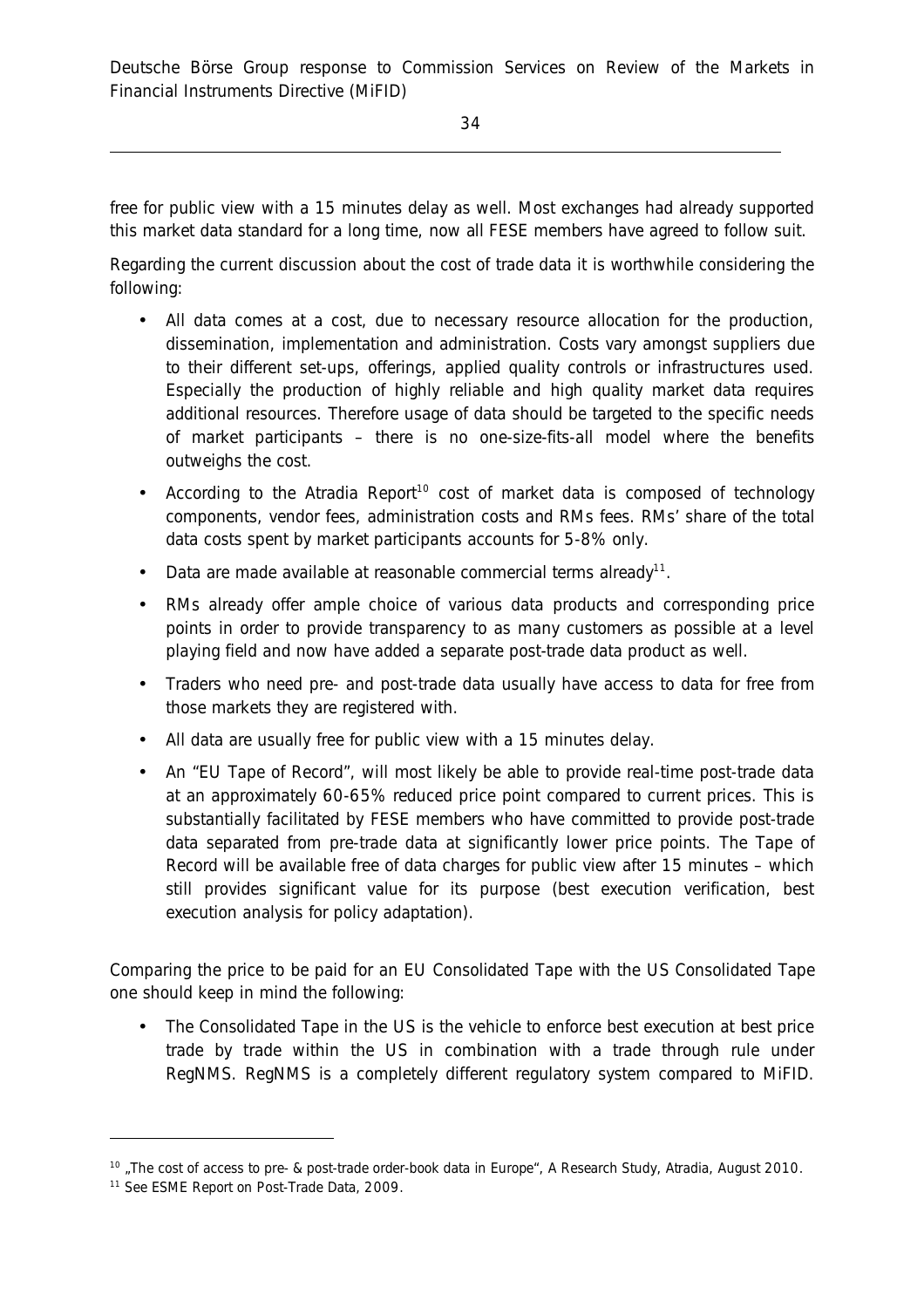free for public view with a 15 minutes delay as well. Most exchanges had already supported this market data standard for a long time, now all FESE members have agreed to follow suit.

Regarding the current discussion about the cost of trade data it is worthwhile considering the following:

- All data comes at a cost, due to necessary resource allocation for the production, dissemination, implementation and administration. Costs vary amongst suppliers due to their different set-ups, offerings, applied quality controls or infrastructures used. Especially the production of highly reliable and high quality market data requires additional resources. Therefore usage of data should be targeted to the specific needs of market participants – there is no one-size-fits-all model where the benefits outweighs the cost.
- According to the Atradia Report[10] cost of market data is composed of technology components, vendor fees, administration costs and RMs fees. RMs' share of the total data costs spent by market participants accounts for 5-8% only.
- Data are made available at reasonable commercial terms already[11].
- RMs already offer ample choice of various data products and corresponding price points in order to provide transparency to as many customers as possible at a level playing field and now have added a separate post-trade data product as well.
- Traders who need pre- and post-trade data usually have access to data for free from those markets they are registered with.
- All data are usually free for public view with a 15 minutes delay.
- An "EU Tape of Record", will most likely be able to provide real-time post-trade data at an approximately 60-65% reduced price point compared to current prices. This is substantially facilitated by FESE members who have committed to provide post-trade data separated from pre-trade data at significantly lower price points. The Tape of Record will be available free of data charges for public view after 15 minutes – which still provides significant value for its purpose (best execution verification, best execution analysis for policy adaptation).

Comparing the price to be paid for an EU Consolidated Tape with the US Consolidated Tape one should keep in mind the following:

- The Consolidated Tape in the US is the vehicle to enforce best execution at best price trade by trade within the US in combination with a trade through rule under RegNMS. RegNMS is a completely different regulatory system compared to MiFID.

---

[10] „The cost of access to pre- & post-trade order-book data in Europe", A Research Study, Atradia, August 2010.

[11] See ESME Report on Post-Trade Data, 2009.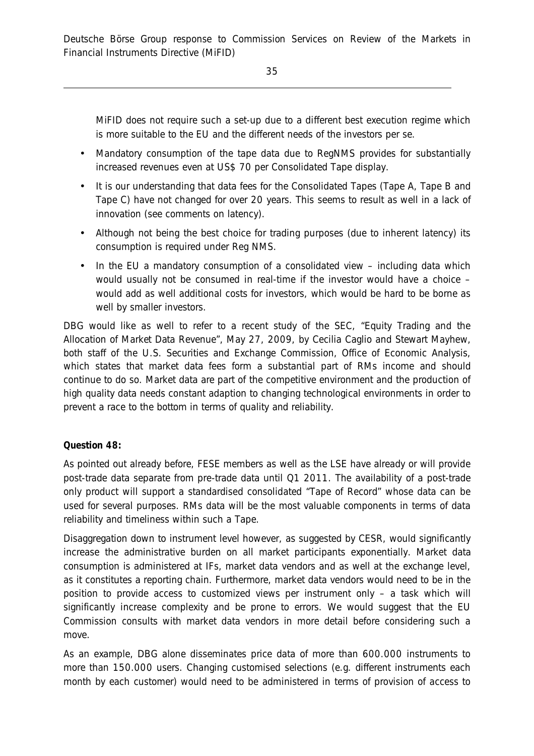MiFID does not require such a set-up due to a different best execution regime which is more suitable to the EU and the different needs of the investors per se.

- Mandatory consumption of the tape data due to RegNMS provides for substantially increased revenues even at US$ 70 per Consolidated Tape display.
- It is our understanding that data fees for the Consolidated Tapes (Tape A, Tape B and Tape C) have not changed for over 20 years. This seems to result as well in a lack of innovation (see comments on latency).
- Although not being the best choice for trading purposes (due to inherent latency) its consumption is required under Reg NMS.
- In the EU a mandatory consumption of a consolidated view – including data which would usually not be consumed in real-time if the investor would have a choice – would add as well additional costs for investors, which would be hard to be borne as well by smaller investors.

DBG would like as well to refer to a recent study of the SEC, "Equity Trading and the Allocation of Market Data Revenue", May 27, 2009, by Cecilia Caglio and Stewart Mayhew, both staff of the U.S. Securities and Exchange Commission, Office of Economic Analysis, which states that market data fees form a substantial part of RMs income and should continue to do so. Market data are part of the competitive environment and the production of high quality data needs constant adaption to changing technological environments in order to prevent a race to the bottom in terms of quality and reliability.

**Question 48:**

As pointed out already before, FESE members as well as the LSE have already or will provide post-trade data separate from pre-trade data until Q1 2011. The availability of a post-trade only product will support a standardised consolidated "Tape of Record" whose data can be used for several purposes. RMs data will be the most valuable components in terms of data reliability and timeliness within such a Tape.

Disaggregation down to instrument level however, as suggested by CESR, would significantly increase the administrative burden on all market participants exponentially. Market data consumption is administered at IFs, market data vendors and as well at the exchange level, as it constitutes a reporting chain. Furthermore, market data vendors would need to be in the position to provide access to customized views per instrument only – a task which will significantly increase complexity and be prone to errors. We would suggest that the EU Commission consults with market data vendors in more detail before considering such a move.

As an example, DBG alone disseminates price data of more than 600.000 instruments to more than 150.000 users. Changing customised selections (e.g. different instruments each month by each customer) would need to be administered in terms of provision of access to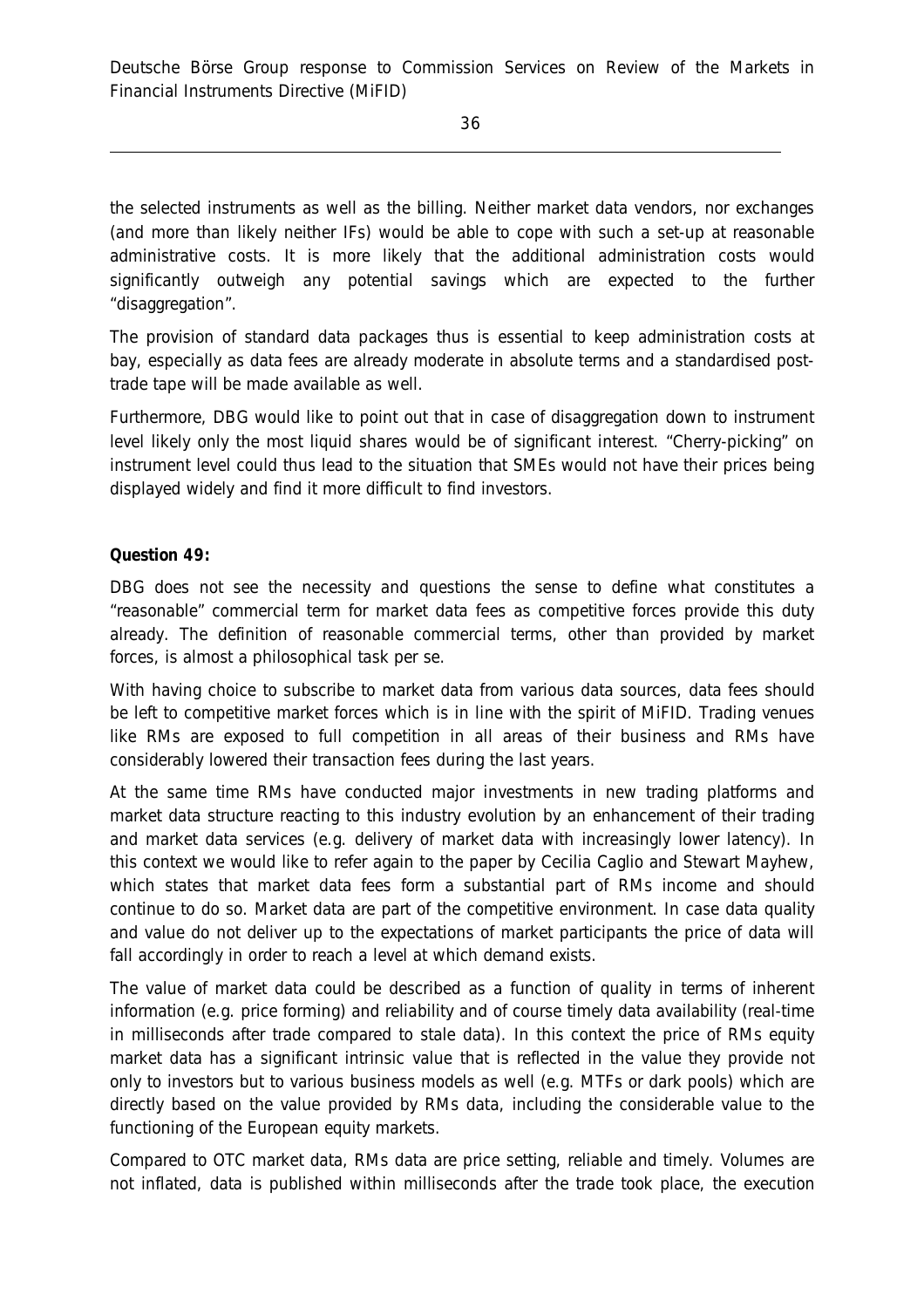the selected instruments as well as the billing. Neither market data vendors, nor exchanges (and more than likely neither IFs) would be able to cope with such a set-up at reasonable administrative costs. It is more likely that the additional administration costs would significantly outweigh any potential savings which are expected to the further "disaggregation".

The provision of standard data packages thus is essential to keep administration costs at bay, especially as data fees are already moderate in absolute terms and a standardised post-trade tape will be made available as well.

Furthermore, DBG would like to point out that in case of disaggregation down to instrument level likely only the most liquid shares would be of significant interest. "Cherry-picking" on instrument level could thus lead to the situation that SMEs would not have their prices being displayed widely and find it more difficult to find investors.

**Question 49:**

DBG does not see the necessity and questions the sense to define what constitutes a "reasonable" commercial term for market data fees as competitive forces provide this duty already. The definition of reasonable commercial terms, other than provided by market forces, is almost a philosophical task per se.

With having choice to subscribe to market data from various data sources, data fees should be left to competitive market forces which is in line with the spirit of MiFID. Trading venues like RMs are exposed to full competition in all areas of their business and RMs have considerably lowered their transaction fees during the last years.

At the same time RMs have conducted major investments in new trading platforms and market data structure reacting to this industry evolution by an enhancement of their trading and market data services (e.g. delivery of market data with increasingly lower latency). In this context we would like to refer again to the paper by Cecilia Caglio and Stewart Mayhew, which states that market data fees form a substantial part of RMs income and should continue to do so. Market data are part of the competitive environment. In case data quality and value do not deliver up to the expectations of market participants the price of data will fall accordingly in order to reach a level at which demand exists.

The value of market data could be described as a function of quality in terms of inherent information (e.g. price forming) and reliability and of course timely data availability (real-time in milliseconds after trade compared to stale data). In this context the price of RMs equity market data has a significant intrinsic value that is reflected in the value they provide not only to investors but to various business models as well (e.g. MTFs or dark pools) which are directly based on the value provided by RMs data, including the considerable value to the functioning of the European equity markets.

Compared to OTC market data, RMs data are price setting, reliable and timely. Volumes are not inflated, data is published within milliseconds after the trade took place, the execution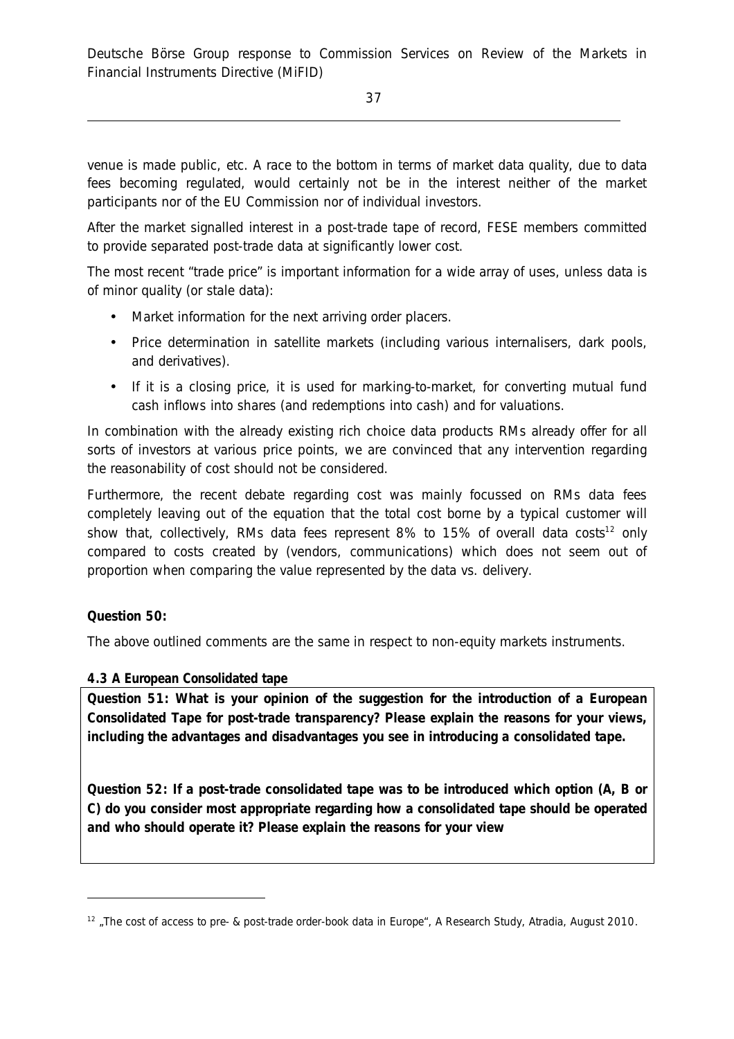venue is made public, etc. A race to the bottom in terms of market data quality, due to data fees becoming regulated, would certainly not be in the interest neither of the market participants nor of the EU Commission nor of individual investors.

After the market signalled interest in a post-trade tape of record, FESE members committed to provide separated post-trade data at significantly lower cost.

The most recent "trade price" is important information for a wide array of uses, unless data is of minor quality (or stale data):

- Market information for the next arriving order placers.
- Price determination in satellite markets (including various internalisers, dark pools, and derivatives).
- If it is a closing price, it is used for marking-to-market, for converting mutual fund cash inflows into shares (and redemptions into cash) and for valuations.

In combination with the already existing rich choice data products RMs already offer for all sorts of investors at various price points, we are convinced that any intervention regarding the reasonability of cost should not be considered.

Furthermore, the recent debate regarding cost was mainly focussed on RMs data fees completely leaving out of the equation that the total cost borne by a typical customer will show that, collectively, RMs data fees represent 8% to 15% of overall data costs[12] only compared to costs created by (vendors, communications) which does not seem out of proportion when comparing the value represented by the data vs. delivery.

**Question 50:**

The above outlined comments are the same in respect to non-equity markets instruments.

**4.3 A European Consolidated tape**

**Question 51: What is your opinion of the suggestion for the introduction of a European Consolidated Tape for post-trade transparency? Please explain the reasons for your views, including the advantages and disadvantages you see in introducing a consolidated tape.**

**Question 52: If a post-trade consolidated tape was to be introduced which option (A, B or C) do you consider most appropriate regarding how a consolidated tape should be operated and who should operate it? Please explain the reasons for your view**

---

[12] „The cost of access to pre- & post-trade order-book data in Europe", A Research Study, Atradia, August 2010.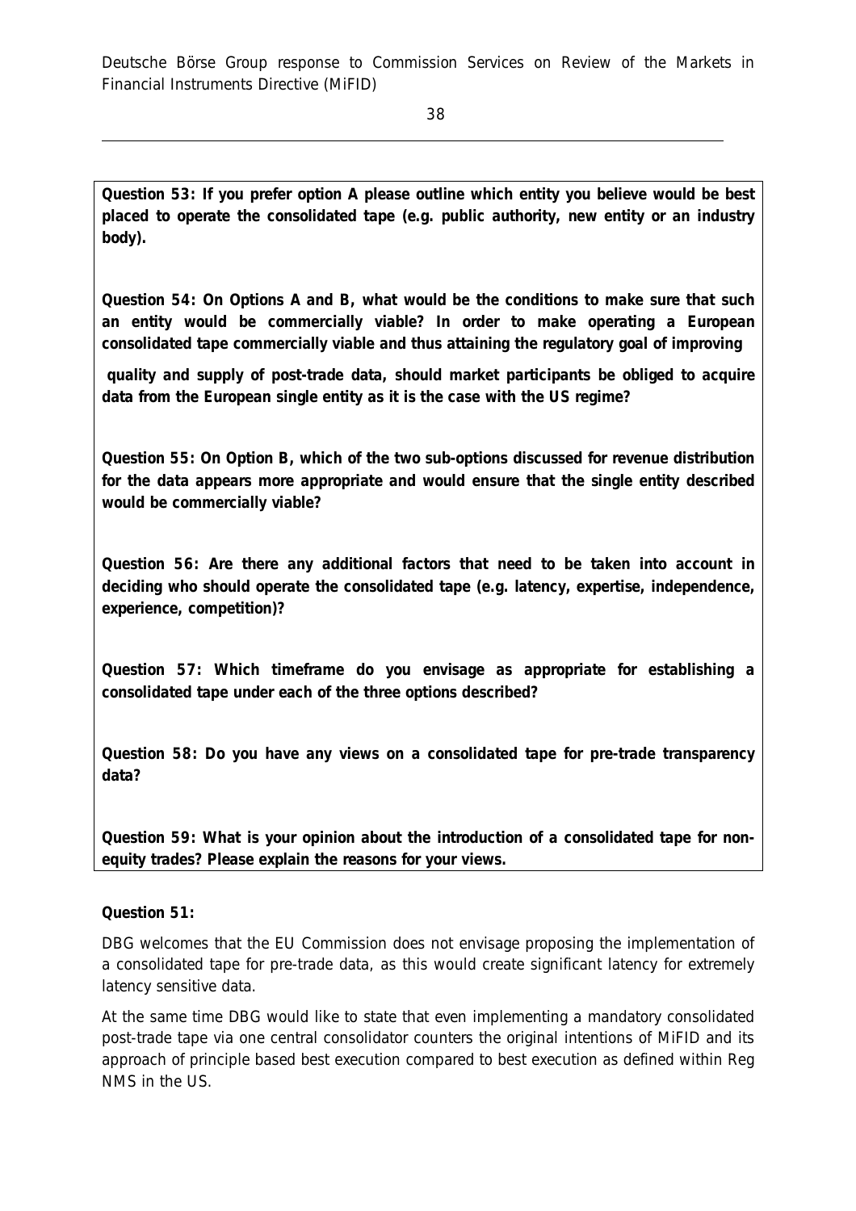**Question 53: If you prefer option A please outline which entity you believe would be best placed to operate the consolidated tape (e.g. public authority, new entity or an industry body).**

**Question 54: On Options A and B, what would be the conditions to make sure that such an entity would be commercially viable? In order to make operating a European consolidated tape commercially viable and thus attaining the regulatory goal of improving quality and supply of post-trade data, should market participants be obliged to acquire data from the European single entity as it is the case with the US regime?**

**Question 55: On Option B, which of the two sub-options discussed for revenue distribution for the data appears more appropriate and would ensure that the single entity described would be commercially viable?**

**Question 56: Are there any additional factors that need to be taken into account in deciding who should operate the consolidated tape (e.g. latency, expertise, independence, experience, competition)?**

**Question 57: Which timeframe do you envisage as appropriate for establishing a consolidated tape under each of the three options described?**

**Question 58: Do you have any views on a consolidated tape for pre-trade transparency data?**

**Question 59: What is your opinion about the introduction of a consolidated tape for non-equity trades? Please explain the reasons for your views.**

**Question 51:**

DBG welcomes that the EU Commission does not envisage proposing the implementation of a consolidated tape for pre-trade data, as this would create significant latency for extremely latency sensitive data.

At the same time DBG would like to state that even implementing a mandatory consolidated post-trade tape via one central consolidator counters the original intentions of MiFID and its approach of principle based best execution compared to best execution as defined within Reg NMS in the US.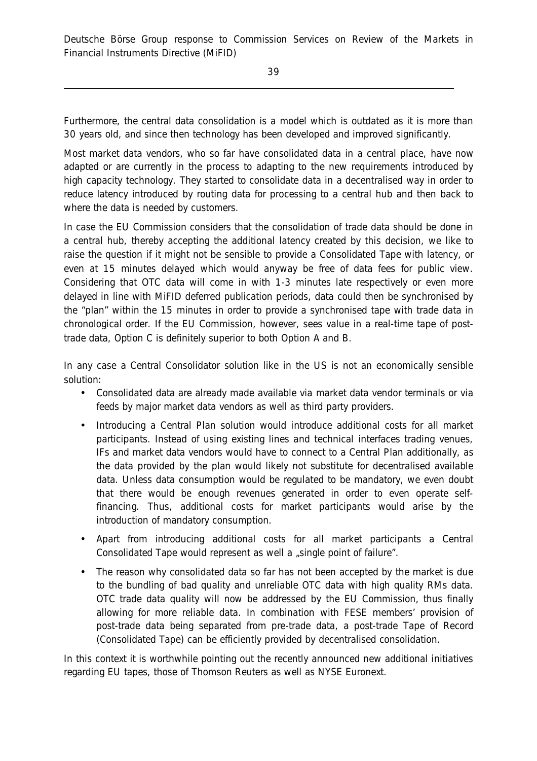Furthermore, the central data consolidation is a model which is outdated as it is more than 30 years old, and since then technology has been developed and improved significantly.

Most market data vendors, who so far have consolidated data in a central place, have now adapted or are currently in the process to adapting to the new requirements introduced by high capacity technology. They started to consolidate data in a decentralised way in order to reduce latency introduced by routing data for processing to a central hub and then back to where the data is needed by customers.

In case the EU Commission considers that the consolidation of trade data should be done in a central hub, thereby accepting the additional latency created by this decision, we like to raise the question if it might not be sensible to provide a Consolidated Tape with latency, or even at 15 minutes delayed which would anyway be free of data fees for public view. Considering that OTC data will come in with 1-3 minutes late respectively or even more delayed in line with MiFID deferred publication periods, data could then be synchronised by the "plan" within the 15 minutes in order to provide a synchronised tape with trade data in chronological order. If the EU Commission, however, sees value in a real-time tape of post-trade data, Option C is definitely superior to both Option A and B.

In any case a Central Consolidator solution like in the US is not an economically sensible solution:

- Consolidated data are already made available via market data vendor terminals or via feeds by major market data vendors as well as third party providers.
- Introducing a Central Plan solution would introduce additional costs for all market participants. Instead of using existing lines and technical interfaces trading venues, IFs and market data vendors would have to connect to a Central Plan additionally, as the data provided by the plan would likely not substitute for decentralised available data. Unless data consumption would be regulated to be mandatory, we even doubt that there would be enough revenues generated in order to even operate self-financing. Thus, additional costs for market participants would arise by the introduction of mandatory consumption.
- Apart from introducing additional costs for all market participants a Central Consolidated Tape would represent as well a „single point of failure".
- The reason why consolidated data so far has not been accepted by the market is due to the bundling of bad quality and unreliable OTC data with high quality RMs data. OTC trade data quality will now be addressed by the EU Commission, thus finally allowing for more reliable data. In combination with FESE members' provision of post-trade data being separated from pre-trade data, a post-trade Tape of Record (Consolidated Tape) can be efficiently provided by decentralised consolidation.

In this context it is worthwhile pointing out the recently announced new additional initiatives regarding EU tapes, those of Thomson Reuters as well as NYSE Euronext.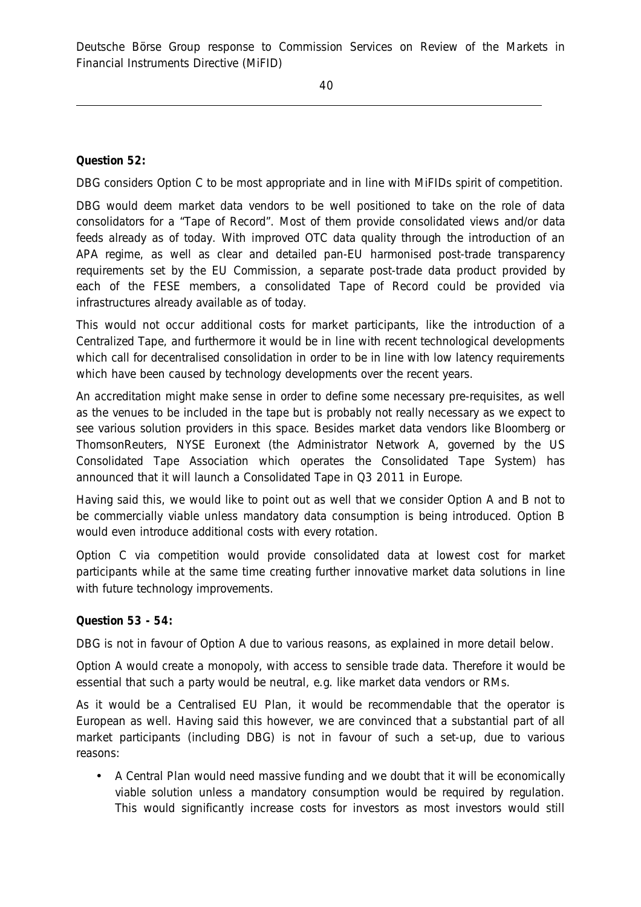**Question 52:**

DBG considers Option C to be most appropriate and in line with MiFIDs spirit of competition.

DBG would deem market data vendors to be well positioned to take on the role of data consolidators for a "Tape of Record". Most of them provide consolidated views and/or data feeds already as of today. With improved OTC data quality through the introduction of an APA regime, as well as clear and detailed pan-EU harmonised post-trade transparency requirements set by the EU Commission, a separate post-trade data product provided by each of the FESE members, a consolidated Tape of Record could be provided via infrastructures already available as of today.

This would not occur additional costs for market participants, like the introduction of a Centralized Tape, and furthermore it would be in line with recent technological developments which call for decentralised consolidation in order to be in line with low latency requirements which have been caused by technology developments over the recent years.

An accreditation might make sense in order to define some necessary pre-requisites, as well as the venues to be included in the tape but is probably not really necessary as we expect to see various solution providers in this space. Besides market data vendors like Bloomberg or ThomsonReuters, NYSE Euronext (the Administrator Network A, governed by the US Consolidated Tape Association which operates the Consolidated Tape System) has announced that it will launch a Consolidated Tape in Q3 2011 in Europe.

Having said this, we would like to point out as well that we consider Option A and B not to be commercially viable unless mandatory data consumption is being introduced. Option B would even introduce additional costs with every rotation.

Option C via competition would provide consolidated data at lowest cost for market participants while at the same time creating further innovative market data solutions in line with future technology improvements.

**Question 53 - 54:**

DBG is not in favour of Option A due to various reasons, as explained in more detail below.

Option A would create a monopoly, with access to sensible trade data. Therefore it would be essential that such a party would be neutral, e.g. like market data vendors or RMs.

As it would be a Centralised EU Plan, it would be recommendable that the operator is European as well. Having said this however, we are convinced that a substantial part of all market participants (including DBG) is not in favour of such a set-up, due to various reasons:

- A Central Plan would need massive funding and we doubt that it will be economically viable solution unless a mandatory consumption would be required by regulation. This would significantly increase costs for investors as most investors would still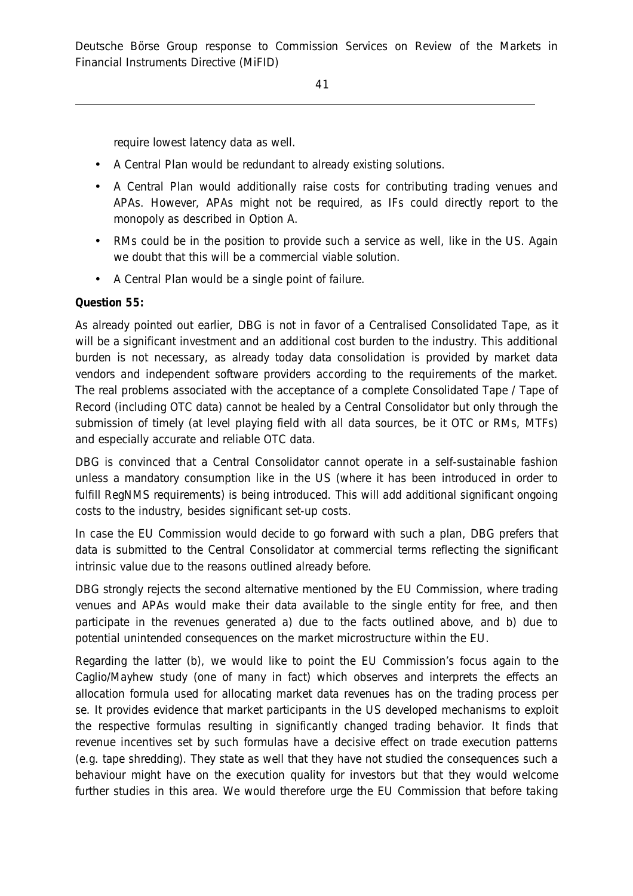require lowest latency data as well.

- A Central Plan would be redundant to already existing solutions.
- A Central Plan would additionally raise costs for contributing trading venues and APAs. However, APAs might not be required, as IFs could directly report to the monopoly as described in Option A.
- RMs could be in the position to provide such a service as well, like in the US. Again we doubt that this will be a commercial viable solution.
- A Central Plan would be a single point of failure.

**Question 55:**

As already pointed out earlier, DBG is not in favor of a Centralised Consolidated Tape, as it will be a significant investment and an additional cost burden to the industry. This additional burden is not necessary, as already today data consolidation is provided by market data vendors and independent software providers according to the requirements of the market. The real problems associated with the acceptance of a complete Consolidated Tape / Tape of Record (including OTC data) cannot be healed by a Central Consolidator but only through the submission of timely (at level playing field with all data sources, be it OTC or RMs, MTFs) and especially accurate and reliable OTC data.

DBG is convinced that a Central Consolidator cannot operate in a self-sustainable fashion unless a mandatory consumption like in the US (where it has been introduced in order to fulfill RegNMS requirements) is being introduced. This will add additional significant ongoing costs to the industry, besides significant set-up costs.

In case the EU Commission would decide to go forward with such a plan, DBG prefers that data is submitted to the Central Consolidator at commercial terms reflecting the significant intrinsic value due to the reasons outlined already before.

DBG strongly rejects the second alternative mentioned by the EU Commission, where trading venues and APAs would make their data available to the single entity for free, and then participate in the revenues generated a) due to the facts outlined above, and b) due to potential unintended consequences on the market microstructure within the EU.

Regarding the latter (b), we would like to point the EU Commission's focus again to the Caglio/Mayhew study (one of many in fact) which observes and interprets the effects an allocation formula used for allocating market data revenues has on the trading process per se. It provides evidence that market participants in the US developed mechanisms to exploit the respective formulas resulting in significantly changed trading behavior. It finds that revenue incentives set by such formulas have a decisive effect on trade execution patterns (e.g. tape shredding). They state as well that they have not studied the consequences such a behaviour might have on the execution quality for investors but that they would welcome further studies in this area. We would therefore urge the EU Commission that before taking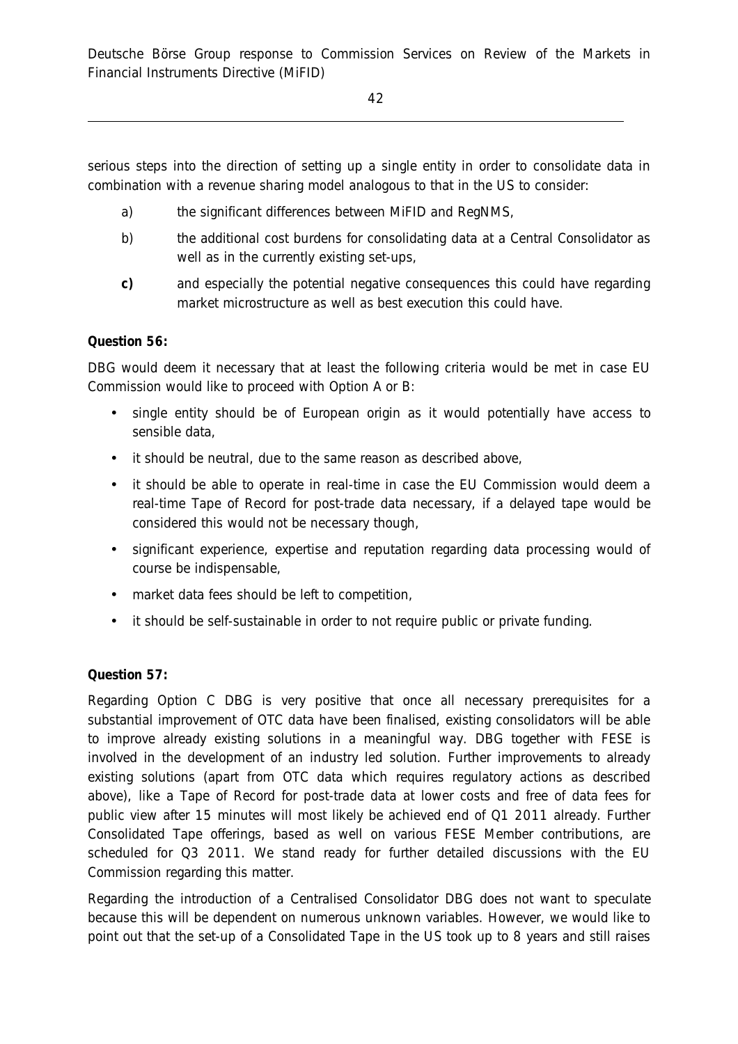serious steps into the direction of setting up a single entity in order to consolidate data in combination with a revenue sharing model analogous to that in the US to consider:

a) the significant differences between MiFID and RegNMS,

b) the additional cost burdens for consolidating data at a Central Consolidator as well as in the currently existing set-ups,

**c)** and especially the potential negative consequences this could have regarding market microstructure as well as best execution this could have.

**Question 56:**

DBG would deem it necessary that at least the following criteria would be met in case EU Commission would like to proceed with Option A or B:

- single entity should be of European origin as it would potentially have access to sensible data,
- it should be neutral, due to the same reason as described above,
- it should be able to operate in real-time in case the EU Commission would deem a real-time Tape of Record for post-trade data necessary, if a delayed tape would be considered this would not be necessary though,
- significant experience, expertise and reputation regarding data processing would of course be indispensable,
- market data fees should be left to competition,
- it should be self-sustainable in order to not require public or private funding.

**Question 57:**

Regarding Option C DBG is very positive that once all necessary prerequisites for a substantial improvement of OTC data have been finalised, existing consolidators will be able to improve already existing solutions in a meaningful way. DBG together with FESE is involved in the development of an industry led solution. Further improvements to already existing solutions (apart from OTC data which requires regulatory actions as described above), like a Tape of Record for post-trade data at lower costs and free of data fees for public view after 15 minutes will most likely be achieved end of Q1 2011 already. Further Consolidated Tape offerings, based as well on various FESE Member contributions, are scheduled for Q3 2011. We stand ready for further detailed discussions with the EU Commission regarding this matter.

Regarding the introduction of a Centralised Consolidator DBG does not want to speculate because this will be dependent on numerous unknown variables. However, we would like to point out that the set-up of a Consolidated Tape in the US took up to 8 years and still raises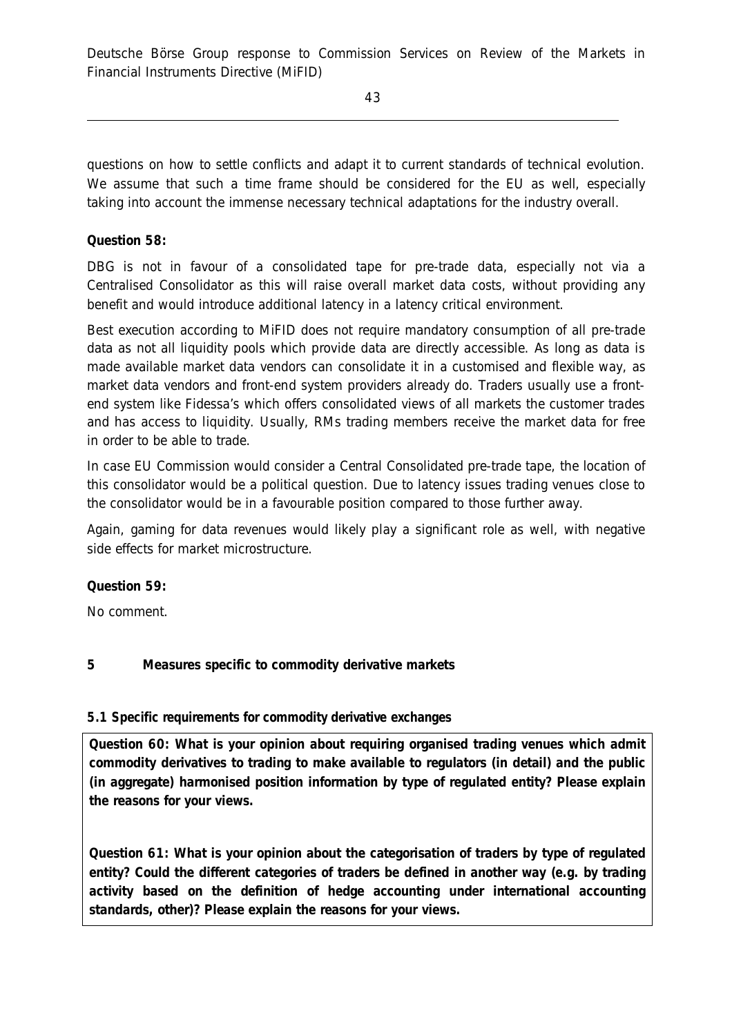questions on how to settle conflicts and adapt it to current standards of technical evolution. We assume that such a time frame should be considered for the EU as well, especially taking into account the immense necessary technical adaptations for the industry overall.

**Question 58:**

DBG is not in favour of a consolidated tape for pre-trade data, especially not via a Centralised Consolidator as this will raise overall market data costs, without providing any benefit and would introduce additional latency in a latency critical environment.

Best execution according to MiFID does not require mandatory consumption of all pre-trade data as not all liquidity pools which provide data are directly accessible. As long as data is made available market data vendors can consolidate it in a customised and flexible way, as market data vendors and front-end system providers already do. Traders usually use a front-end system like Fidessa's which offers consolidated views of all markets the customer trades and has access to liquidity. Usually, RMs trading members receive the market data for free in order to be able to trade.

In case EU Commission would consider a Central Consolidated pre-trade tape, the location of this consolidator would be a political question. Due to latency issues trading venues close to the consolidator would be in a favourable position compared to those further away.

Again, gaming for data revenues would likely play a significant role as well, with negative side effects for market microstructure.

**Question 59:**

No comment.

## 5 Measures specific to commodity derivative markets

### 5.1 Specific requirements for commodity derivative exchanges

**Question 60: What is your opinion about requiring organised trading venues which admit commodity derivatives to trading to make available to regulators (in detail) and the public (in aggregate) harmonised position information by type of regulated entity? Please explain the reasons for your views.**

**Question 61: What is your opinion about the categorisation of traders by type of regulated entity? Could the different categories of traders be defined in another way (e.g. by trading activity based on the definition of hedge accounting under international accounting standards, other)? Please explain the reasons for your views.**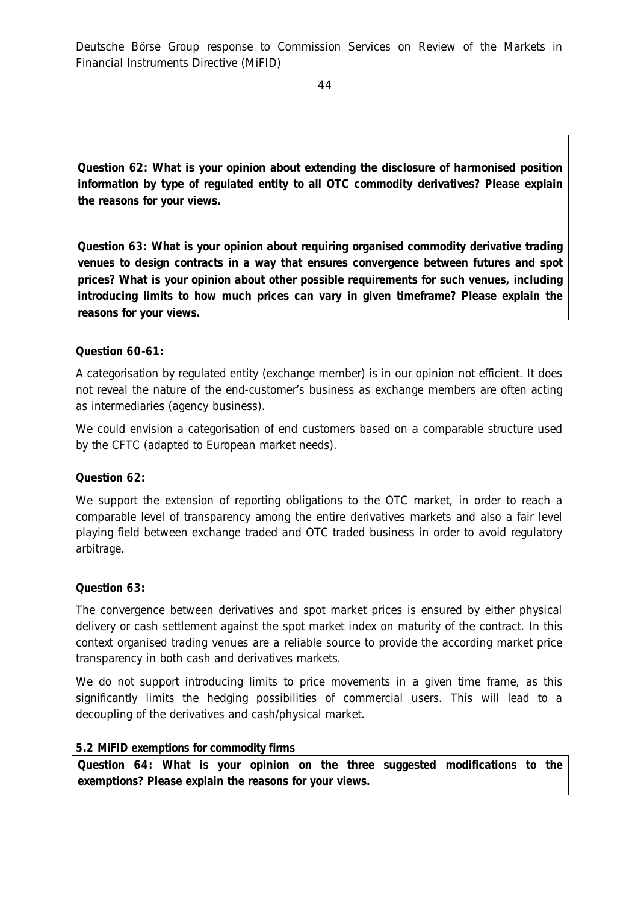**Question 62: What is your opinion about extending the disclosure of harmonised position information by type of regulated entity to all OTC commodity derivatives? Please explain the reasons for your views.**

**Question 63: What is your opinion about requiring organised commodity derivative trading venues to design contracts in a way that ensures convergence between futures and spot prices? What is your opinion about other possible requirements for such venues, including introducing limits to how much prices can vary in given timeframe? Please explain the reasons for your views.**

**Question 60-61:**

A categorisation by regulated entity (exchange member) is in our opinion not efficient. It does not reveal the nature of the end-customer's business as exchange members are often acting as intermediaries (agency business).

We could envision a categorisation of end customers based on a comparable structure used by the CFTC (adapted to European market needs).

**Question 62:**

We support the extension of reporting obligations to the OTC market, in order to reach a comparable level of transparency among the entire derivatives markets and also a fair level playing field between exchange traded and OTC traded business in order to avoid regulatory arbitrage.

**Question 63:**

The convergence between derivatives and spot market prices is ensured by either physical delivery or cash settlement against the spot market index on maturity of the contract. In this context organised trading venues are a reliable source to provide the according market price transparency in both cash and derivatives markets.

We do not support introducing limits to price movements in a given time frame, as this significantly limits the hedging possibilities of commercial users. This will lead to a decoupling of the derivatives and cash/physical market.

### 5.2 MiFID exemptions for commodity firms

**Question 64: What is your opinion on the three suggested modifications to the exemptions? Please explain the reasons for your views.**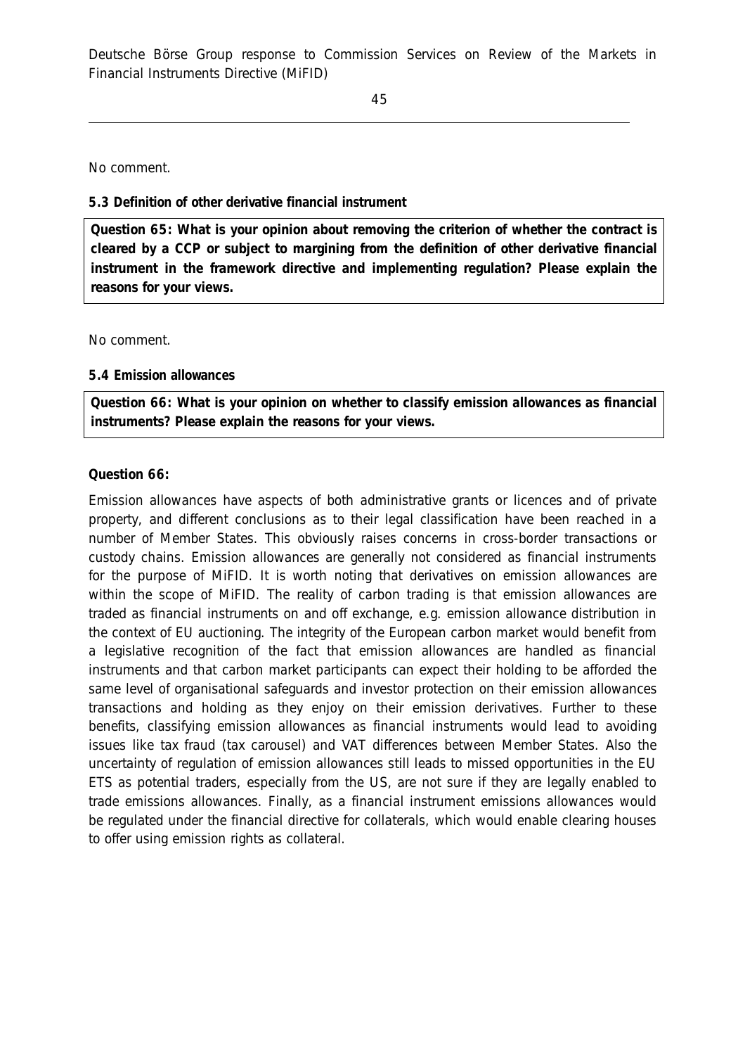No comment.

**5.3 Definition of other derivative financial instrument**

**Question 65: What is your opinion about removing the criterion of whether the contract is cleared by a CCP or subject to margining from the definition of other derivative financial instrument in the framework directive and implementing regulation? Please explain the reasons for your views.**

No comment.

**5.4 Emission allowances**

**Question 66: What is your opinion on whether to classify emission allowances as financial instruments? Please explain the reasons for your views.**

**Question 66:**

Emission allowances have aspects of both administrative grants or licences and of private property, and different conclusions as to their legal classification have been reached in a number of Member States. This obviously raises concerns in cross-border transactions or custody chains. Emission allowances are generally not considered as financial instruments for the purpose of MiFID. It is worth noting that derivatives on emission allowances are within the scope of MiFID. The reality of carbon trading is that emission allowances are traded as financial instruments on and off exchange, e.g. emission allowance distribution in the context of EU auctioning. The integrity of the European carbon market would benefit from a legislative recognition of the fact that emission allowances are handled as financial instruments and that carbon market participants can expect their holding to be afforded the same level of organisational safeguards and investor protection on their emission allowances transactions and holding as they enjoy on their emission derivatives. Further to these benefits, classifying emission allowances as financial instruments would lead to avoiding issues like tax fraud (tax carousel) and VAT differences between Member States. Also the uncertainty of regulation of emission allowances still leads to missed opportunities in the EU ETS as potential traders, especially from the US, are not sure if they are legally enabled to trade emissions allowances. Finally, as a financial instrument emissions allowances would be regulated under the financial directive for collaterals, which would enable clearing houses to offer using emission rights as collateral.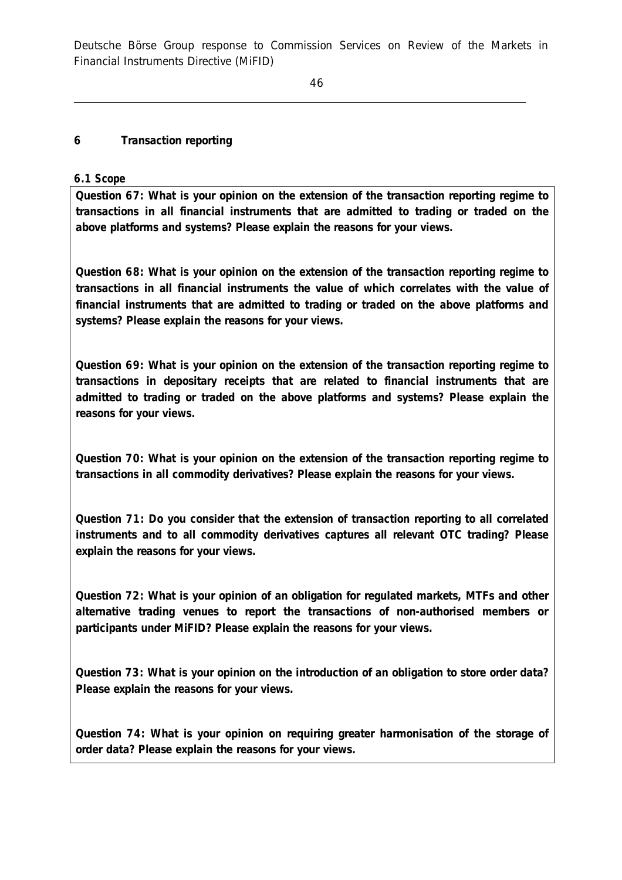## 6 Transaction reporting

### 6.1 Scope

**Question 67: What is your opinion on the extension of the transaction reporting regime to transactions in all financial instruments that are admitted to trading or traded on the above platforms and systems? Please explain the reasons for your views.**

**Question 68: What is your opinion on the extension of the transaction reporting regime to transactions in all financial instruments the value of which correlates with the value of financial instruments that are admitted to trading or traded on the above platforms and systems? Please explain the reasons for your views.**

**Question 69: What is your opinion on the extension of the transaction reporting regime to transactions in depositary receipts that are related to financial instruments that are admitted to trading or traded on the above platforms and systems? Please explain the reasons for your views.**

**Question 70: What is your opinion on the extension of the transaction reporting regime to transactions in all commodity derivatives? Please explain the reasons for your views.**

**Question 71: Do you consider that the extension of transaction reporting to all correlated instruments and to all commodity derivatives captures all relevant OTC trading? Please explain the reasons for your views.**

**Question 72: What is your opinion of an obligation for regulated markets, MTFs and other alternative trading venues to report the transactions of non-authorised members or participants under MiFID? Please explain the reasons for your views.**

**Question 73: What is your opinion on the introduction of an obligation to store order data? Please explain the reasons for your views.**

**Question 74: What is your opinion on requiring greater harmonisation of the storage of order data? Please explain the reasons for your views.**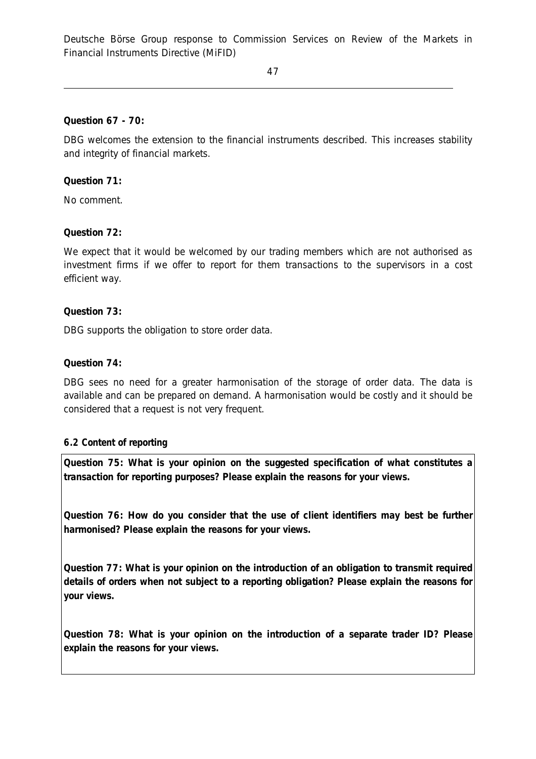**Question 67 - 70:**

DBG welcomes the extension to the financial instruments described. This increases stability and integrity of financial markets.

**Question 71:**

No comment.

**Question 72:**

We expect that it would be welcomed by our trading members which are not authorised as investment firms if we offer to report for them transactions to the supervisors in a cost efficient way.

**Question 73:**

DBG supports the obligation to store order data.

**Question 74:**

DBG sees no need for a greater harmonisation of the storage of order data. The data is available and can be prepared on demand. A harmonisation would be costly and it should be considered that a request is not very frequent.

**6.2 Content of reporting**

**Question 75: What is your opinion on the suggested specification of what constitutes a transaction for reporting purposes? Please explain the reasons for your views.**

**Question 76: How do you consider that the use of client identifiers may best be further harmonised? Please explain the reasons for your views.**

**Question 77: What is your opinion on the introduction of an obligation to transmit required details of orders when not subject to a reporting obligation? Please explain the reasons for your views.**

**Question 78: What is your opinion on the introduction of a separate trader ID? Please explain the reasons for your views.**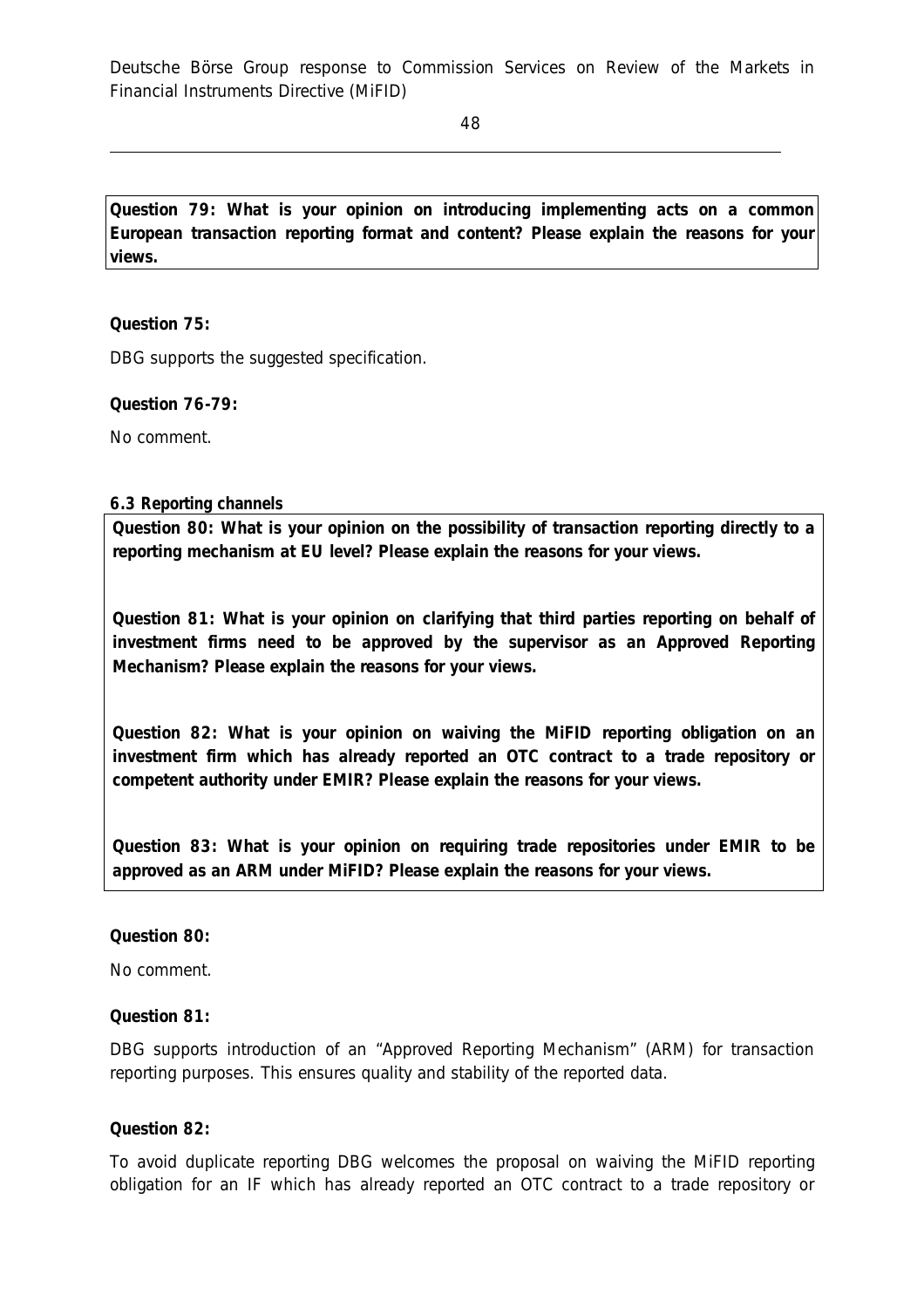**Question 79: What is your opinion on introducing implementing acts on a common European transaction reporting format and content? Please explain the reasons for your views.**

**Question 75:**

DBG supports the suggested specification.

**Question 76-79:**

No comment.

**6.3 Reporting channels**

**Question 80: What is your opinion on the possibility of transaction reporting directly to a reporting mechanism at EU level? Please explain the reasons for your views.**

**Question 81: What is your opinion on clarifying that third parties reporting on behalf of investment firms need to be approved by the supervisor as an Approved Reporting Mechanism? Please explain the reasons for your views.**

**Question 82: What is your opinion on waiving the MiFID reporting obligation on an investment firm which has already reported an OTC contract to a trade repository or competent authority under EMIR? Please explain the reasons for your views.**

**Question 83: What is your opinion on requiring trade repositories under EMIR to be approved as an ARM under MiFID? Please explain the reasons for your views.**

**Question 80:**

No comment.

**Question 81:**

DBG supports introduction of an "Approved Reporting Mechanism" (ARM) for transaction reporting purposes. This ensures quality and stability of the reported data.

**Question 82:**

To avoid duplicate reporting DBG welcomes the proposal on waiving the MiFID reporting obligation for an IF which has already reported an OTC contract to a trade repository or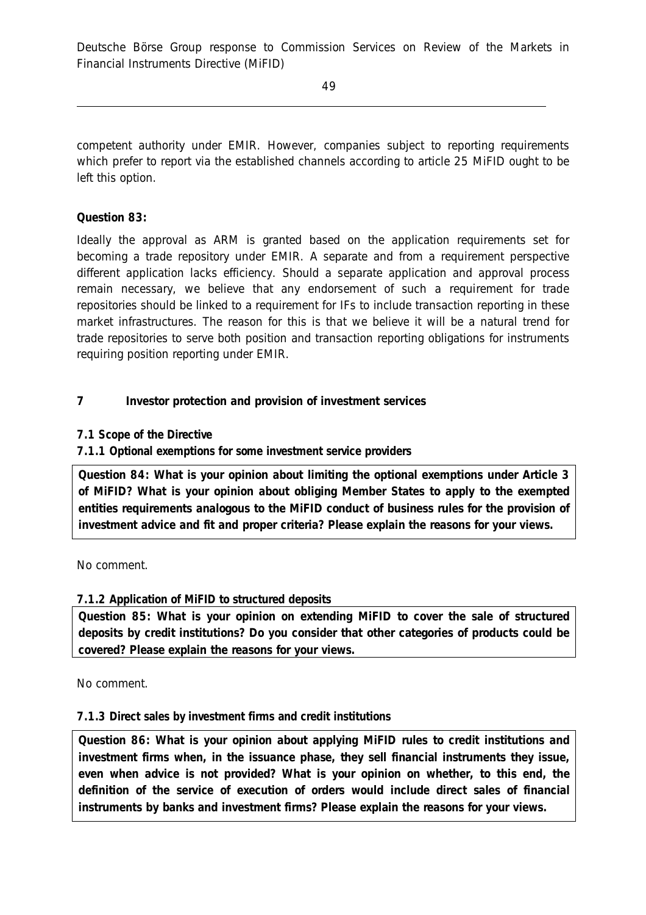competent authority under EMIR. However, companies subject to reporting requirements which prefer to report via the established channels according to article 25 MiFID ought to be left this option.

**Question 83:**

Ideally the approval as ARM is granted based on the application requirements set for becoming a trade repository under EMIR. A separate and from a requirement perspective different application lacks efficiency. Should a separate application and approval process remain necessary, we believe that any endorsement of such a requirement for trade repositories should be linked to a requirement for IFs to include transaction reporting in these market infrastructures. The reason for this is that we believe it will be a natural trend for trade repositories to serve both position and transaction reporting obligations for instruments requiring position reporting under EMIR.

## 7 Investor protection and provision of investment services

### 7.1 Scope of the Directive

#### 7.1.1 Optional exemptions for some investment service providers

**Question 84: What is your opinion about limiting the optional exemptions under Article 3 of MiFID? What is your opinion about obliging Member States to apply to the exempted entities requirements analogous to the MiFID conduct of business rules for the provision of investment advice and fit and proper criteria? Please explain the reasons for your views.**

No comment.

#### 7.1.2 Application of MiFID to structured deposits

**Question 85: What is your opinion on extending MiFID to cover the sale of structured deposits by credit institutions? Do you consider that other categories of products could be covered? Please explain the reasons for your views.**

No comment.

#### 7.1.3 Direct sales by investment firms and credit institutions

**Question 86: What is your opinion about applying MiFID rules to credit institutions and investment firms when, in the issuance phase, they sell financial instruments they issue, even when advice is not provided? What is your opinion on whether, to this end, the definition of the service of execution of orders would include direct sales of financial instruments by banks and investment firms? Please explain the reasons for your views.**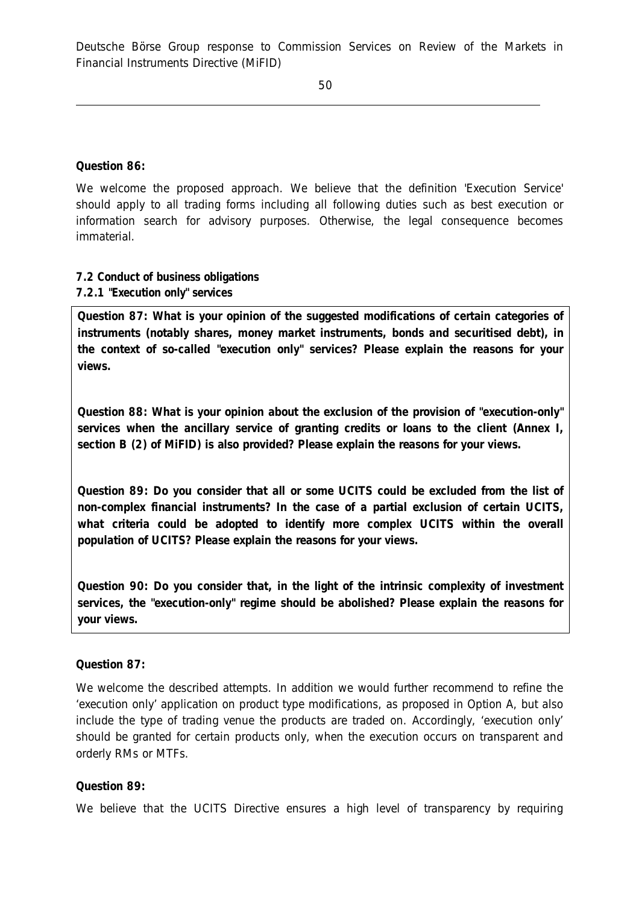**Question 86:**

We welcome the proposed approach. We believe that the definition 'Execution Service' should apply to all trading forms including all following duties such as best execution or information search for advisory purposes. Otherwise, the legal consequence becomes immaterial.

**7.2 Conduct of business obligations**

**7.2.1 "Execution only" services**

**Question 87: What is your opinion of the suggested modifications of certain categories of instruments (notably shares, money market instruments, bonds and securitised debt), in the context of so-called "execution only" services? Please explain the reasons for your views.**

**Question 88: What is your opinion about the exclusion of the provision of "execution-only" services when the ancillary service of granting credits or loans to the client (Annex I, section B (2) of MiFID) is also provided? Please explain the reasons for your views.**

**Question 89: Do you consider that all or some UCITS could be excluded from the list of non-complex financial instruments? In the case of a partial exclusion of certain UCITS, what criteria could be adopted to identify more complex UCITS within the overall population of UCITS? Please explain the reasons for your views.**

**Question 90: Do you consider that, in the light of the intrinsic complexity of investment services, the "execution-only" regime should be abolished? Please explain the reasons for your views.**

**Question 87:**

We welcome the described attempts. In addition we would further recommend to refine the 'execution only' application on product type modifications, as proposed in Option A, but also include the type of trading venue the products are traded on. Accordingly, 'execution only' should be granted for certain products only, when the execution occurs on transparent and orderly RMs or MTFs.

**Question 89:**

We believe that the UCITS Directive ensures a high level of transparency by requiring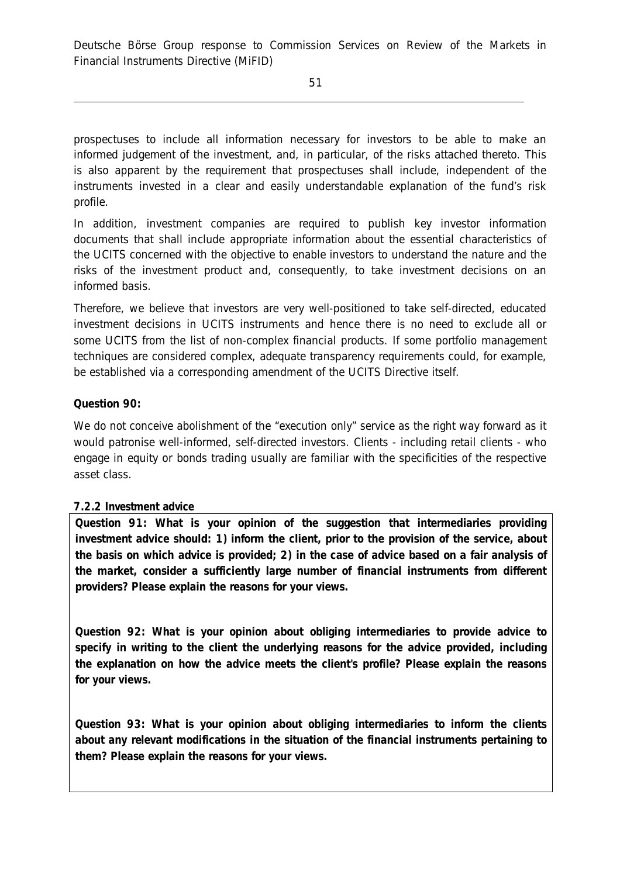prospectuses to include all information necessary for investors to be able to make an informed judgement of the investment, and, in particular, of the risks attached thereto. This is also apparent by the requirement that prospectuses shall include, independent of the instruments invested in a clear and easily understandable explanation of the fund's risk profile.

In addition, investment companies are required to publish key investor information documents that shall include appropriate information about the essential characteristics of the UCITS concerned with the objective to enable investors to understand the nature and the risks of the investment product and, consequently, to take investment decisions on an informed basis.

Therefore, we believe that investors are very well-positioned to take self-directed, educated investment decisions in UCITS instruments and hence there is no need to exclude all or some UCITS from the list of non-complex financial products. If some portfolio management techniques are considered complex, adequate transparency requirements could, for example, be established via a corresponding amendment of the UCITS Directive itself.

**Question 90:**

We do not conceive abolishment of the "execution only" service as the right way forward as it would patronise well-informed, self-directed investors. Clients - including retail clients - who engage in equity or bonds trading usually are familiar with the specificities of the respective asset class.

**7.2.2 Investment advice**

**Question 91: What is your opinion of the suggestion that intermediaries providing investment advice should: 1) inform the client, prior to the provision of the service, about the basis on which advice is provided; 2) in the case of advice based on a fair analysis of the market, consider a sufficiently large number of financial instruments from different providers? Please explain the reasons for your views.**

**Question 92: What is your opinion about obliging intermediaries to provide advice to specify in writing to the client the underlying reasons for the advice provided, including the explanation on how the advice meets the client's profile? Please explain the reasons for your views.**

**Question 93: What is your opinion about obliging intermediaries to inform the clients about any relevant modifications in the situation of the financial instruments pertaining to them? Please explain the reasons for your views.**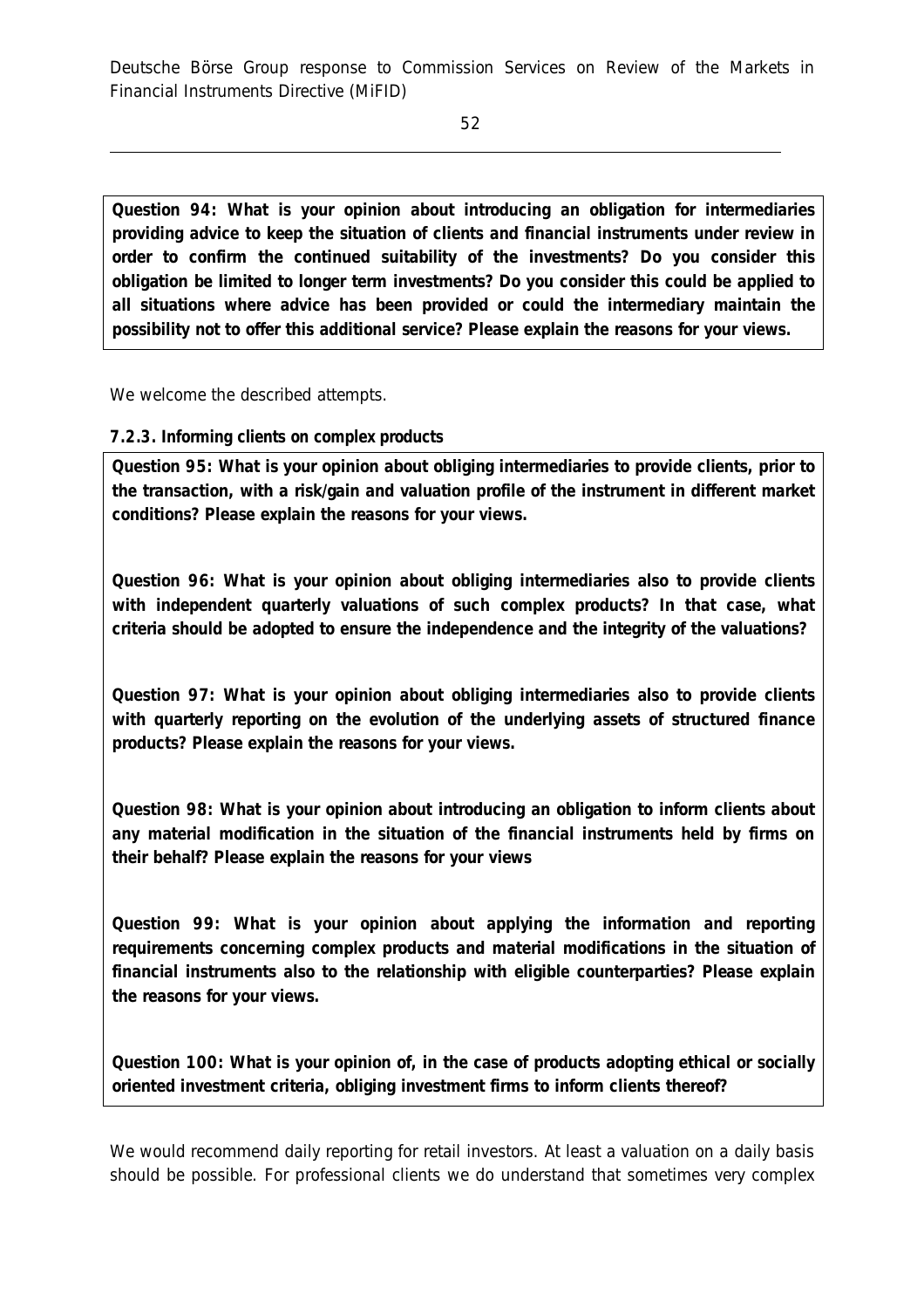**Question 94: What is your opinion about introducing an obligation for intermediaries providing advice to keep the situation of clients and financial instruments under review in order to confirm the continued suitability of the investments? Do you consider this obligation be limited to longer term investments? Do you consider this could be applied to all situations where advice has been provided or could the intermediary maintain the possibility not to offer this additional service? Please explain the reasons for your views.**

We welcome the described attempts.

### 7.2.3. Informing clients on complex products

**Question 95: What is your opinion about obliging intermediaries to provide clients, prior to the transaction, with a risk/gain and valuation profile of the instrument in different market conditions? Please explain the reasons for your views.**

**Question 96: What is your opinion about obliging intermediaries also to provide clients with independent quarterly valuations of such complex products? In that case, what criteria should be adopted to ensure the independence and the integrity of the valuations?**

**Question 97: What is your opinion about obliging intermediaries also to provide clients with quarterly reporting on the evolution of the underlying assets of structured finance products? Please explain the reasons for your views.**

**Question 98: What is your opinion about introducing an obligation to inform clients about any material modification in the situation of the financial instruments held by firms on their behalf? Please explain the reasons for your views**

**Question 99: What is your opinion about applying the information and reporting requirements concerning complex products and material modifications in the situation of financial instruments also to the relationship with eligible counterparties? Please explain the reasons for your views.**

**Question 100: What is your opinion of, in the case of products adopting ethical or socially oriented investment criteria, obliging investment firms to inform clients thereof?**

We would recommend daily reporting for retail investors. At least a valuation on a daily basis should be possible. For professional clients we do understand that sometimes very complex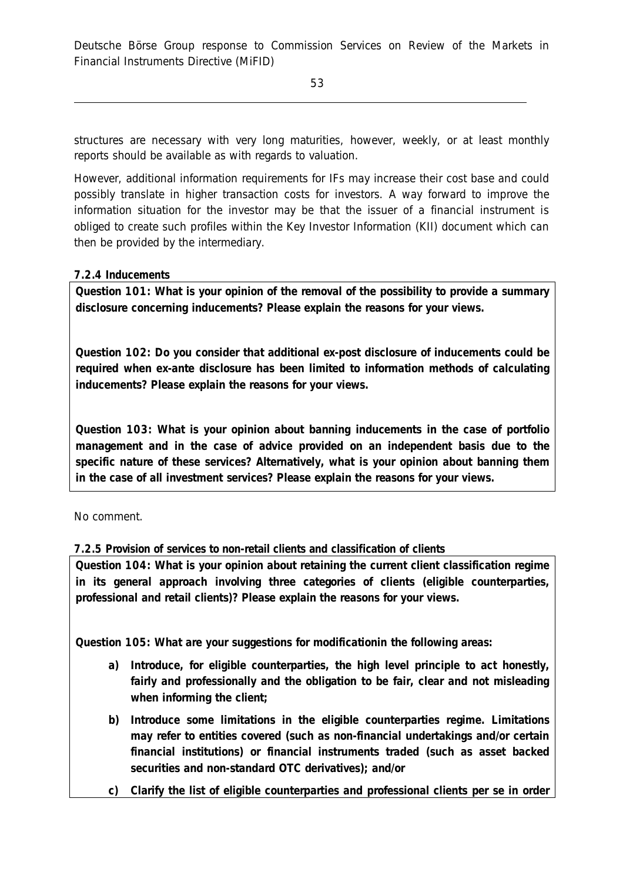structures are necessary with very long maturities, however, weekly, or at least monthly reports should be available as with regards to valuation.

However, additional information requirements for IFs may increase their cost base and could possibly translate in higher transaction costs for investors. A way forward to improve the information situation for the investor may be that the issuer of a financial instrument is obliged to create such profiles within the Key Investor Information (KII) document which can then be provided by the intermediary.

### 7.2.4 Inducements

**Question 101: What is your opinion of the removal of the possibility to provide a summary disclosure concerning inducements? Please explain the reasons for your views.**

**Question 102: Do you consider that additional ex-post disclosure of inducements could be required when ex-ante disclosure has been limited to information methods of calculating inducements? Please explain the reasons for your views.**

**Question 103: What is your opinion about banning inducements in the case of portfolio management and in the case of advice provided on an independent basis due to the specific nature of these services? Alternatively, what is your opinion about banning them in the case of all investment services? Please explain the reasons for your views.**

No comment.

### 7.2.5 Provision of services to non-retail clients and classification of clients

**Question 104: What is your opinion about retaining the current client classification regime in its general approach involving three categories of clients (eligible counterparties, professional and retail clients)? Please explain the reasons for your views.**

**Question 105: What are your suggestions for modificationin the following areas:**

- **a) Introduce, for eligible counterparties, the high level principle to act honestly, fairly and professionally and the obligation to be fair, clear and not misleading when informing the client;**
- **b) Introduce some limitations in the eligible counterparties regime. Limitations may refer to entities covered (such as non-financial undertakings and/or certain financial institutions) or financial instruments traded (such as asset backed securities and non-standard OTC derivatives); and/or**
- **c) Clarify the list of eligible counterparties and professional clients per se in order**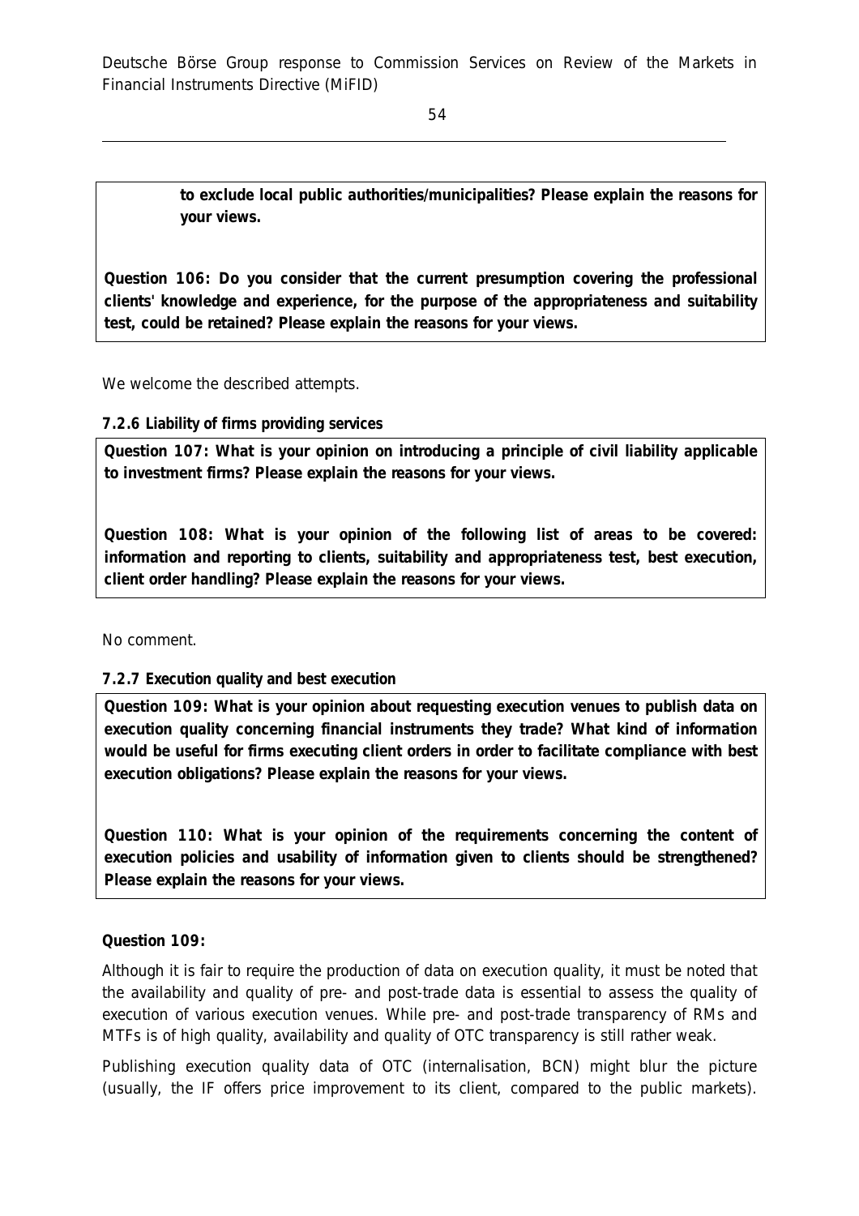**to exclude local public authorities/municipalities? Please explain the reasons for your views.**

**Question 106: Do you consider that the current presumption covering the professional clients' knowledge and experience, for the purpose of the appropriateness and suitability test, could be retained? Please explain the reasons for your views.**

We welcome the described attempts.

### 7.2.6 Liability of firms providing services

**Question 107: What is your opinion on introducing a principle of civil liability applicable to investment firms? Please explain the reasons for your views.**

**Question 108: What is your opinion of the following list of areas to be covered: information and reporting to clients, suitability and appropriateness test, best execution, client order handling? Please explain the reasons for your views.**

No comment.

### 7.2.7 Execution quality and best execution

**Question 109: What is your opinion about requesting execution venues to publish data on execution quality concerning financial instruments they trade? What kind of information would be useful for firms executing client orders in order to facilitate compliance with best execution obligations? Please explain the reasons for your views.**

**Question 110: What is your opinion of the requirements concerning the content of execution policies and usability of information given to clients should be strengthened? Please explain the reasons for your views.**

**Question 109:**

Although it is fair to require the production of data on execution quality, it must be noted that the availability and quality of pre- and post-trade data is essential to assess the quality of execution of various execution venues. While pre- and post-trade transparency of RMs and MTFs is of high quality, availability and quality of OTC transparency is still rather weak.

Publishing execution quality data of OTC (internalisation, BCN) might blur the picture (usually, the IF offers price improvement to its client, compared to the public markets).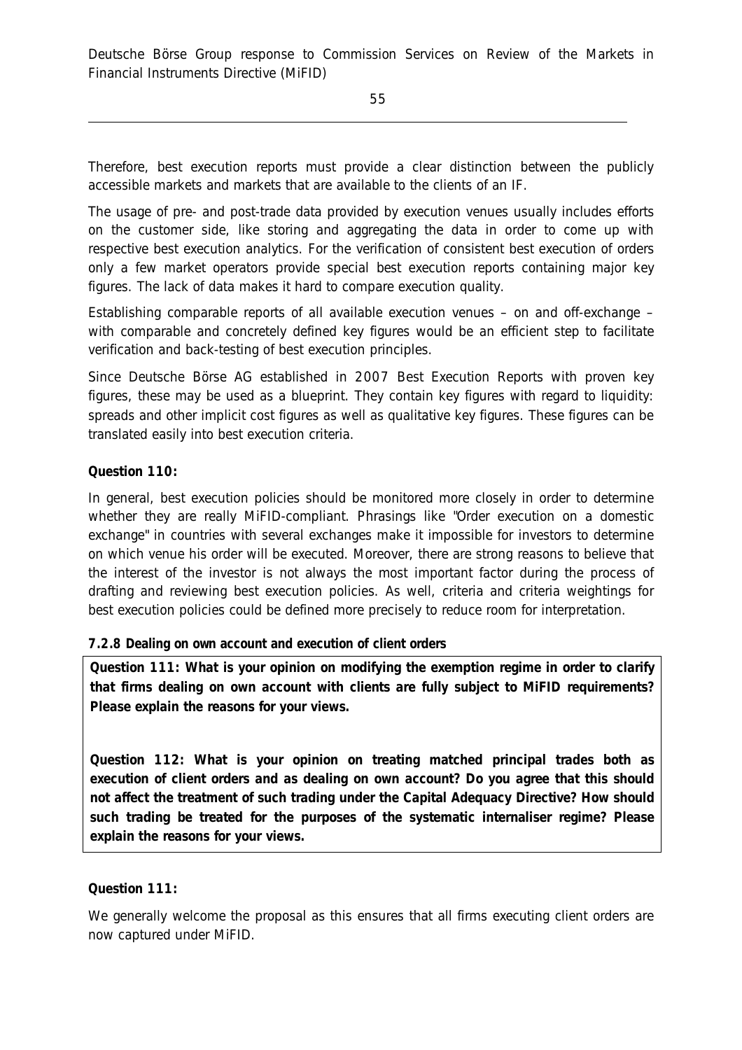Therefore, best execution reports must provide a clear distinction between the publicly accessible markets and markets that are available to the clients of an IF.

The usage of pre- and post-trade data provided by execution venues usually includes efforts on the customer side, like storing and aggregating the data in order to come up with respective best execution analytics. For the verification of consistent best execution of orders only a few market operators provide special best execution reports containing major key figures. The lack of data makes it hard to compare execution quality.

Establishing comparable reports of all available execution venues – on and off-exchange – with comparable and concretely defined key figures would be an efficient step to facilitate verification and back-testing of best execution principles.

Since Deutsche Börse AG established in 2007 Best Execution Reports with proven key figures, these may be used as a blueprint. They contain key figures with regard to liquidity: spreads and other implicit cost figures as well as qualitative key figures. These figures can be translated easily into best execution criteria.

**Question 110:**

In general, best execution policies should be monitored more closely in order to determine whether they are really MiFID-compliant. Phrasings like "Order execution on a domestic exchange" in countries with several exchanges make it impossible for investors to determine on which venue his order will be executed. Moreover, there are strong reasons to believe that the interest of the investor is not always the most important factor during the process of drafting and reviewing best execution policies. As well, criteria and criteria weightings for best execution policies could be defined more precisely to reduce room for interpretation.

#### 7.2.8 Dealing on own account and execution of client orders

**Question 111: What is your opinion on modifying the exemption regime in order to clarify that firms dealing on own account with clients are fully subject to MiFID requirements? Please explain the reasons for your views.**

**Question 112: What is your opinion on treating matched principal trades both as execution of client orders and as dealing on own account? Do you agree that this should not affect the treatment of such trading under the Capital Adequacy Directive? How should such trading be treated for the purposes of the systematic internaliser regime? Please explain the reasons for your views.**

**Question 111:**

We generally welcome the proposal as this ensures that all firms executing client orders are now captured under MiFID.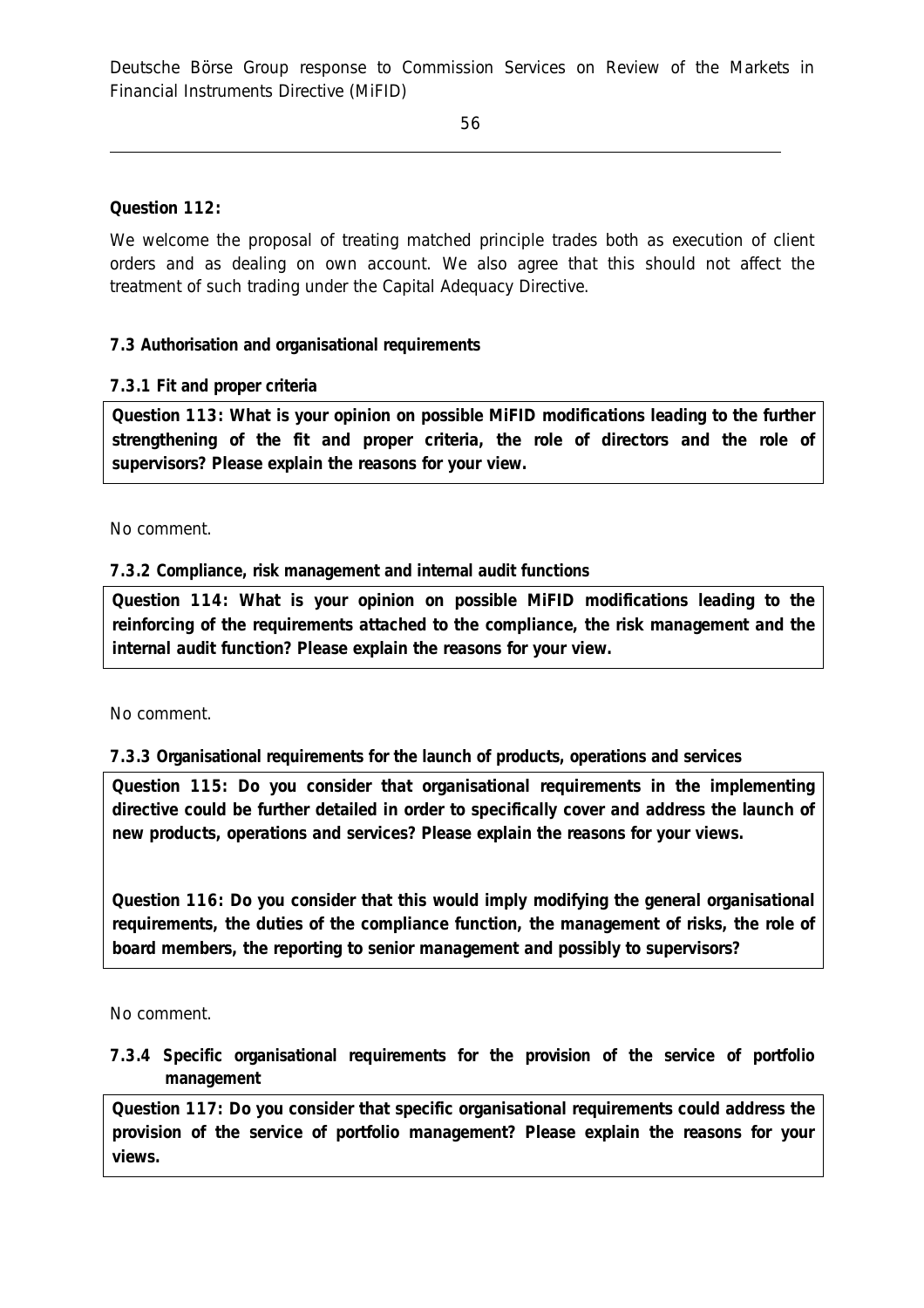**Question 112:**

We welcome the proposal of treating matched principle trades both as execution of client orders and as dealing on own account. We also agree that this should not affect the treatment of such trading under the Capital Adequacy Directive.

### 7.3 Authorisation and organisational requirements

#### 7.3.1 Fit and proper criteria

**Question 113: What is your opinion on possible MiFID modifications leading to the further strengthening of the fit and proper criteria, the role of directors and the role of supervisors? Please explain the reasons for your view.**

No comment.

#### 7.3.2 Compliance, risk management and internal audit functions

**Question 114: What is your opinion on possible MiFID modifications leading to the reinforcing of the requirements attached to the compliance, the risk management and the internal audit function? Please explain the reasons for your view.**

No comment.

#### 7.3.3 Organisational requirements for the launch of products, operations and services

**Question 115: Do you consider that organisational requirements in the implementing directive could be further detailed in order to specifically cover and address the launch of new products, operations and services? Please explain the reasons for your views.**

**Question 116: Do you consider that this would imply modifying the general organisational requirements, the duties of the compliance function, the management of risks, the role of board members, the reporting to senior management and possibly to supervisors?**

No comment.

#### 7.3.4 Specific organisational requirements for the provision of the service of portfolio management

**Question 117: Do you consider that specific organisational requirements could address the provision of the service of portfolio management? Please explain the reasons for your views.**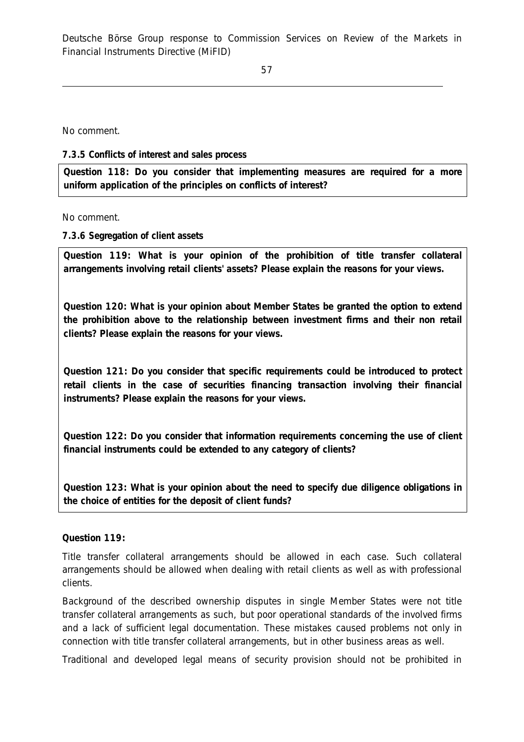No comment.

**7.3.5 Conflicts of interest and sales process**

**Question 118: Do you consider that implementing measures are required for a more uniform application of the principles on conflicts of interest?**

No comment.

**7.3.6 Segregation of client assets**

**Question 119: What is your opinion of the prohibition of title transfer collateral arrangements involving retail clients' assets? Please explain the reasons for your views.**

**Question 120: What is your opinion about Member States be granted the option to extend the prohibition above to the relationship between investment firms and their non retail clients? Please explain the reasons for your views.**

**Question 121: Do you consider that specific requirements could be introduced to protect retail clients in the case of securities financing transaction involving their financial instruments? Please explain the reasons for your views.**

**Question 122: Do you consider that information requirements concerning the use of client financial instruments could be extended to any category of clients?**

**Question 123: What is your opinion about the need to specify due diligence obligations in the choice of entities for the deposit of client funds?**

**Question 119:**

Title transfer collateral arrangements should be allowed in each case. Such collateral arrangements should be allowed when dealing with retail clients as well as with professional clients.

Background of the described ownership disputes in single Member States were not title transfer collateral arrangements as such, but poor operational standards of the involved firms and a lack of sufficient legal documentation. These mistakes caused problems not only in connection with title transfer collateral arrangements, but in other business areas as well.

Traditional and developed legal means of security provision should not be prohibited in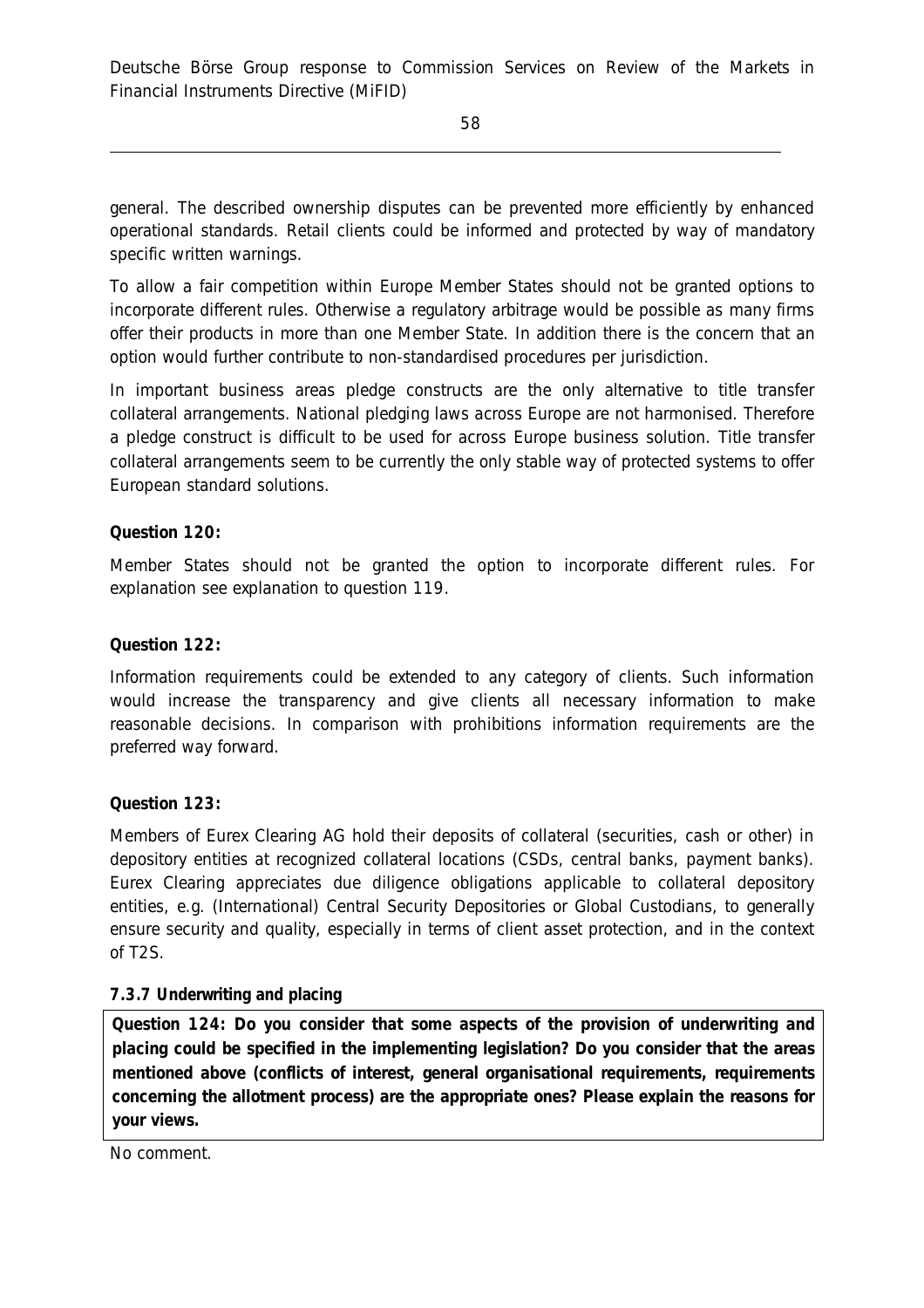general. The described ownership disputes can be prevented more efficiently by enhanced operational standards. Retail clients could be informed and protected by way of mandatory specific written warnings.

To allow a fair competition within Europe Member States should not be granted options to incorporate different rules. Otherwise a regulatory arbitrage would be possible as many firms offer their products in more than one Member State. In addition there is the concern that an option would further contribute to non-standardised procedures per jurisdiction.

In important business areas pledge constructs are the only alternative to title transfer collateral arrangements. National pledging laws across Europe are not harmonised. Therefore a pledge construct is difficult to be used for across Europe business solution. Title transfer collateral arrangements seem to be currently the only stable way of protected systems to offer European standard solutions.

**Question 120:**

Member States should not be granted the option to incorporate different rules. For explanation see explanation to question 119.

**Question 122:**

Information requirements could be extended to any category of clients. Such information would increase the transparency and give clients all necessary information to make reasonable decisions. In comparison with prohibitions information requirements are the preferred way forward.

**Question 123:**

Members of Eurex Clearing AG hold their deposits of collateral (securities, cash or other) in depository entities at recognized collateral locations (CSDs, central banks, payment banks). Eurex Clearing appreciates due diligence obligations applicable to collateral depository entities, e.g. (International) Central Security Depositories or Global Custodians, to generally ensure security and quality, especially in terms of client asset protection, and in the context of T2S.

**7.3.7 Underwriting and placing**

**Question 124: Do you consider that some aspects of the provision of underwriting and placing could be specified in the implementing legislation? Do you consider that the areas mentioned above (conflicts of interest, general organisational requirements, requirements concerning the allotment process) are the appropriate ones? Please explain the reasons for your views.**

No comment.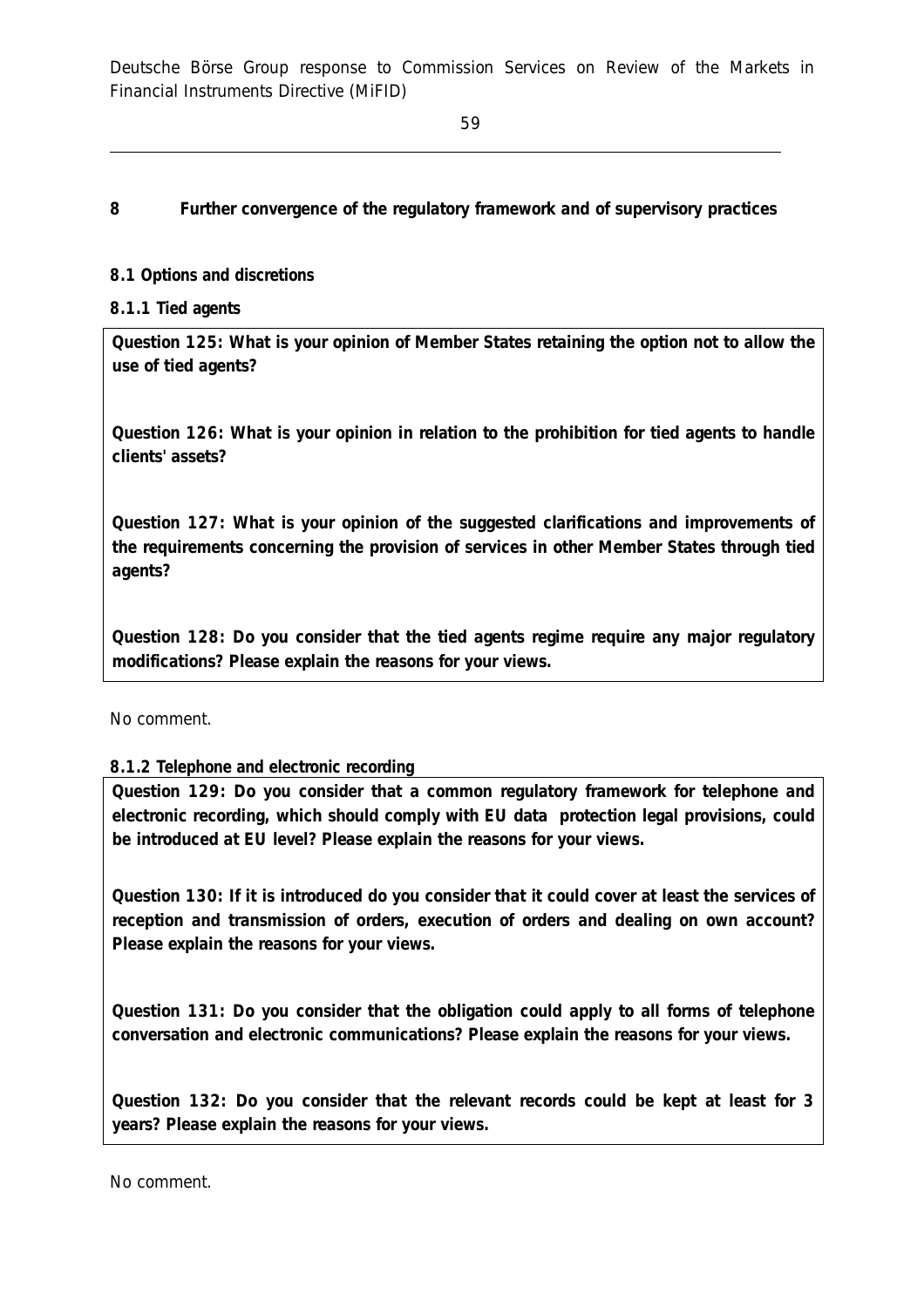## 8 Further convergence of the regulatory framework and of supervisory practices

### 8.1 Options and discretions

#### 8.1.1 Tied agents

**Question 125: What is your opinion of Member States retaining the option not to allow the use of tied agents?**

**Question 126: What is your opinion in relation to the prohibition for tied agents to handle clients' assets?**

**Question 127: What is your opinion of the suggested clarifications and improvements of the requirements concerning the provision of services in other Member States through tied agents?**

**Question 128: Do you consider that the tied agents regime require any major regulatory modifications? Please explain the reasons for your views.**

No comment.

#### 8.1.2 Telephone and electronic recording

**Question 129: Do you consider that a common regulatory framework for telephone and electronic recording, which should comply with EU data protection legal provisions, could be introduced at EU level? Please explain the reasons for your views.**

**Question 130: If it is introduced do you consider that it could cover at least the services of reception and transmission of orders, execution of orders and dealing on own account? Please explain the reasons for your views.**

**Question 131: Do you consider that the obligation could apply to all forms of telephone conversation and electronic communications? Please explain the reasons for your views.**

**Question 132: Do you consider that the relevant records could be kept at least for 3 years? Please explain the reasons for your views.**

No comment.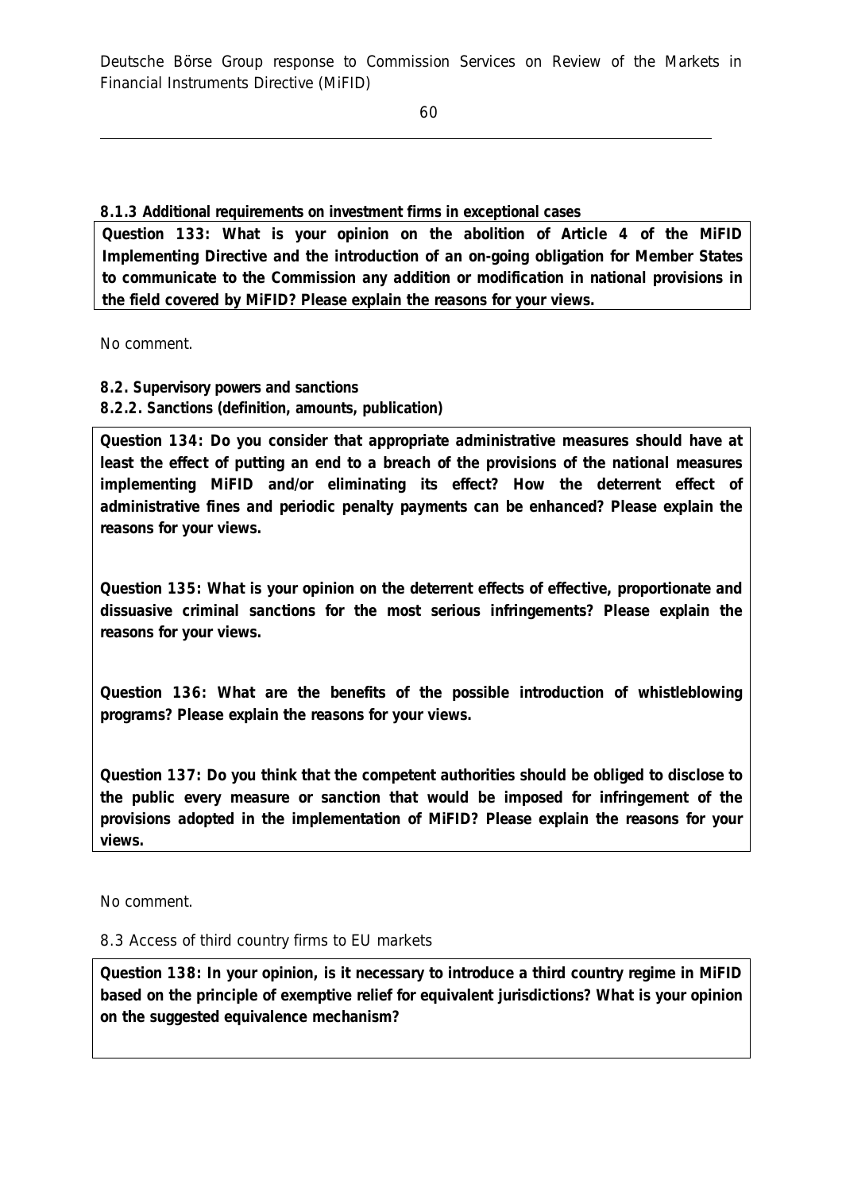**8.1.3 Additional requirements on investment firms in exceptional cases**

**Question 133: What is your opinion on the abolition of Article 4 of the MiFID Implementing Directive and the introduction of an on-going obligation for Member States to communicate to the Commission any addition or modification in national provisions in the field covered by MiFID? Please explain the reasons for your views.**

No comment.

**8.2. Supervisory powers and sanctions**

**8.2.2. Sanctions (definition, amounts, publication)**

**Question 134: Do you consider that appropriate administrative measures should have at least the effect of putting an end to a breach of the provisions of the national measures implementing MiFID and/or eliminating its effect? How the deterrent effect of administrative fines and periodic penalty payments can be enhanced? Please explain the reasons for your views.**

**Question 135: What is your opinion on the deterrent effects of effective, proportionate and dissuasive criminal sanctions for the most serious infringements? Please explain the reasons for your views.**

**Question 136: What are the benefits of the possible introduction of whistleblowing programs? Please explain the reasons for your views.**

**Question 137: Do you think that the competent authorities should be obliged to disclose to the public every measure or sanction that would be imposed for infringement of the provisions adopted in the implementation of MiFID? Please explain the reasons for your views.**

No comment.

8.3 Access of third country firms to EU markets

**Question 138: In your opinion, is it necessary to introduce a third country regime in MiFID based on the principle of exemptive relief for equivalent jurisdictions? What is your opinion on the suggested equivalence mechanism?**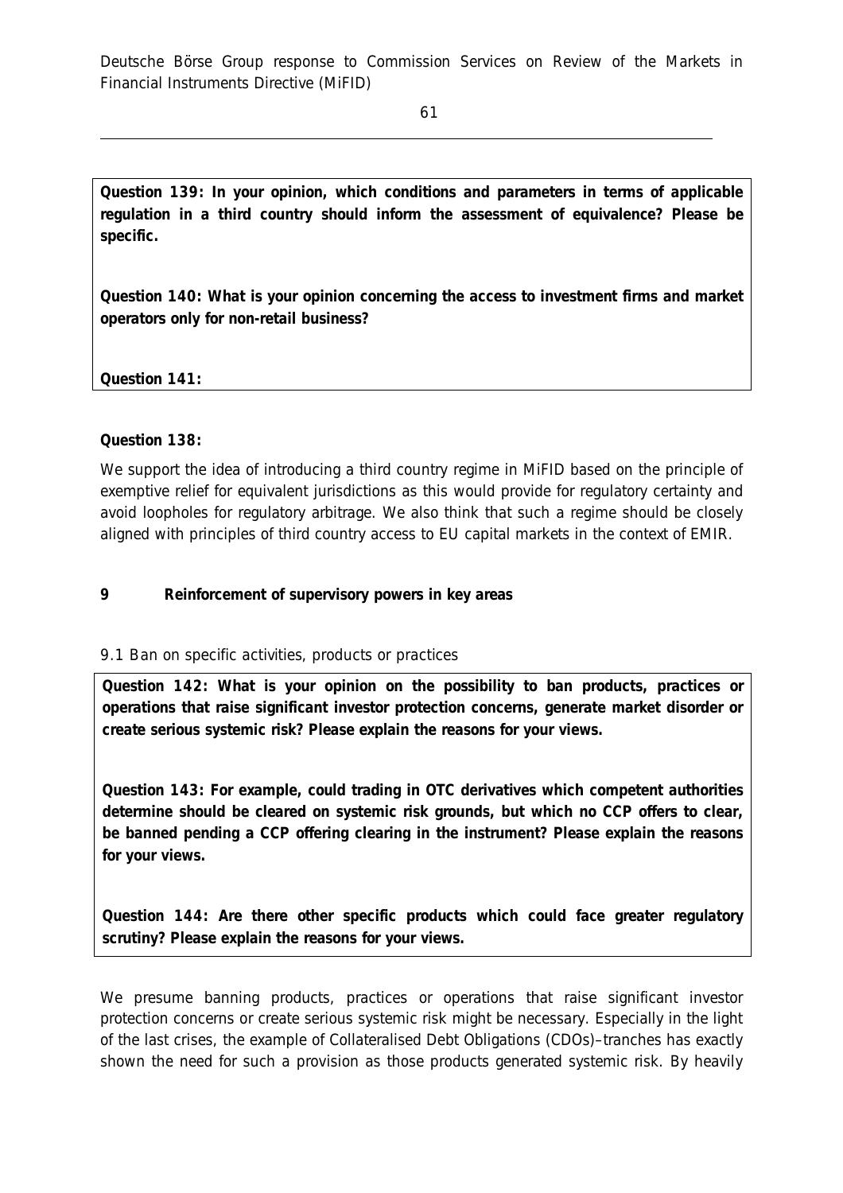**Question 139: In your opinion, which conditions and parameters in terms of applicable regulation in a third country should inform the assessment of equivalence? Please be specific.**

**Question 140: What is your opinion concerning the access to investment firms and market operators only for non-retail business?**

**Question 141:**

**Question 138:**

We support the idea of introducing a third country regime in MiFID based on the principle of exemptive relief for equivalent jurisdictions as this would provide for regulatory certainty and avoid loopholes for regulatory arbitrage. We also think that such a regime should be closely aligned with principles of third country access to EU capital markets in the context of EMIR.

## 9 Reinforcement of supervisory powers in key areas

### 9.1 Ban on specific activities, products or practices

**Question 142: What is your opinion on the possibility to ban products, practices or operations that raise significant investor protection concerns, generate market disorder or create serious systemic risk? Please explain the reasons for your views.**

**Question 143: For example, could trading in OTC derivatives which competent authorities determine should be cleared on systemic risk grounds, but which no CCP offers to clear, be banned pending a CCP offering clearing in the instrument? Please explain the reasons for your views.**

**Question 144: Are there other specific products which could face greater regulatory scrutiny? Please explain the reasons for your views.**

We presume banning products, practices or operations that raise significant investor protection concerns or create serious systemic risk might be necessary. Especially in the light of the last crises, the example of Collateralised Debt Obligations (CDOs)–tranches has exactly shown the need for such a provision as those products generated systemic risk. By heavily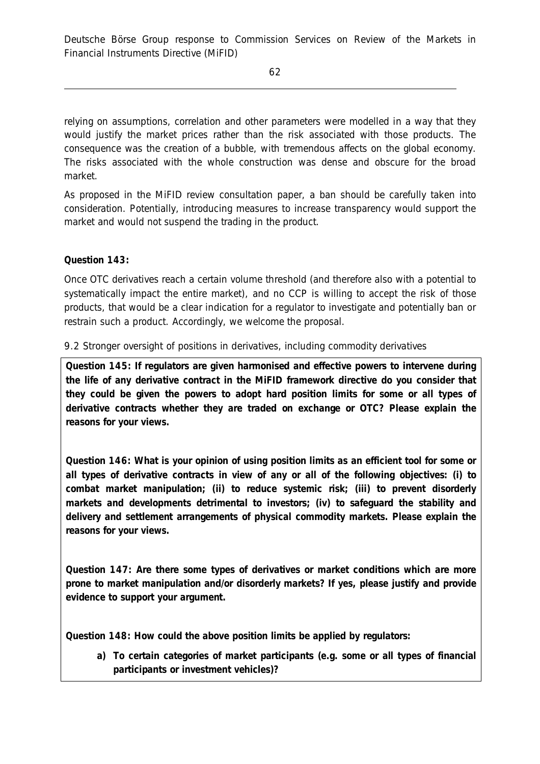relying on assumptions, correlation and other parameters were modelled in a way that they would justify the market prices rather than the risk associated with those products. The consequence was the creation of a bubble, with tremendous affects on the global economy. The risks associated with the whole construction was dense and obscure for the broad market.

As proposed in the MiFID review consultation paper, a ban should be carefully taken into consideration. Potentially, introducing measures to increase transparency would support the market and would not suspend the trading in the product.

**Question 143:**

Once OTC derivatives reach a certain volume threshold (and therefore also with a potential to systematically impact the entire market), and no CCP is willing to accept the risk of those products, that would be a clear indication for a regulator to investigate and potentially ban or restrain such a product. Accordingly, we welcome the proposal.

9.2 Stronger oversight of positions in derivatives, including commodity derivatives

**Question 145: If regulators are given harmonised and effective powers to intervene during the life of any derivative contract in the MiFID framework directive do you consider that they could be given the powers to adopt hard position limits for some or all types of derivative contracts whether they are traded on exchange or OTC? Please explain the reasons for your views.**

**Question 146: What is your opinion of using position limits as an efficient tool for some or all types of derivative contracts in view of any or all of the following objectives: (i) to combat market manipulation; (ii) to reduce systemic risk; (iii) to prevent disorderly markets and developments detrimental to investors; (iv) to safeguard the stability and delivery and settlement arrangements of physical commodity markets. Please explain the reasons for your views.**

**Question 147: Are there some types of derivatives or market conditions which are more prone to market manipulation and/or disorderly markets? If yes, please justify and provide evidence to support your argument.**

**Question 148: How could the above position limits be applied by regulators:**

a) **To certain categories of market participants (e.g. some or all types of financial participants or investment vehicles)?**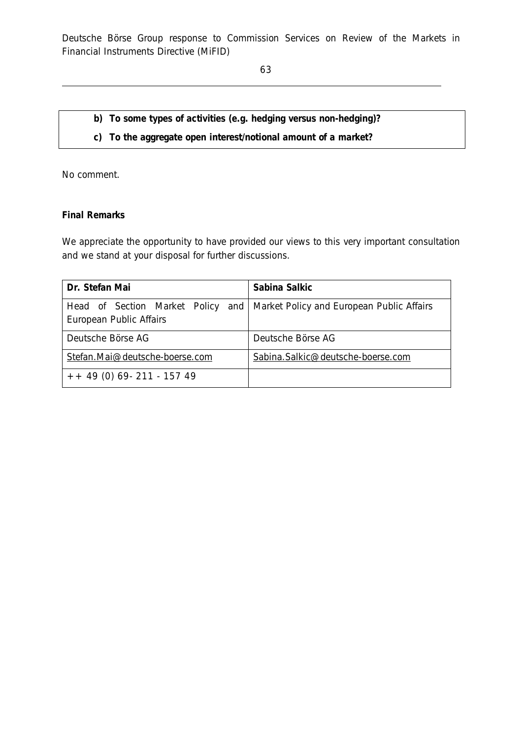**b) To some types of activities (e.g. hedging versus non-hedging)?**

**c) To the aggregate open interest/notional amount of a market?**

No comment.

**Final Remarks**

We appreciate the opportunity to have provided our views to this very important consultation and we stand at your disposal for further discussions.

| | |
|---|---|
| **Dr. Stefan Mai** | **Sabina Salkic** |
| Head of Section Market Policy and European Public Affairs | Market Policy and European Public Affairs |
| Deutsche Börse AG | Deutsche Börse AG |
| Stefan.Mai@deutsche-boerse.com | Sabina.Salkic@deutsche-boerse.com |
| ++ 49 (0) 69- 211 - 157 49 | |